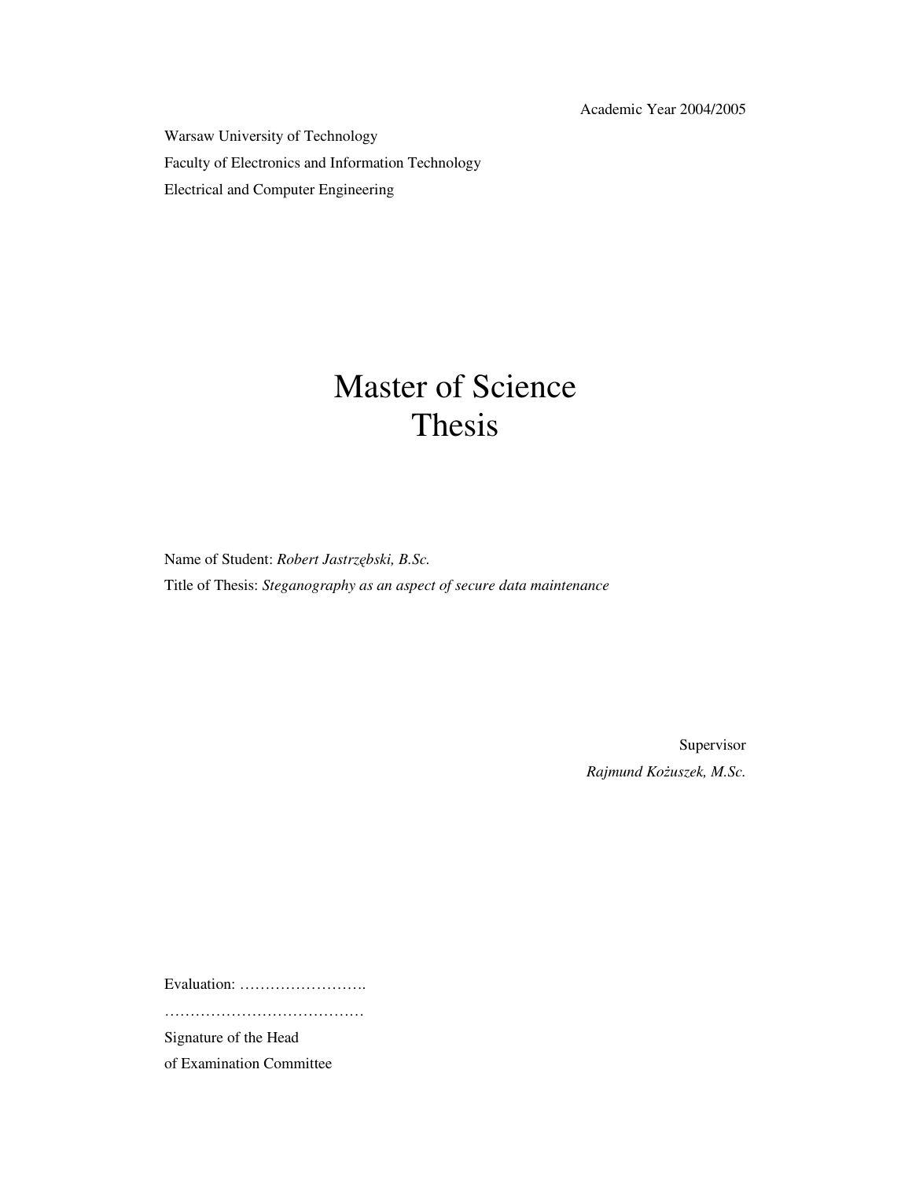Academic Year 2004/2005

Warsaw University of Technology

Faculty of Electronics and Information Technology

Electrical and Computer Engineering

# Master of Science Thesis

Name of Student: *Robert Jastrzębski, B.Sc.*

Title of Thesis: *Steganography as an aspect of secure data maintenance*

Supervisor

*Rajmund Kożuszek, M.Sc.*

Evaluation: …………………….

…………………………………

Signature of the Head

of Examination Committee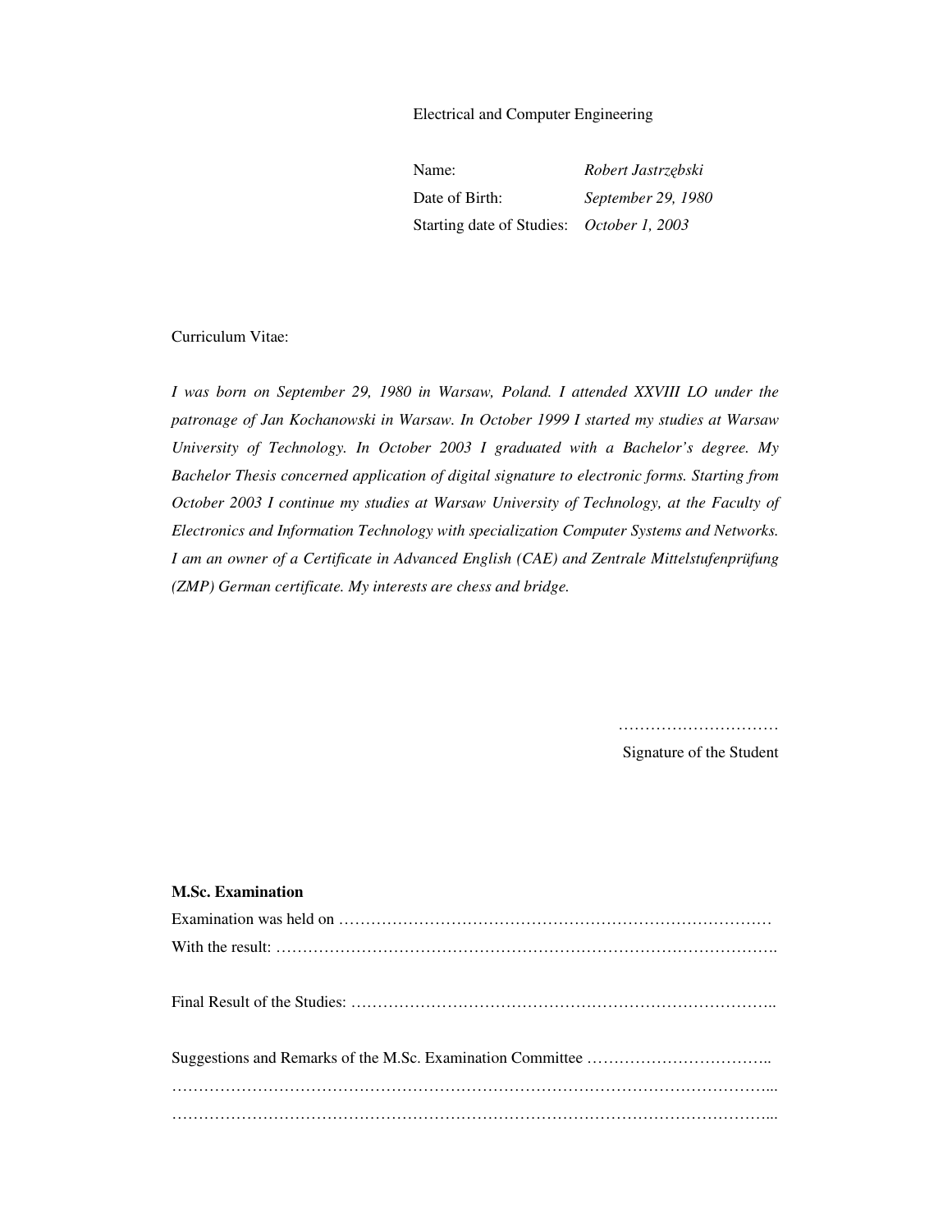Electrical and Computer Engineering

| | |
|---|---|
| Name: | *Robert Jastrzębski* |
| Date of Birth: | *September 29, 1980* |
| Starting date of Studies: | *October 1, 2003* |

Curriculum Vitae:

*I was born on September 29, 1980 in Warsaw, Poland. I attended XXVIII LO under the patronage of Jan Kochanowski in Warsaw. In October 1999 I started my studies at Warsaw University of Technology. In October 2003 I graduated with a Bachelor's degree. My Bachelor Thesis concerned application of digital signature to electronic forms. Starting from October 2003 I continue my studies at Warsaw University of Technology, at the Faculty of Electronics and Information Technology with specialization Computer Systems and Networks. I am an owner of a Certificate in Advanced English (CAE) and Zentrale Mittelstufenprüfung (ZMP) German certificate. My interests are chess and bridge.*

…………………………

Signature of the Student

**M.Sc. Examination**

Examination was held on ………………………………………………………………………

With the result: ……………………………………………………………………………………

Final Result of the Studies: ……………………………………………………………………..

Suggestions and Remarks of the M.Sc. Examination Committee ……………………………..

…………………………………………………………………………………………………...

…………………………………………………………………………………………………...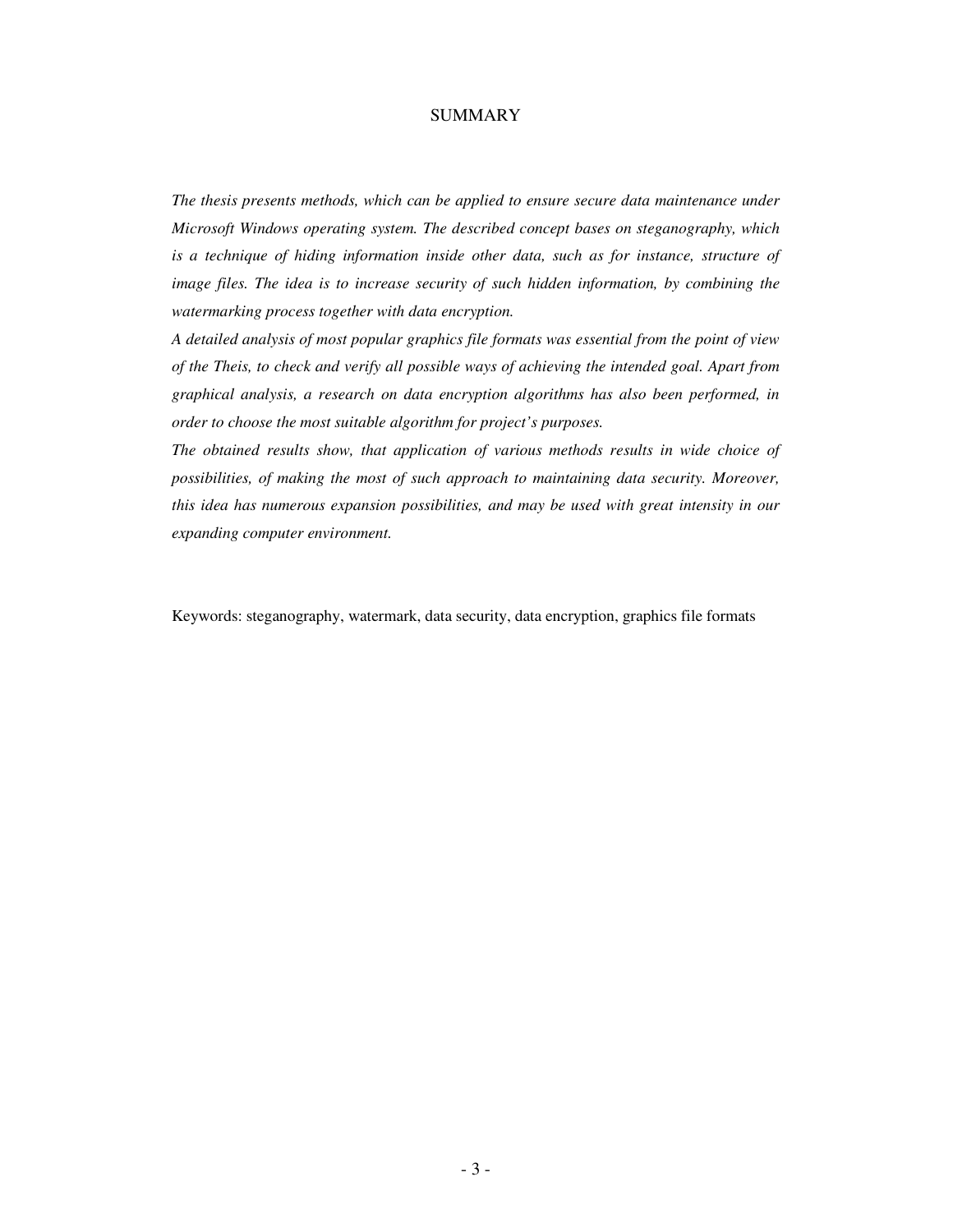# SUMMARY

*The thesis presents methods, which can be applied to ensure secure data maintenance under Microsoft Windows operating system. The described concept bases on steganography, which is a technique of hiding information inside other data, such as for instance, structure of image files. The idea is to increase security of such hidden information, by combining the watermarking process together with data encryption.*

*A detailed analysis of most popular graphics file formats was essential from the point of view of the Theis, to check and verify all possible ways of achieving the intended goal. Apart from graphical analysis, a research on data encryption algorithms has also been performed, in order to choose the most suitable algorithm for project's purposes.*

*The obtained results show, that application of various methods results in wide choice of possibilities, of making the most of such approach to maintaining data security. Moreover, this idea has numerous expansion possibilities, and may be used with great intensity in our expanding computer environment.*

Keywords: steganography, watermark, data security, data encryption, graphics file formats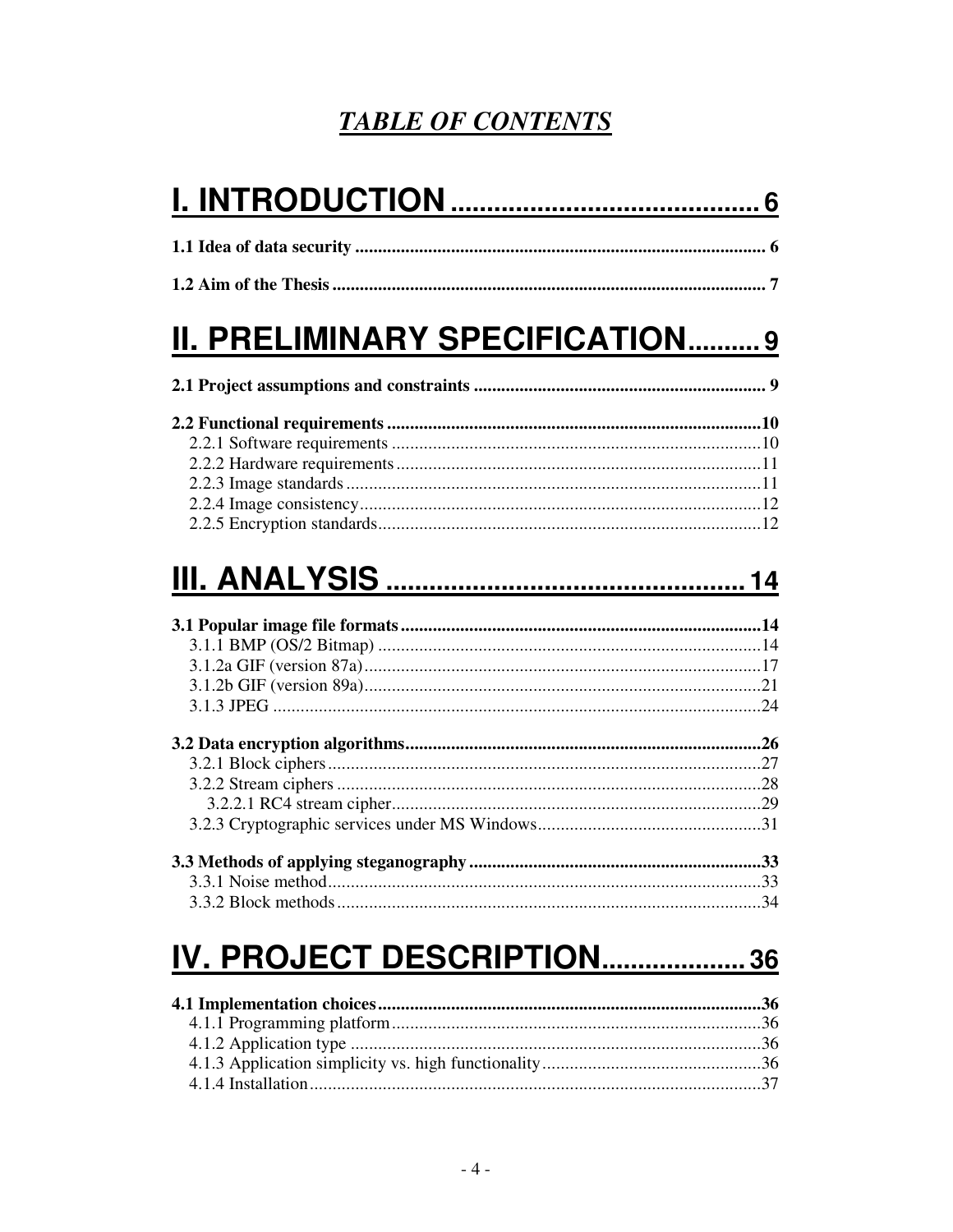# *TABLE OF CONTENTS*

## I. INTRODUCTION .......................................... 6

**1.1 Idea of data security** ........................................................................................ 6

**1.2 Aim of the Thesis** ............................................................................................. 7

## II. PRELIMINARY SPECIFICATION.......... 9

**2.1 Project assumptions and constraints** ............................................................... 9

**2.2 Functional requirements** .................................................................................10
- 2.2.1 Software requirements ................................................................................10
- 2.2.2 Hardware requirements ...............................................................................11
- 2.2.3 Image standards ..........................................................................................11
- 2.2.4 Image consistency .......................................................................................12
- 2.2.5 Encryption standards ...................................................................................12

## III. ANALYSIS ................................................. 14

**3.1 Popular image file formats** ..............................................................................14
- 3.1.1 BMP (OS/2 Bitmap) ...................................................................................14
- 3.1.2a GIF (version 87a) ......................................................................................17
- 3.1.2b GIF (version 89a) ......................................................................................21
- 3.1.3 JPEG ..........................................................................................................24

**3.2 Data encryption algorithms** .............................................................................26
- 3.2.1 Block ciphers ..............................................................................................27
- 3.2.2 Stream ciphers ............................................................................................28
  - 3.2.2.1 RC4 stream cipher ................................................................................29
- 3.2.3 Cryptographic services under MS Windows ................................................31

**3.3 Methods of applying steganography** ...............................................................33
- 3.3.1 Noise method ..............................................................................................33
- 3.3.2 Block methods ............................................................................................34

## IV. PROJECT DESCRIPTION................... 36

**4.1 Implementation choices** ...................................................................................36
- 4.1.1 Programming platform ................................................................................36
- 4.1.2 Application type .........................................................................................36
- 4.1.3 Application simplicity vs. high functionality ...............................................36
- 4.1.4 Installation ..................................................................................................37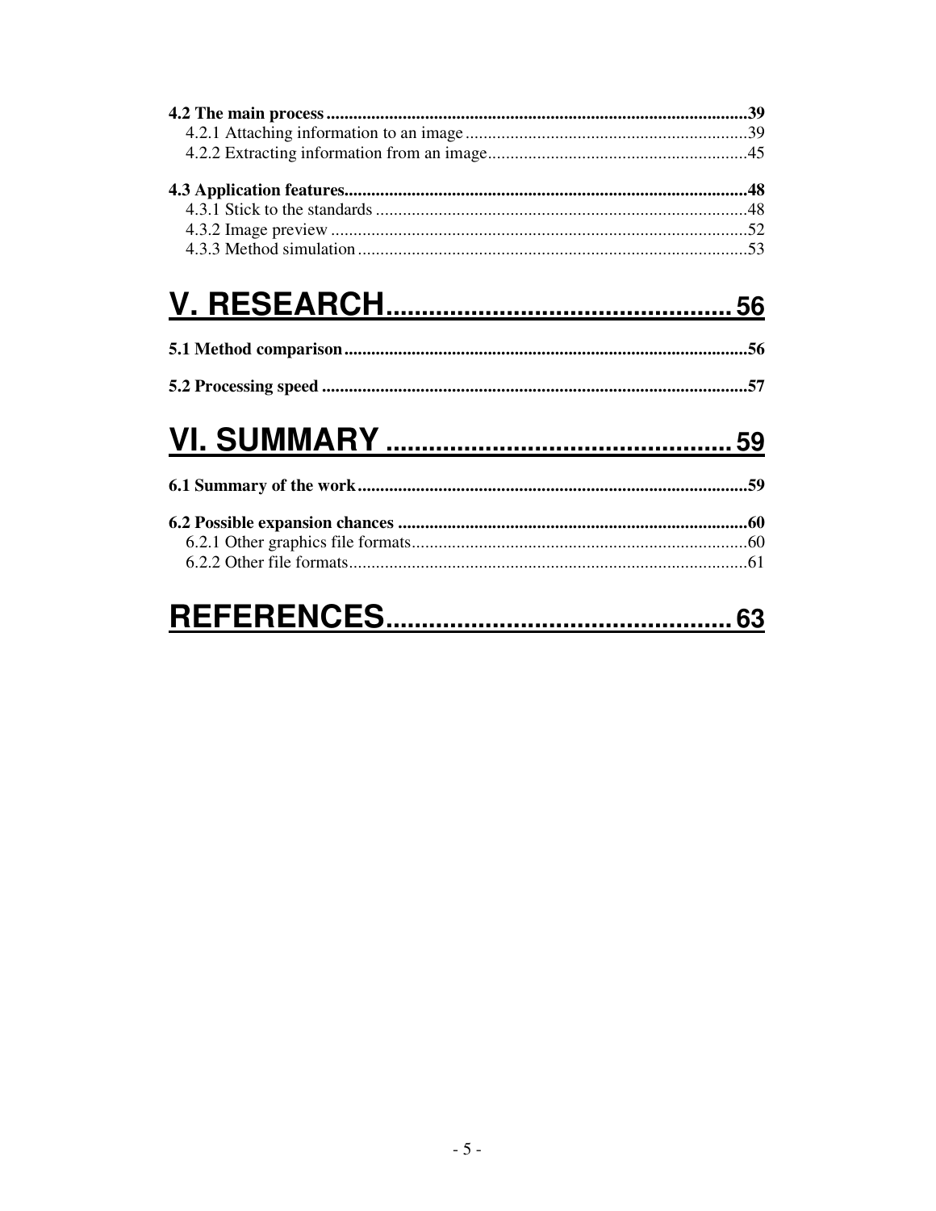**4.2 The main process**..............................................................................................39

4.2.1 Attaching information to an image...............................................................39

4.2.2 Extracting information from an image..........................................................45

**4.3 Application features**..........................................................................................48

4.3.1 Stick to the standards ...................................................................................48

4.3.2 Image preview .............................................................................................52

4.3.3 Method simulation.......................................................................................53

# V. RESEARCH............................................... 56

**5.1 Method comparison**..........................................................................................56

**5.2 Processing speed** ...............................................................................................57

# VI. SUMMARY ............................................... 59

**6.1 Summary of the work**.......................................................................................59

**6.2 Possible expansion chances** ..............................................................................60

6.2.1 Other graphics file formats...........................................................................60

6.2.2 Other file formats.........................................................................................61

# REFERENCES................................................ 63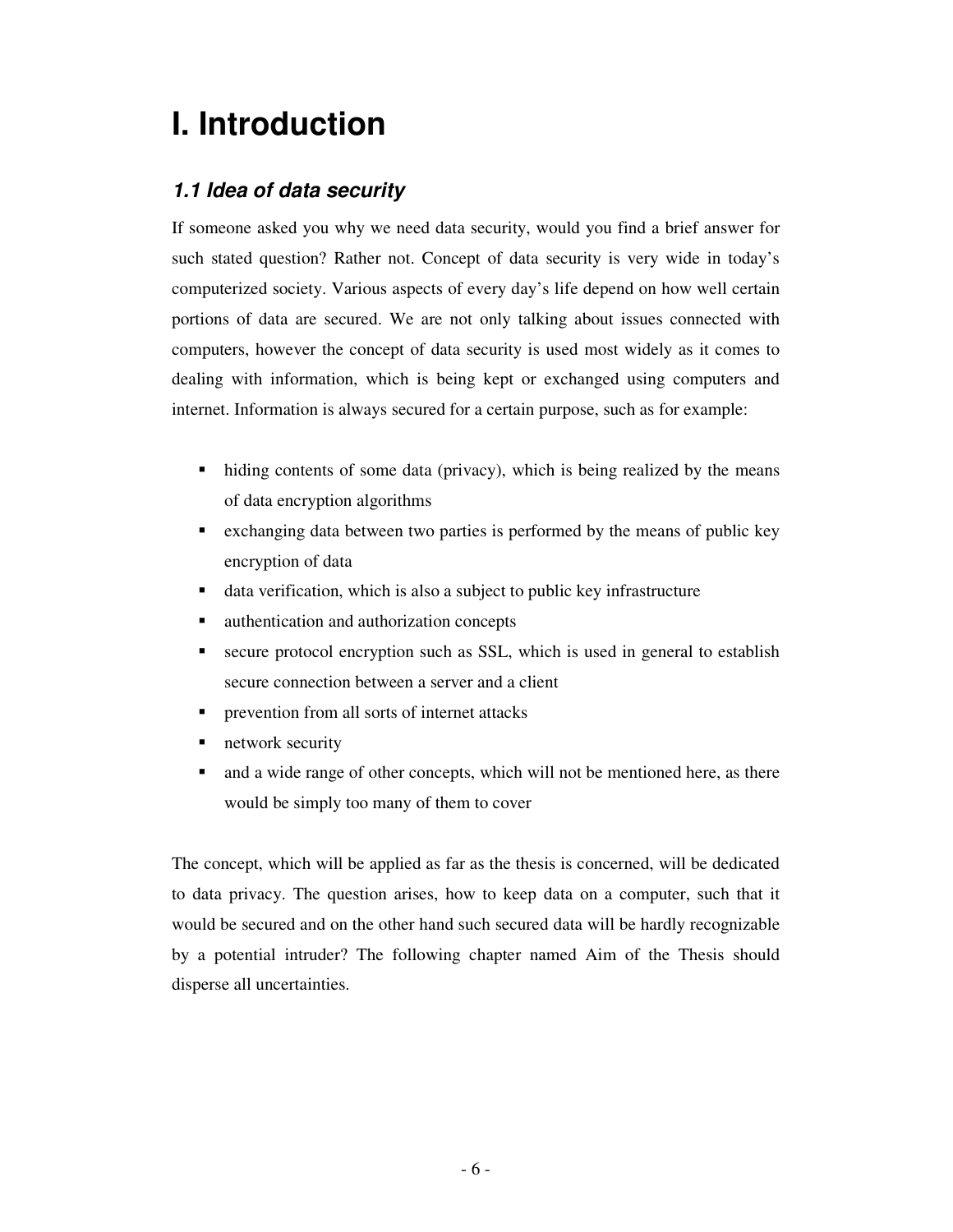# I. Introduction

## *1.1 Idea of data security*

If someone asked you why we need data security, would you find a brief answer for such stated question? Rather not. Concept of data security is very wide in today's computerized society. Various aspects of every day's life depend on how well certain portions of data are secured. We are not only talking about issues connected with computers, however the concept of data security is used most widely as it comes to dealing with information, which is being kept or exchanged using computers and internet. Information is always secured for a certain purpose, such as for example:

- hiding contents of some data (privacy), which is being realized by the means of data encryption algorithms
- exchanging data between two parties is performed by the means of public key encryption of data
- data verification, which is also a subject to public key infrastructure
- authentication and authorization concepts
- secure protocol encryption such as SSL, which is used in general to establish secure connection between a server and a client
- prevention from all sorts of internet attacks
- network security
- and a wide range of other concepts, which will not be mentioned here, as there would be simply too many of them to cover

The concept, which will be applied as far as the thesis is concerned, will be dedicated to data privacy. The question arises, how to keep data on a computer, such that it would be secured and on the other hand such secured data will be hardly recognizable by a potential intruder? The following chapter named Aim of the Thesis should disperse all uncertainties.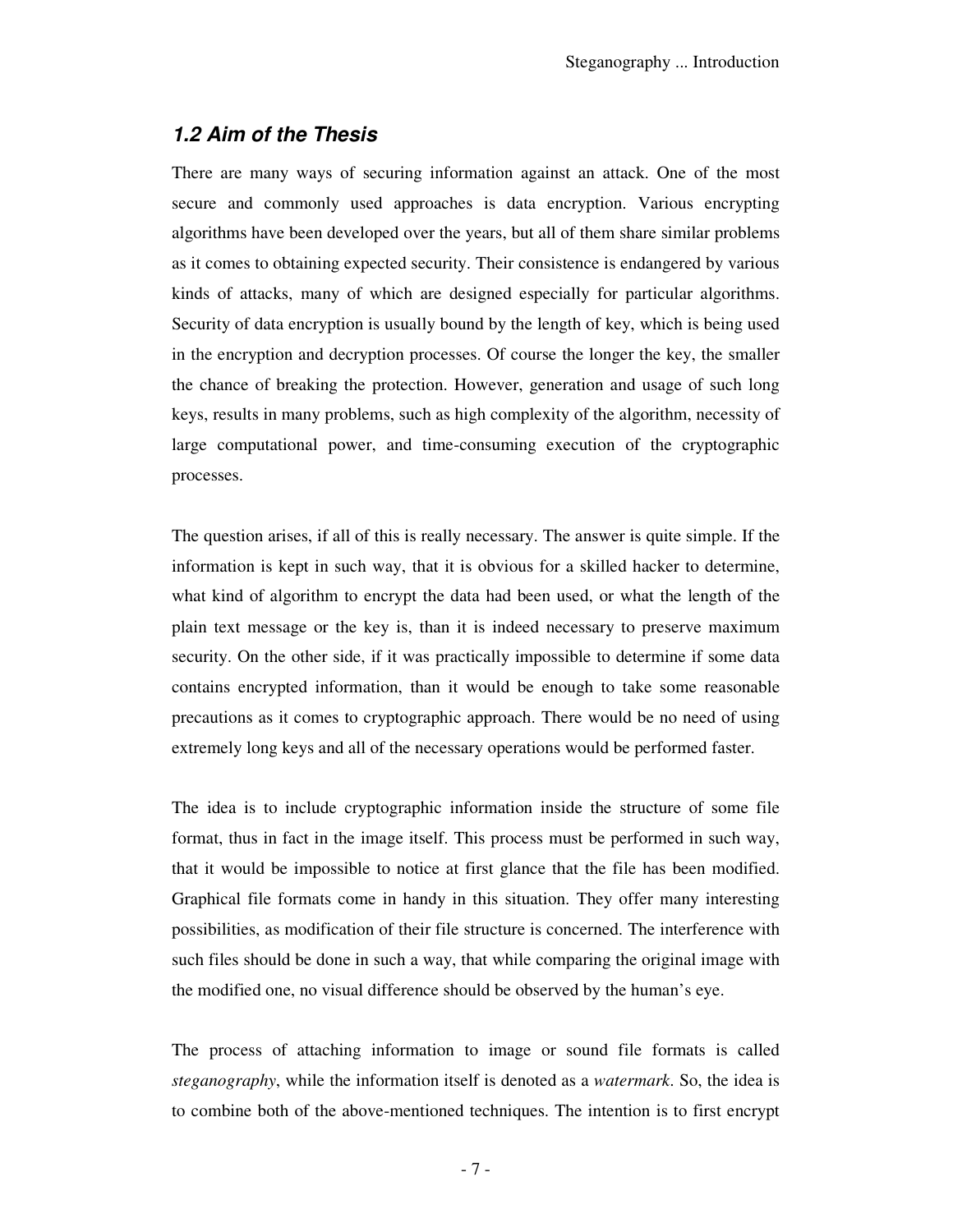## *1.2 Aim of the Thesis*

There are many ways of securing information against an attack. One of the most secure and commonly used approaches is data encryption. Various encrypting algorithms have been developed over the years, but all of them share similar problems as it comes to obtaining expected security. Their consistence is endangered by various kinds of attacks, many of which are designed especially for particular algorithms. Security of data encryption is usually bound by the length of key, which is being used in the encryption and decryption processes. Of course the longer the key, the smaller the chance of breaking the protection. However, generation and usage of such long keys, results in many problems, such as high complexity of the algorithm, necessity of large computational power, and time-consuming execution of the cryptographic processes.

The question arises, if all of this is really necessary. The answer is quite simple. If the information is kept in such way, that it is obvious for a skilled hacker to determine, what kind of algorithm to encrypt the data had been used, or what the length of the plain text message or the key is, than it is indeed necessary to preserve maximum security. On the other side, if it was practically impossible to determine if some data contains encrypted information, than it would be enough to take some reasonable precautions as it comes to cryptographic approach. There would be no need of using extremely long keys and all of the necessary operations would be performed faster.

The idea is to include cryptographic information inside the structure of some file format, thus in fact in the image itself. This process must be performed in such way, that it would be impossible to notice at first glance that the file has been modified. Graphical file formats come in handy in this situation. They offer many interesting possibilities, as modification of their file structure is concerned. The interference with such files should be done in such a way, that while comparing the original image with the modified one, no visual difference should be observed by the human's eye.

The process of attaching information to image or sound file formats is called *steganography*, while the information itself is denoted as a *watermark*. So, the idea is to combine both of the above-mentioned techniques. The intention is to first encrypt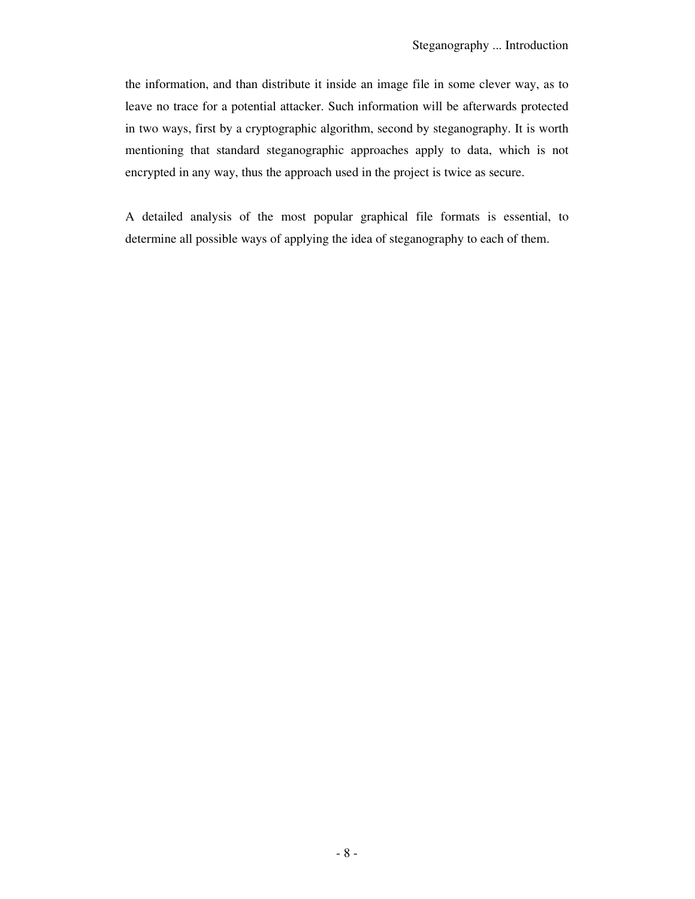the information, and than distribute it inside an image file in some clever way, as to leave no trace for a potential attacker. Such information will be afterwards protected in two ways, first by a cryptographic algorithm, second by steganography. It is worth mentioning that standard steganographic approaches apply to data, which is not encrypted in any way, thus the approach used in the project is twice as secure.

A detailed analysis of the most popular graphical file formats is essential, to determine all possible ways of applying the idea of steganography to each of them.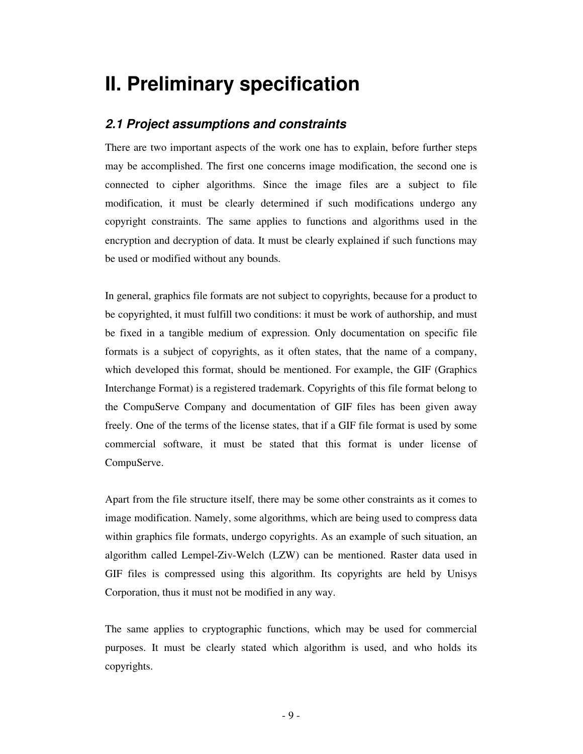# II. Preliminary specification

## *2.1 Project assumptions and constraints*

There are two important aspects of the work one has to explain, before further steps may be accomplished. The first one concerns image modification, the second one is connected to cipher algorithms. Since the image files are a subject to file modification, it must be clearly determined if such modifications undergo any copyright constraints. The same applies to functions and algorithms used in the encryption and decryption of data. It must be clearly explained if such functions may be used or modified without any bounds.

In general, graphics file formats are not subject to copyrights, because for a product to be copyrighted, it must fulfill two conditions: it must be work of authorship, and must be fixed in a tangible medium of expression. Only documentation on specific file formats is a subject of copyrights, as it often states, that the name of a company, which developed this format, should be mentioned. For example, the GIF (Graphics Interchange Format) is a registered trademark. Copyrights of this file format belong to the CompuServe Company and documentation of GIF files has been given away freely. One of the terms of the license states, that if a GIF file format is used by some commercial software, it must be stated that this format is under license of CompuServe.

Apart from the file structure itself, there may be some other constraints as it comes to image modification. Namely, some algorithms, which are being used to compress data within graphics file formats, undergo copyrights. As an example of such situation, an algorithm called Lempel-Ziv-Welch (LZW) can be mentioned. Raster data used in GIF files is compressed using this algorithm. Its copyrights are held by Unisys Corporation, thus it must not be modified in any way.

The same applies to cryptographic functions, which may be used for commercial purposes. It must be clearly stated which algorithm is used, and who holds its copyrights.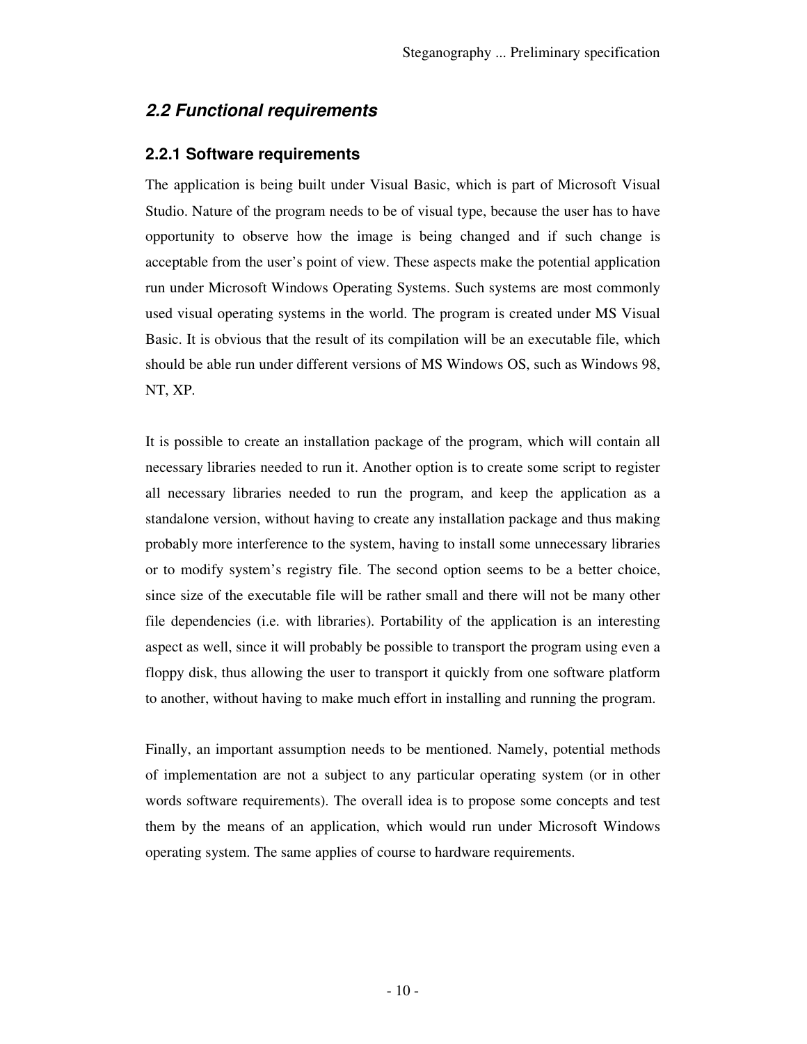## *2.2 Functional requirements*

### 2.2.1 Software requirements

The application is being built under Visual Basic, which is part of Microsoft Visual Studio. Nature of the program needs to be of visual type, because the user has to have opportunity to observe how the image is being changed and if such change is acceptable from the user's point of view. These aspects make the potential application run under Microsoft Windows Operating Systems. Such systems are most commonly used visual operating systems in the world. The program is created under MS Visual Basic. It is obvious that the result of its compilation will be an executable file, which should be able run under different versions of MS Windows OS, such as Windows 98, NT, XP.

It is possible to create an installation package of the program, which will contain all necessary libraries needed to run it. Another option is to create some script to register all necessary libraries needed to run the program, and keep the application as a standalone version, without having to create any installation package and thus making probably more interference to the system, having to install some unnecessary libraries or to modify system's registry file. The second option seems to be a better choice, since size of the executable file will be rather small and there will not be many other file dependencies (i.e. with libraries). Portability of the application is an interesting aspect as well, since it will probably be possible to transport the program using even a floppy disk, thus allowing the user to transport it quickly from one software platform to another, without having to make much effort in installing and running the program.

Finally, an important assumption needs to be mentioned. Namely, potential methods of implementation are not a subject to any particular operating system (or in other words software requirements). The overall idea is to propose some concepts and test them by the means of an application, which would run under Microsoft Windows operating system. The same applies of course to hardware requirements.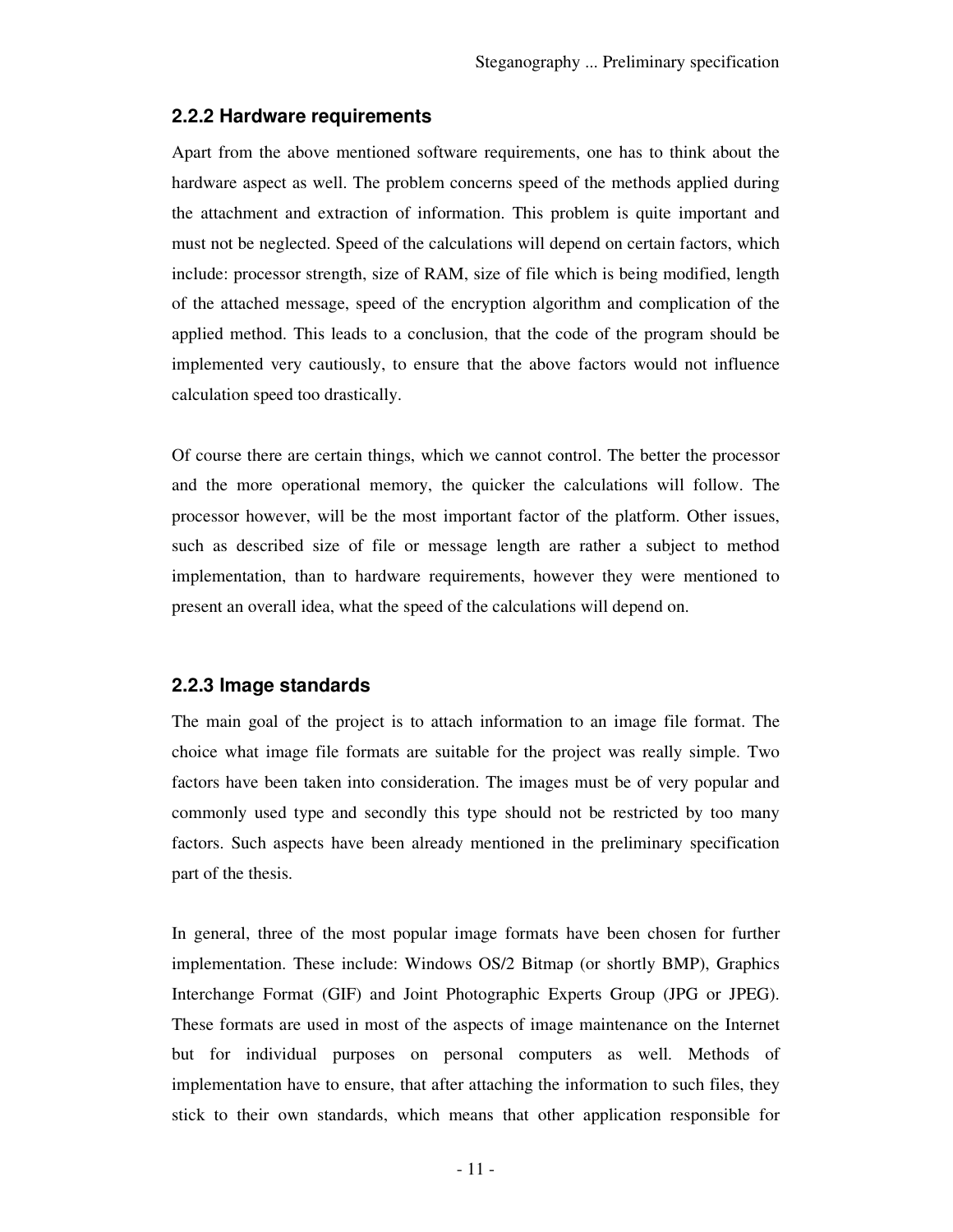### 2.2.2 Hardware requirements

Apart from the above mentioned software requirements, one has to think about the hardware aspect as well. The problem concerns speed of the methods applied during the attachment and extraction of information. This problem is quite important and must not be neglected. Speed of the calculations will depend on certain factors, which include: processor strength, size of RAM, size of file which is being modified, length of the attached message, speed of the encryption algorithm and complication of the applied method. This leads to a conclusion, that the code of the program should be implemented very cautiously, to ensure that the above factors would not influence calculation speed too drastically.

Of course there are certain things, which we cannot control. The better the processor and the more operational memory, the quicker the calculations will follow. The processor however, will be the most important factor of the platform. Other issues, such as described size of file or message length are rather a subject to method implementation, than to hardware requirements, however they were mentioned to present an overall idea, what the speed of the calculations will depend on.

### 2.2.3 Image standards

The main goal of the project is to attach information to an image file format. The choice what image file formats are suitable for the project was really simple. Two factors have been taken into consideration. The images must be of very popular and commonly used type and secondly this type should not be restricted by too many factors. Such aspects have been already mentioned in the preliminary specification part of the thesis.

In general, three of the most popular image formats have been chosen for further implementation. These include: Windows OS/2 Bitmap (or shortly BMP), Graphics Interchange Format (GIF) and Joint Photographic Experts Group (JPG or JPEG). These formats are used in most of the aspects of image maintenance on the Internet but for individual purposes on personal computers as well. Methods of implementation have to ensure, that after attaching the information to such files, they stick to their own standards, which means that other application responsible for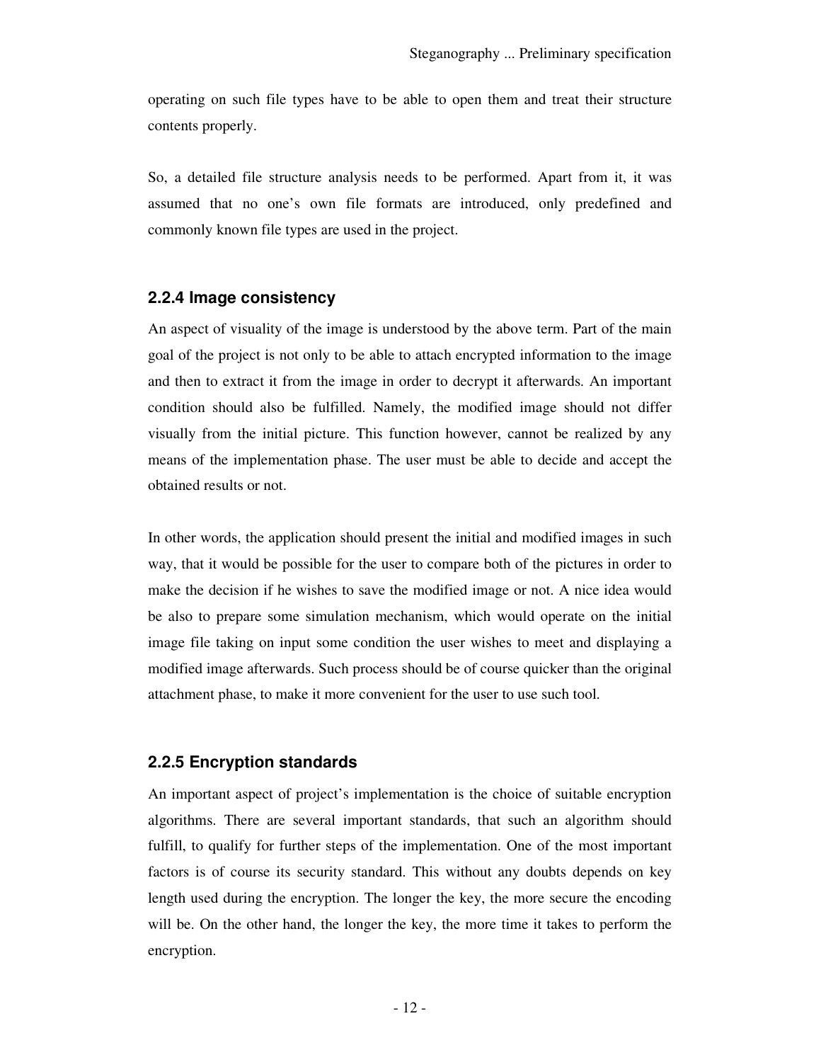operating on such file types have to be able to open them and treat their structure contents properly.

So, a detailed file structure analysis needs to be performed. Apart from it, it was assumed that no one's own file formats are introduced, only predefined and commonly known file types are used in the project.

### 2.2.4 Image consistency

An aspect of visuality of the image is understood by the above term. Part of the main goal of the project is not only to be able to attach encrypted information to the image and then to extract it from the image in order to decrypt it afterwards. An important condition should also be fulfilled. Namely, the modified image should not differ visually from the initial picture. This function however, cannot be realized by any means of the implementation phase. The user must be able to decide and accept the obtained results or not.

In other words, the application should present the initial and modified images in such way, that it would be possible for the user to compare both of the pictures in order to make the decision if he wishes to save the modified image or not. A nice idea would be also to prepare some simulation mechanism, which would operate on the initial image file taking on input some condition the user wishes to meet and displaying a modified image afterwards. Such process should be of course quicker than the original attachment phase, to make it more convenient for the user to use such tool.

### 2.2.5 Encryption standards

An important aspect of project's implementation is the choice of suitable encryption algorithms. There are several important standards, that such an algorithm should fulfill, to qualify for further steps of the implementation. One of the most important factors is of course its security standard. This without any doubts depends on key length used during the encryption. The longer the key, the more secure the encoding will be. On the other hand, the longer the key, the more time it takes to perform the encryption.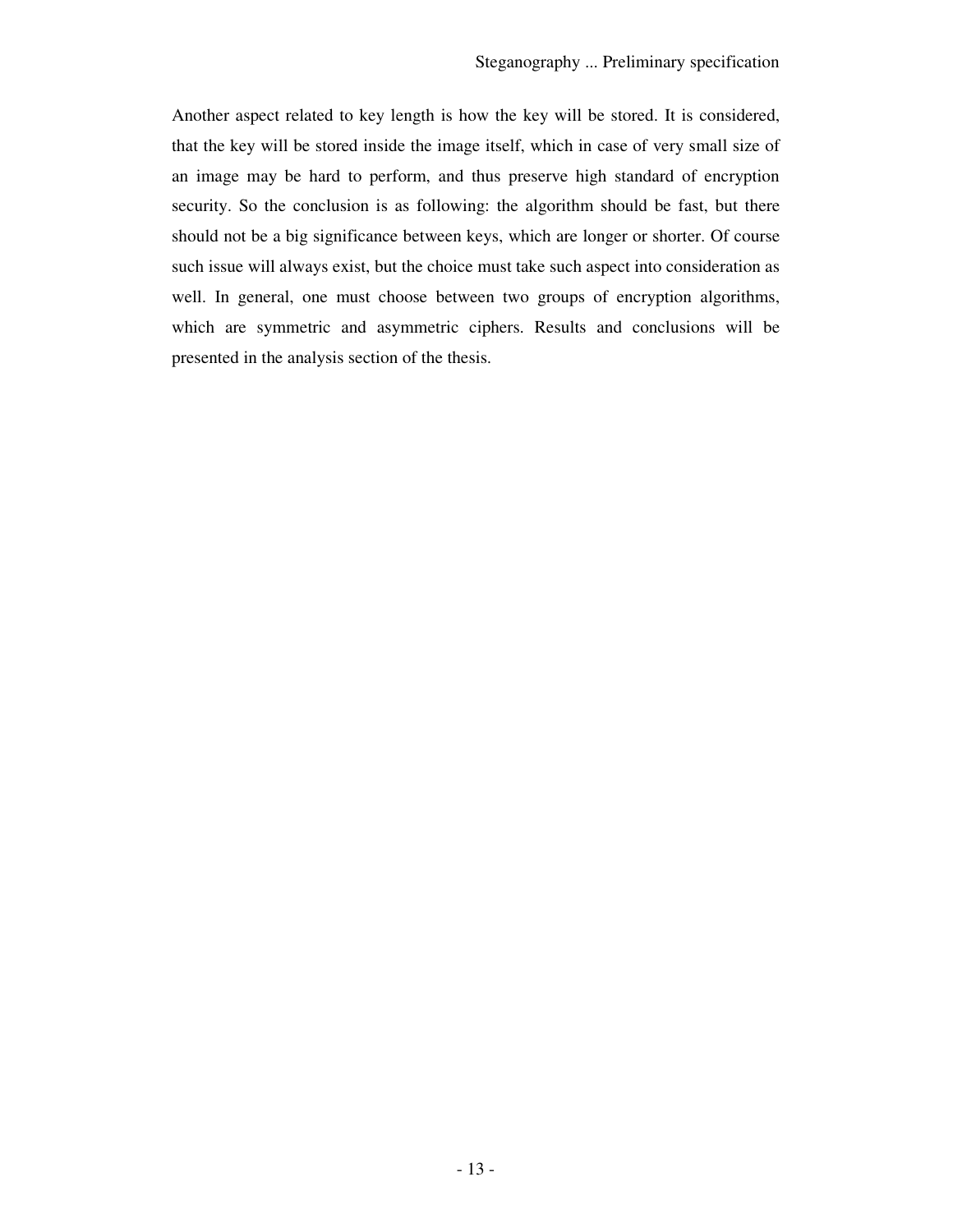Another aspect related to key length is how the key will be stored. It is considered, that the key will be stored inside the image itself, which in case of very small size of an image may be hard to perform, and thus preserve high standard of encryption security. So the conclusion is as following: the algorithm should be fast, but there should not be a big significance between keys, which are longer or shorter. Of course such issue will always exist, but the choice must take such aspect into consideration as well. In general, one must choose between two groups of encryption algorithms, which are symmetric and asymmetric ciphers. Results and conclusions will be presented in the analysis section of the thesis.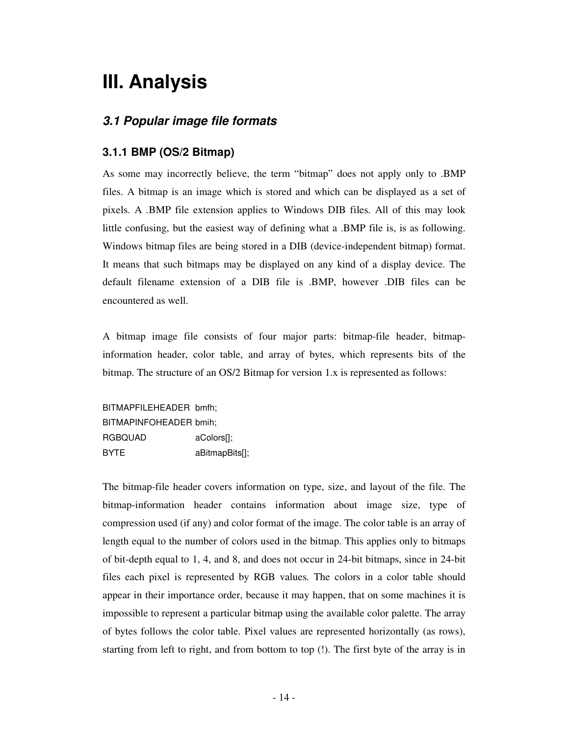# III. Analysis

## *3.1 Popular image file formats*

### 3.1.1 BMP (OS/2 Bitmap)

As some may incorrectly believe, the term "bitmap" does not apply only to .BMP files. A bitmap is an image which is stored and which can be displayed as a set of pixels. A .BMP file extension applies to Windows DIB files. All of this may look little confusing, but the easiest way of defining what a .BMP file is, is as following. Windows bitmap files are being stored in a DIB (device-independent bitmap) format. It means that such bitmaps may be displayed on any kind of a display device. The default filename extension of a DIB file is .BMP, however .DIB files can be encountered as well.

A bitmap image file consists of four major parts: bitmap-file header, bitmap-information header, color table, and array of bytes, which represents bits of the bitmap. The structure of an OS/2 Bitmap for version 1.x is represented as follows:

```
BITMAPFILEHEADER  bmfh;
BITMAPINFOHEADER  bmih;
RGBQUAD           aColors[];
BYTE              aBitmapBits[];
```

The bitmap-file header covers information on type, size, and layout of the file. The bitmap-information header contains information about image size, type of compression used (if any) and color format of the image. The color table is an array of length equal to the number of colors used in the bitmap. This applies only to bitmaps of bit-depth equal to 1, 4, and 8, and does not occur in 24-bit bitmaps, since in 24-bit files each pixel is represented by RGB values. The colors in a color table should appear in their importance order, because it may happen, that on some machines it is impossible to represent a particular bitmap using the available color palette. The array of bytes follows the color table. Pixel values are represented horizontally (as rows), starting from left to right, and from bottom to top (!). The first byte of the array is in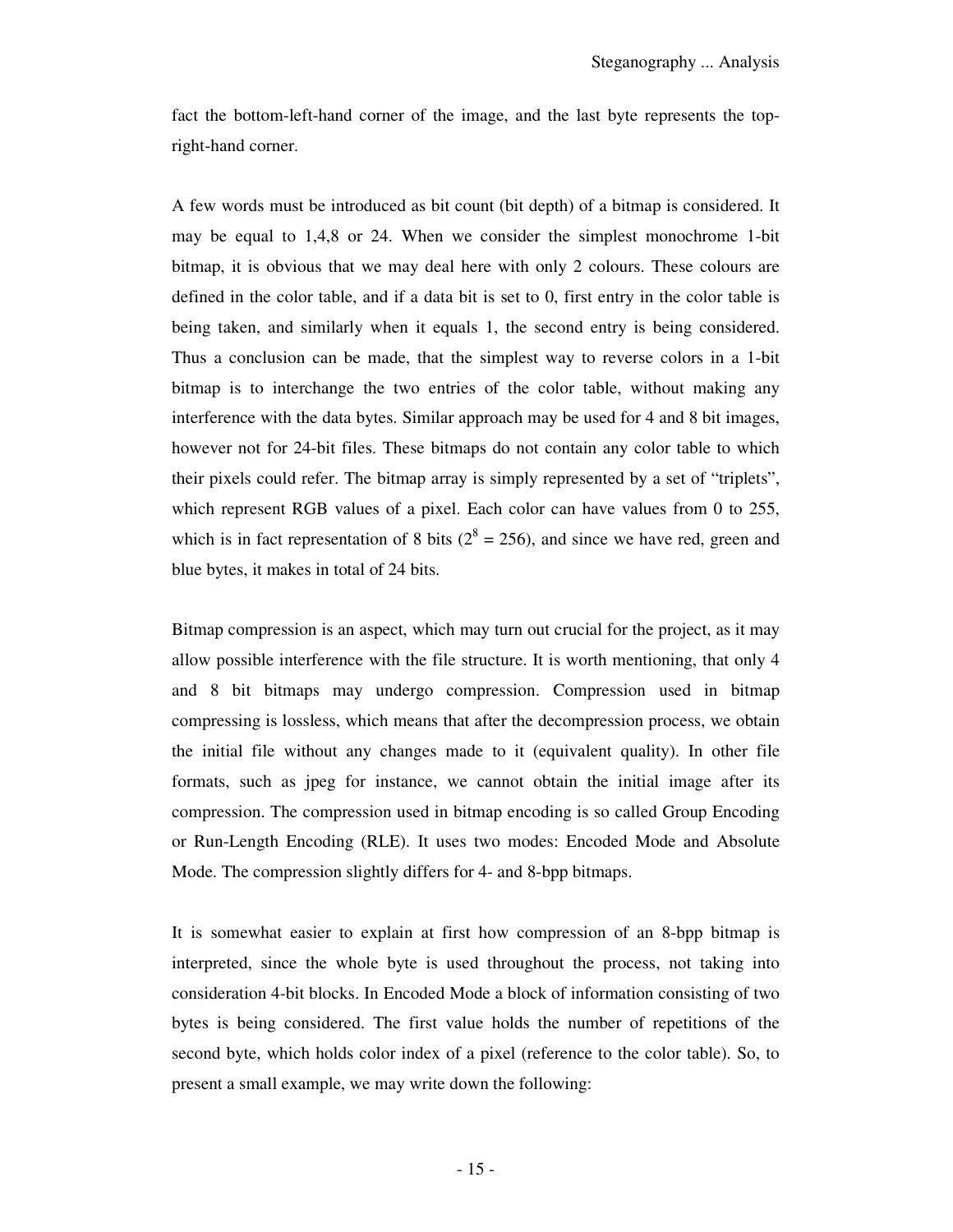fact the bottom-left-hand corner of the image, and the last byte represents the top-right-hand corner.

A few words must be introduced as bit count (bit depth) of a bitmap is considered. It may be equal to 1,4,8 or 24. When we consider the simplest monochrome 1-bit bitmap, it is obvious that we may deal here with only 2 colours. These colours are defined in the color table, and if a data bit is set to 0, first entry in the color table is being taken, and similarly when it equals 1, the second entry is being considered. Thus a conclusion can be made, that the simplest way to reverse colors in a 1-bit bitmap is to interchange the two entries of the color table, without making any interference with the data bytes. Similar approach may be used for 4 and 8 bit images, however not for 24-bit files. These bitmaps do not contain any color table to which their pixels could refer. The bitmap array is simply represented by a set of "triplets", which represent RGB values of a pixel. Each color can have values from 0 to 255, which is in fact representation of 8 bits ($2^8 = 256$), and since we have red, green and blue bytes, it makes in total of 24 bits.

Bitmap compression is an aspect, which may turn out crucial for the project, as it may allow possible interference with the file structure. It is worth mentioning, that only 4 and 8 bit bitmaps may undergo compression. Compression used in bitmap compressing is lossless, which means that after the decompression process, we obtain the initial file without any changes made to it (equivalent quality). In other file formats, such as jpeg for instance, we cannot obtain the initial image after its compression. The compression used in bitmap encoding is so called Group Encoding or Run-Length Encoding (RLE). It uses two modes: Encoded Mode and Absolute Mode. The compression slightly differs for 4- and 8-bpp bitmaps.

It is somewhat easier to explain at first how compression of an 8-bpp bitmap is interpreted, since the whole byte is used throughout the process, not taking into consideration 4-bit blocks. In Encoded Mode a block of information consisting of two bytes is being considered. The first value holds the number of repetitions of the second byte, which holds color index of a pixel (reference to the color table). So, to present a small example, we may write down the following: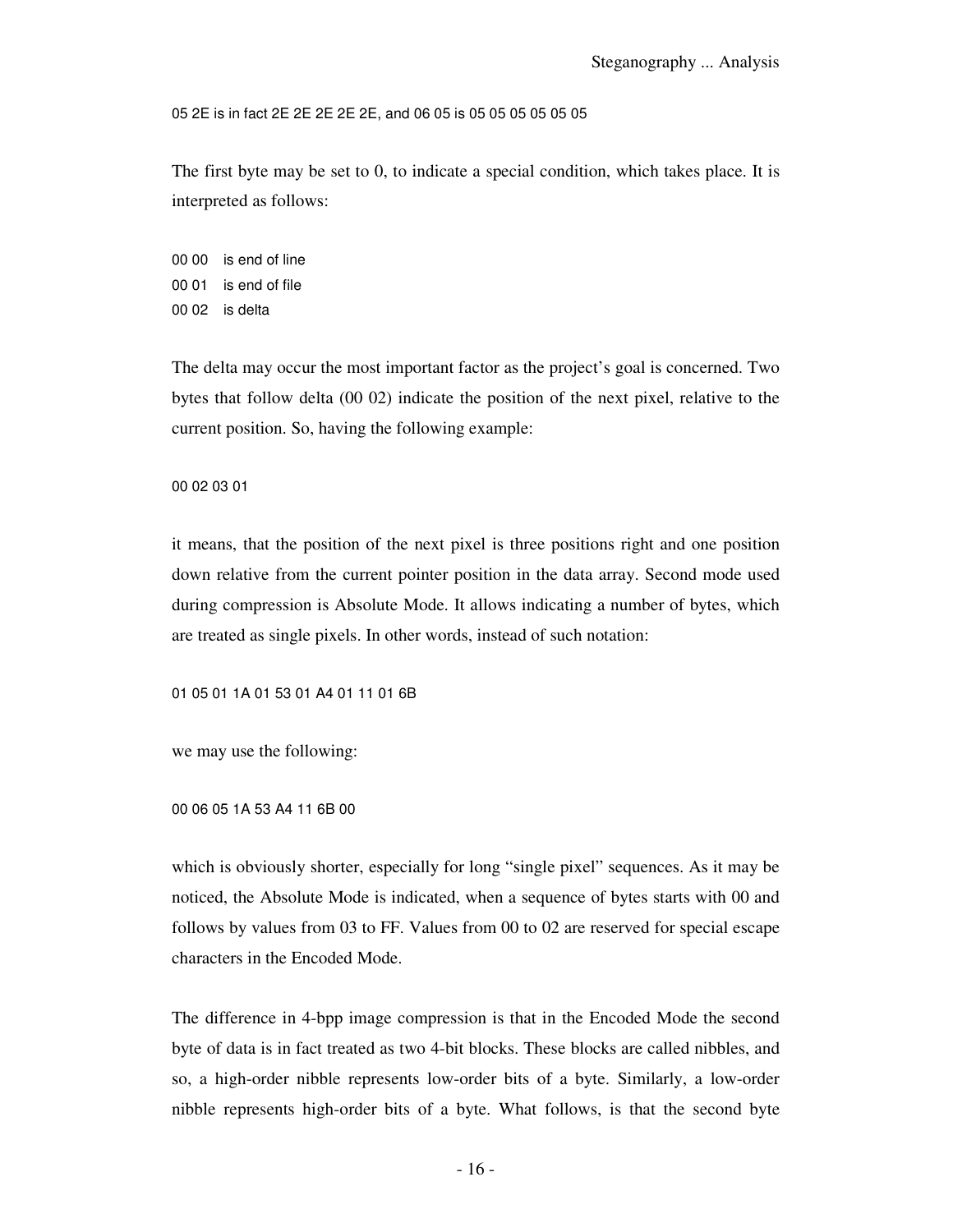05 2E is in fact 2E 2E 2E 2E 2E, and 06 05 is 05 05 05 05 05 05

The first byte may be set to 0, to indicate a special condition, which takes place. It is interpreted as follows:

00 00 is end of line
00 01 is end of file
00 02 is delta

The delta may occur the most important factor as the project's goal is concerned. Two bytes that follow delta (00 02) indicate the position of the next pixel, relative to the current position. So, having the following example:

00 02 03 01

it means, that the position of the next pixel is three positions right and one position down relative from the current pointer position in the data array. Second mode used during compression is Absolute Mode. It allows indicating a number of bytes, which are treated as single pixels. In other words, instead of such notation:

01 05 01 1A 01 53 01 A4 01 11 01 6B

we may use the following:

00 06 05 1A 53 A4 11 6B 00

which is obviously shorter, especially for long "single pixel" sequences. As it may be noticed, the Absolute Mode is indicated, when a sequence of bytes starts with 00 and follows by values from 03 to FF. Values from 00 to 02 are reserved for special escape characters in the Encoded Mode.

The difference in 4-bpp image compression is that in the Encoded Mode the second byte of data is in fact treated as two 4-bit blocks. These blocks are called nibbles, and so, a high-order nibble represents low-order bits of a byte. Similarly, a low-order nibble represents high-order bits of a byte. What follows, is that the second byte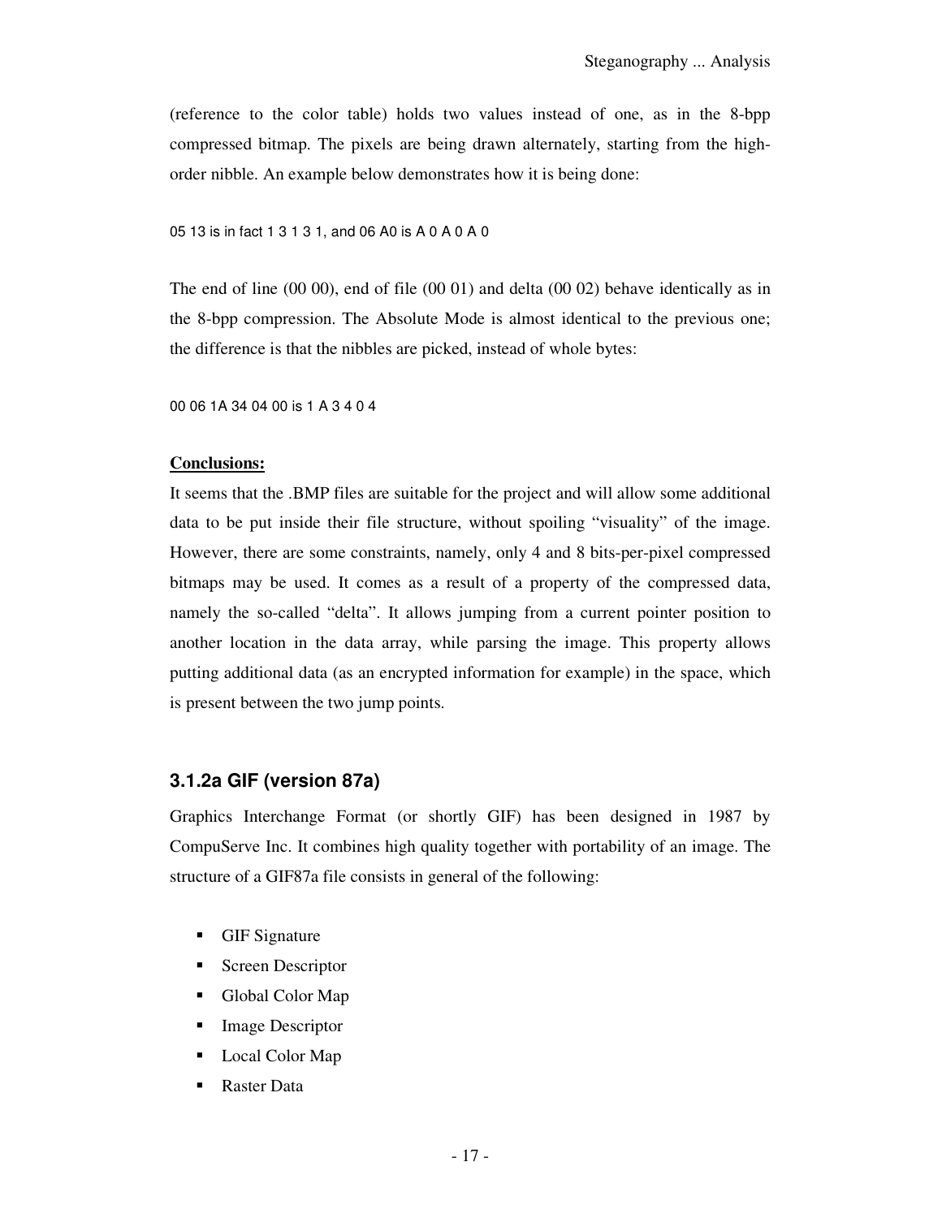(reference to the color table) holds two values instead of one, as in the 8-bpp compressed bitmap. The pixels are being drawn alternately, starting from the high-order nibble. An example below demonstrates how it is being done:

```
05 13 is in fact 1 3 1 3 1, and 06 A0 is A 0 A 0 A 0
```

The end of line (00 00), end of file (00 01) and delta (00 02) behave identically as in the 8-bpp compression. The Absolute Mode is almost identical to the previous one; the difference is that the nibbles are picked, instead of whole bytes:

```
00 06 1A 34 04 00 is 1 A 3 4 0 4
```

**Conclusions:**

It seems that the .BMP files are suitable for the project and will allow some additional data to be put inside their file structure, without spoiling "visuality" of the image. However, there are some constraints, namely, only 4 and 8 bits-per-pixel compressed bitmaps may be used. It comes as a result of a property of the compressed data, namely the so-called "delta". It allows jumping from a current pointer position to another location in the data array, while parsing the image. This property allows putting additional data (as an encrypted information for example) in the space, which is present between the two jump points.

### 3.1.2a GIF (version 87a)

Graphics Interchange Format (or shortly GIF) has been designed in 1987 by CompuServe Inc. It combines high quality together with portability of an image. The structure of a GIF87a file consists in general of the following:

- GIF Signature
- Screen Descriptor
- Global Color Map
- Image Descriptor
- Local Color Map
- Raster Data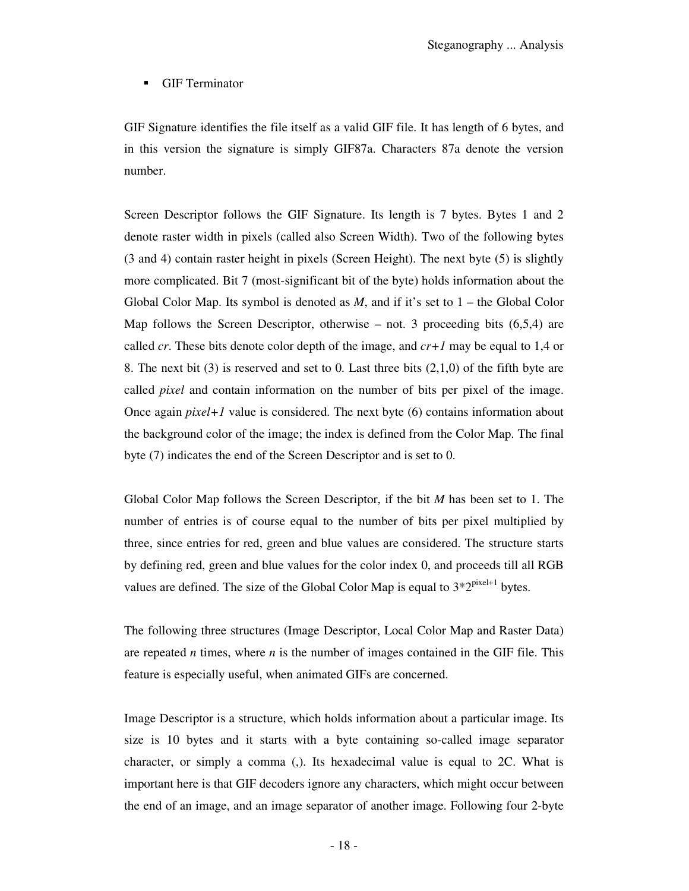- GIF Terminator

GIF Signature identifies the file itself as a valid GIF file. It has length of 6 bytes, and in this version the signature is simply GIF87a. Characters 87a denote the version number.

Screen Descriptor follows the GIF Signature. Its length is 7 bytes. Bytes 1 and 2 denote raster width in pixels (called also Screen Width). Two of the following bytes (3 and 4) contain raster height in pixels (Screen Height). The next byte (5) is slightly more complicated. Bit 7 (most-significant bit of the byte) holds information about the Global Color Map. Its symbol is denoted as *M*, and if it's set to 1 – the Global Color Map follows the Screen Descriptor, otherwise – not. 3 proceeding bits (6,5,4) are called *cr*. These bits denote color depth of the image, and *cr+1* may be equal to 1,4 or 8. The next bit (3) is reserved and set to 0. Last three bits (2,1,0) of the fifth byte are called *pixel* and contain information on the number of bits per pixel of the image. Once again *pixel+1* value is considered. The next byte (6) contains information about the background color of the image; the index is defined from the Color Map. The final byte (7) indicates the end of the Screen Descriptor and is set to 0.

Global Color Map follows the Screen Descriptor, if the bit *M* has been set to 1. The number of entries is of course equal to the number of bits per pixel multiplied by three, since entries for red, green and blue values are considered. The structure starts by defining red, green and blue values for the color index 0, and proceeds till all RGB values are defined. The size of the Global Color Map is equal to $3*2^{pixel+1}$ bytes.

The following three structures (Image Descriptor, Local Color Map and Raster Data) are repeated *n* times, where *n* is the number of images contained in the GIF file. This feature is especially useful, when animated GIFs are concerned.

Image Descriptor is a structure, which holds information about a particular image. Its size is 10 bytes and it starts with a byte containing so-called image separator character, or simply a comma (,). Its hexadecimal value is equal to 2C. What is important here is that GIF decoders ignore any characters, which might occur between the end of an image, and an image separator of another image. Following four 2-byte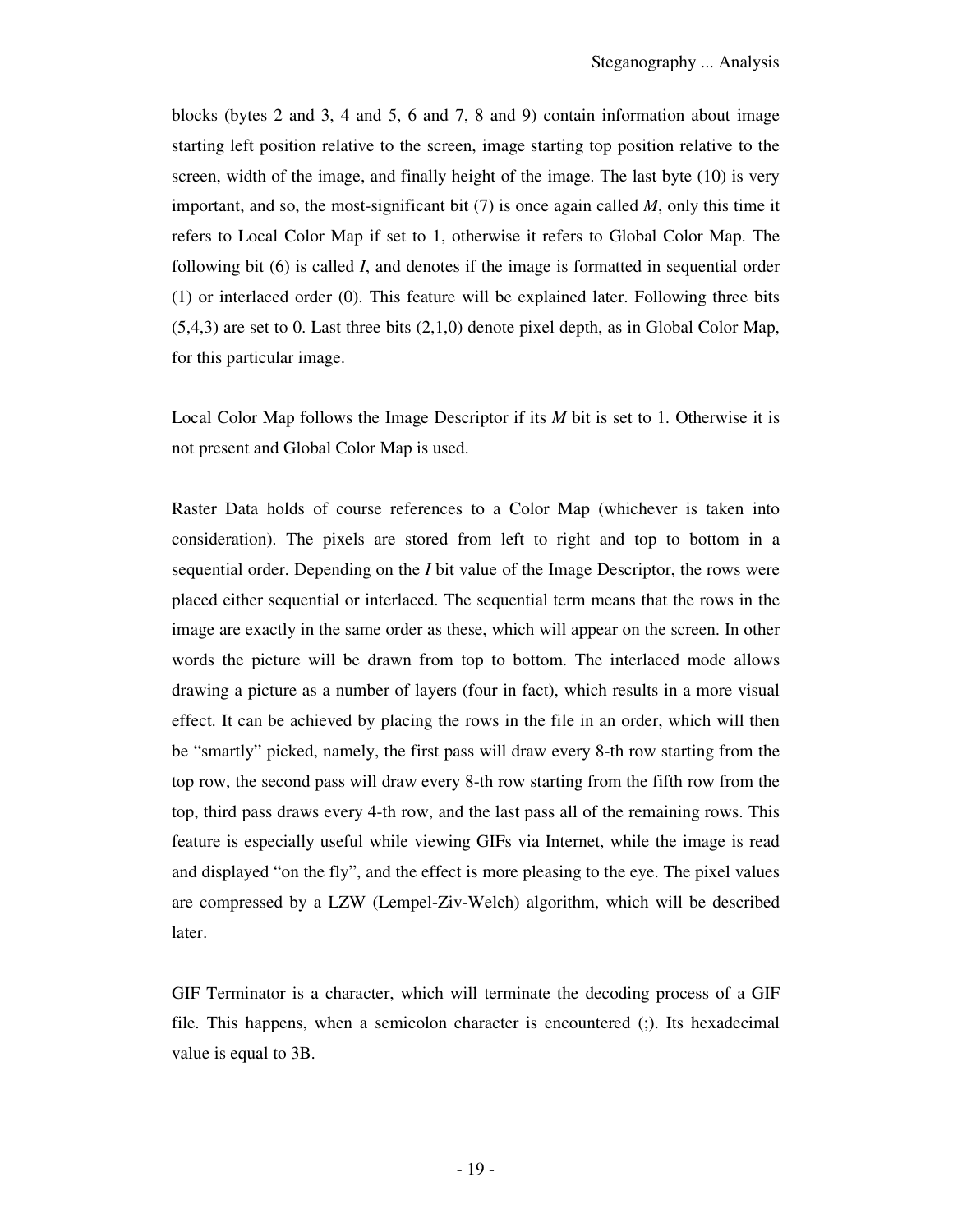blocks (bytes 2 and 3, 4 and 5, 6 and 7, 8 and 9) contain information about image starting left position relative to the screen, image starting top position relative to the screen, width of the image, and finally height of the image. The last byte (10) is very important, and so, the most-significant bit (7) is once again called *M*, only this time it refers to Local Color Map if set to 1, otherwise it refers to Global Color Map. The following bit (6) is called *I*, and denotes if the image is formatted in sequential order (1) or interlaced order (0). This feature will be explained later. Following three bits (5,4,3) are set to 0. Last three bits (2,1,0) denote pixel depth, as in Global Color Map, for this particular image.

Local Color Map follows the Image Descriptor if its *M* bit is set to 1. Otherwise it is not present and Global Color Map is used.

Raster Data holds of course references to a Color Map (whichever is taken into consideration). The pixels are stored from left to right and top to bottom in a sequential order. Depending on the *I* bit value of the Image Descriptor, the rows were placed either sequential or interlaced. The sequential term means that the rows in the image are exactly in the same order as these, which will appear on the screen. In other words the picture will be drawn from top to bottom. The interlaced mode allows drawing a picture as a number of layers (four in fact), which results in a more visual effect. It can be achieved by placing the rows in the file in an order, which will then be "smartly" picked, namely, the first pass will draw every 8-th row starting from the top row, the second pass will draw every 8-th row starting from the fifth row from the top, third pass draws every 4-th row, and the last pass all of the remaining rows. This feature is especially useful while viewing GIFs via Internet, while the image is read and displayed "on the fly", and the effect is more pleasing to the eye. The pixel values are compressed by a LZW (Lempel-Ziv-Welch) algorithm, which will be described later.

GIF Terminator is a character, which will terminate the decoding process of a GIF file. This happens, when a semicolon character is encountered (;). Its hexadecimal value is equal to 3B.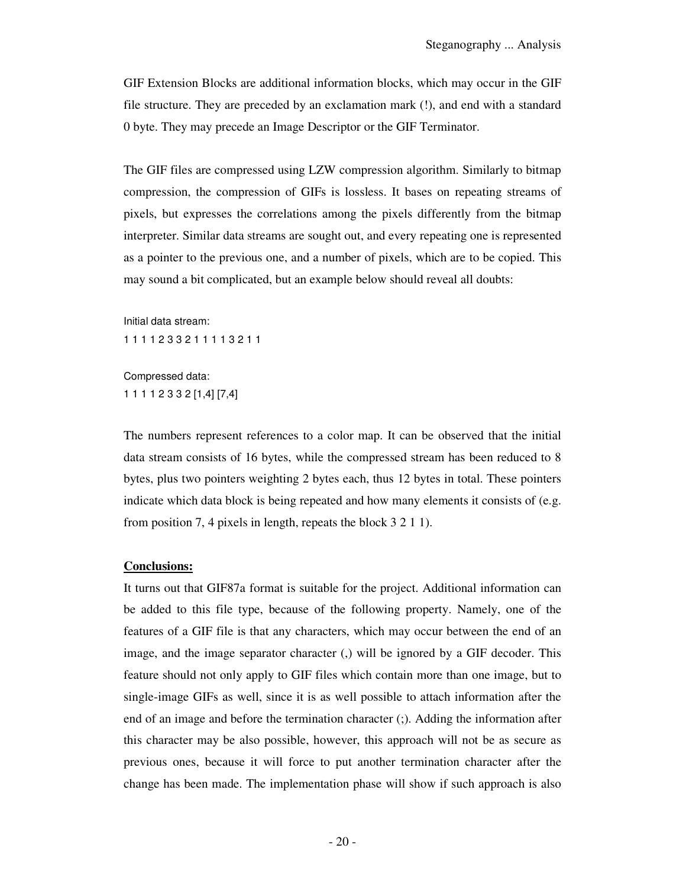GIF Extension Blocks are additional information blocks, which may occur in the GIF file structure. They are preceded by an exclamation mark (!), and end with a standard 0 byte. They may precede an Image Descriptor or the GIF Terminator.

The GIF files are compressed using LZW compression algorithm. Similarly to bitmap compression, the compression of GIFs is lossless. It bases on repeating streams of pixels, but expresses the correlations among the pixels differently from the bitmap interpreter. Similar data streams are sought out, and every repeating one is represented as a pointer to the previous one, and a number of pixels, which are to be copied. This may sound a bit complicated, but an example below should reveal all doubts:

Initial data stream:
1 1 1 1 2 3 3 2 1 1 1 1 3 2 1 1

Compressed data:
1 1 1 1 2 3 3 2 [1,4] [7,4]

The numbers represent references to a color map. It can be observed that the initial data stream consists of 16 bytes, while the compressed stream has been reduced to 8 bytes, plus two pointers weighting 2 bytes each, thus 12 bytes in total. These pointers indicate which data block is being repeated and how many elements it consists of (e.g. from position 7, 4 pixels in length, repeats the block 3 2 1 1).

**Conclusions:**

It turns out that GIF87a format is suitable for the project. Additional information can be added to this file type, because of the following property. Namely, one of the features of a GIF file is that any characters, which may occur between the end of an image, and the image separator character (,) will be ignored by a GIF decoder. This feature should not only apply to GIF files which contain more than one image, but to single-image GIFs as well, since it is as well possible to attach information after the end of an image and before the termination character (;). Adding the information after this character may be also possible, however, this approach will not be as secure as previous ones, because it will force to put another termination character after the change has been made. The implementation phase will show if such approach is also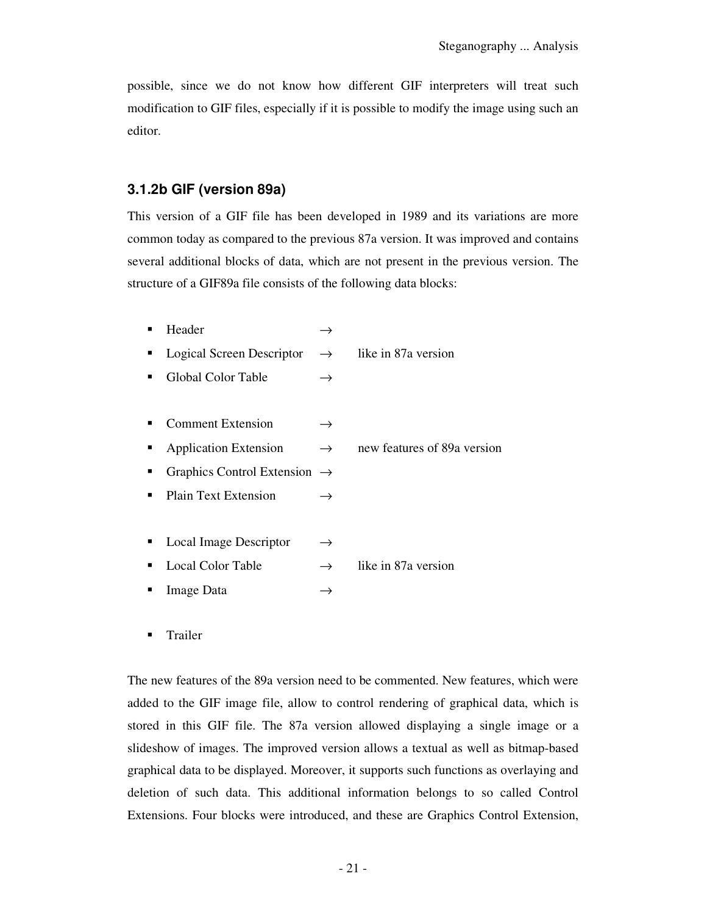possible, since we do not know how different GIF interpreters will treat such modification to GIF files, especially if it is possible to modify the image using such an editor.

### 3.1.2b GIF (version 89a)

This version of a GIF file has been developed in 1989 and its variations are more common today as compared to the previous 87a version. It was improved and contains several additional blocks of data, which are not present in the previous version. The structure of a GIF89a file consists of the following data blocks:

- Header →
- Logical Screen Descriptor → like in 87a version
- Global Color Table →

- Comment Extension →
- Application Extension → new features of 89a version
- Graphics Control Extension →
- Plain Text Extension →

- Local Image Descriptor →
- Local Color Table → like in 87a version
- Image Data →

- Trailer

The new features of the 89a version need to be commented. New features, which were added to the GIF image file, allow to control rendering of graphical data, which is stored in this GIF file. The 87a version allowed displaying a single image or a slideshow of images. The improved version allows a textual as well as bitmap-based graphical data to be displayed. Moreover, it supports such functions as overlaying and deletion of such data. This additional information belongs to so called Control Extensions. Four blocks were introduced, and these are Graphics Control Extension,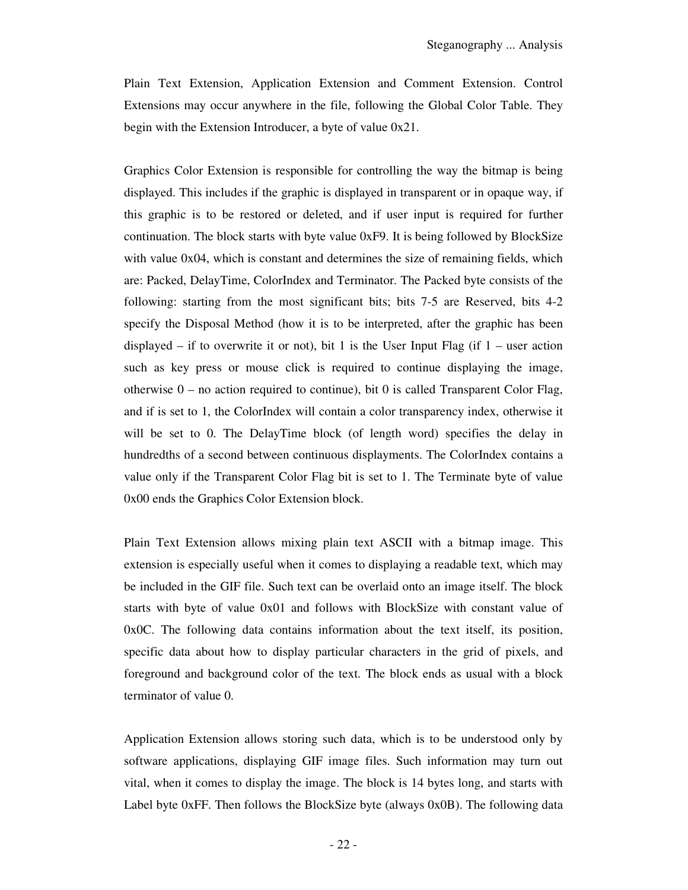Plain Text Extension, Application Extension and Comment Extension. Control Extensions may occur anywhere in the file, following the Global Color Table. They begin with the Extension Introducer, a byte of value 0x21.

Graphics Color Extension is responsible for controlling the way the bitmap is being displayed. This includes if the graphic is displayed in transparent or in opaque way, if this graphic is to be restored or deleted, and if user input is required for further continuation. The block starts with byte value 0xF9. It is being followed by BlockSize with value 0x04, which is constant and determines the size of remaining fields, which are: Packed, DelayTime, ColorIndex and Terminator. The Packed byte consists of the following: starting from the most significant bits; bits 7-5 are Reserved, bits 4-2 specify the Disposal Method (how it is to be interpreted, after the graphic has been displayed – if to overwrite it or not), bit 1 is the User Input Flag (if 1 – user action such as key press or mouse click is required to continue displaying the image, otherwise 0 – no action required to continue), bit 0 is called Transparent Color Flag, and if is set to 1, the ColorIndex will contain a color transparency index, otherwise it will be set to 0. The DelayTime block (of length word) specifies the delay in hundredths of a second between continuous displayments. The ColorIndex contains a value only if the Transparent Color Flag bit is set to 1. The Terminate byte of value 0x00 ends the Graphics Color Extension block.

Plain Text Extension allows mixing plain text ASCII with a bitmap image. This extension is especially useful when it comes to displaying a readable text, which may be included in the GIF file. Such text can be overlaid onto an image itself. The block starts with byte of value 0x01 and follows with BlockSize with constant value of 0x0C. The following data contains information about the text itself, its position, specific data about how to display particular characters in the grid of pixels, and foreground and background color of the text. The block ends as usual with a block terminator of value 0.

Application Extension allows storing such data, which is to be understood only by software applications, displaying GIF image files. Such information may turn out vital, when it comes to display the image. The block is 14 bytes long, and starts with Label byte 0xFF. Then follows the BlockSize byte (always 0x0B). The following data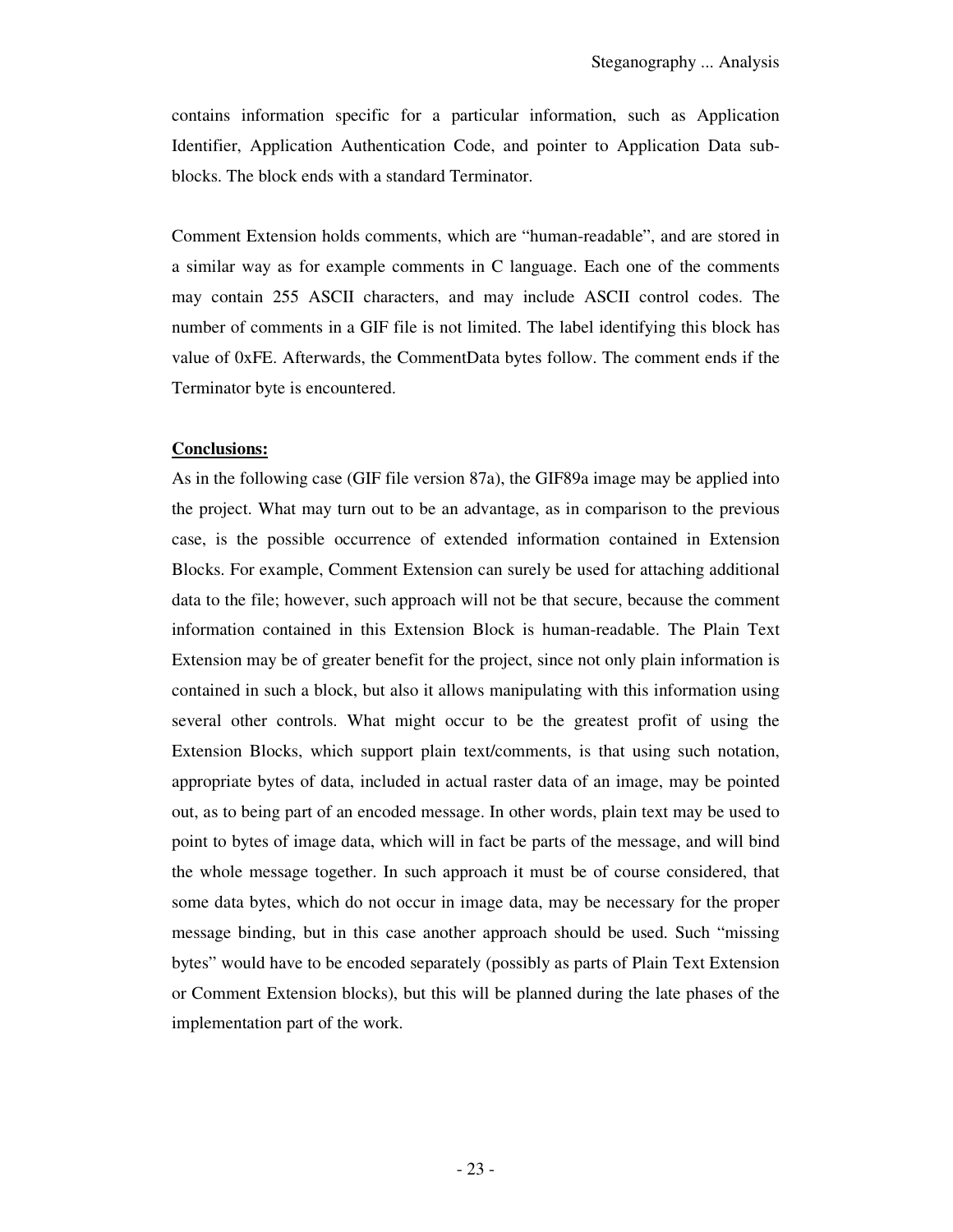contains information specific for a particular information, such as Application Identifier, Application Authentication Code, and pointer to Application Data sub-blocks. The block ends with a standard Terminator.

Comment Extension holds comments, which are "human-readable", and are stored in a similar way as for example comments in C language. Each one of the comments may contain 255 ASCII characters, and may include ASCII control codes. The number of comments in a GIF file is not limited. The label identifying this block has value of 0xFE. Afterwards, the CommentData bytes follow. The comment ends if the Terminator byte is encountered.

**Conclusions:**

As in the following case (GIF file version 87a), the GIF89a image may be applied into the project. What may turn out to be an advantage, as in comparison to the previous case, is the possible occurrence of extended information contained in Extension Blocks. For example, Comment Extension can surely be used for attaching additional data to the file; however, such approach will not be that secure, because the comment information contained in this Extension Block is human-readable. The Plain Text Extension may be of greater benefit for the project, since not only plain information is contained in such a block, but also it allows manipulating with this information using several other controls. What might occur to be the greatest profit of using the Extension Blocks, which support plain text/comments, is that using such notation, appropriate bytes of data, included in actual raster data of an image, may be pointed out, as to being part of an encoded message. In other words, plain text may be used to point to bytes of image data, which will in fact be parts of the message, and will bind the whole message together. In such approach it must be of course considered, that some data bytes, which do not occur in image data, may be necessary for the proper message binding, but in this case another approach should be used. Such "missing bytes" would have to be encoded separately (possibly as parts of Plain Text Extension or Comment Extension blocks), but this will be planned during the late phases of the implementation part of the work.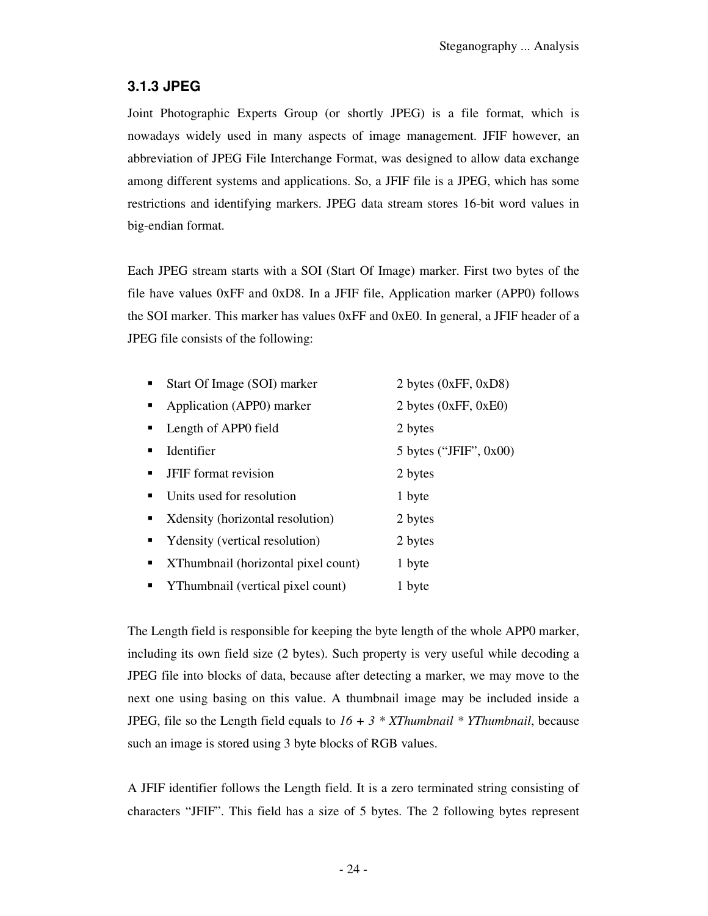### 3.1.3 JPEG

Joint Photographic Experts Group (or shortly JPEG) is a file format, which is nowadays widely used in many aspects of image management. JFIF however, an abbreviation of JPEG File Interchange Format, was designed to allow data exchange among different systems and applications. So, a JFIF file is a JPEG, which has some restrictions and identifying markers. JPEG data stream stores 16-bit word values in big-endian format.

Each JPEG stream starts with a SOI (Start Of Image) marker. First two bytes of the file have values 0xFF and 0xD8. In a JFIF file, Application marker (APP0) follows the SOI marker. This marker has values 0xFF and 0xE0. In general, a JFIF header of a JPEG file consists of the following:

- Start Of Image (SOI) marker — 2 bytes (0xFF, 0xD8)
- Application (APP0) marker — 2 bytes (0xFF, 0xE0)
- Length of APP0 field — 2 bytes
- Identifier — 5 bytes (“JFIF”, 0x00)
- JFIF format revision — 2 bytes
- Units used for resolution — 1 byte
- Xdensity (horizontal resolution) — 2 bytes
- Ydensity (vertical resolution) — 2 bytes
- XThumbnail (horizontal pixel count) — 1 byte
- YThumbnail (vertical pixel count) — 1 byte

The Length field is responsible for keeping the byte length of the whole APP0 marker, including its own field size (2 bytes). Such property is very useful while decoding a JPEG file into blocks of data, because after detecting a marker, we may move to the next one using basing on this value. A thumbnail image may be included inside a JPEG, file so the Length field equals to $16 + 3 * XThumbnail * YThumbnail$, because such an image is stored using 3 byte blocks of RGB values.

A JFIF identifier follows the Length field. It is a zero terminated string consisting of characters “JFIF”. This field has a size of 5 bytes. The 2 following bytes represent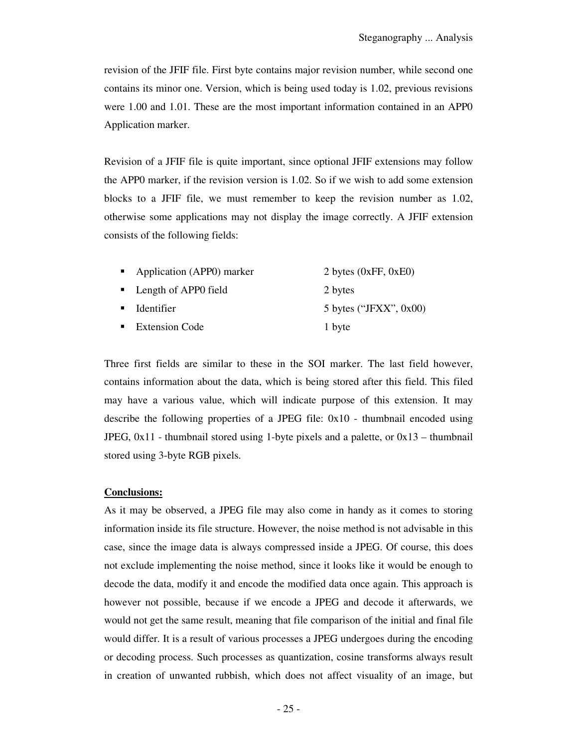revision of the JFIF file. First byte contains major revision number, while second one contains its minor one. Version, which is being used today is 1.02, previous revisions were 1.00 and 1.01. These are the most important information contained in an APP0 Application marker.

Revision of a JFIF file is quite important, since optional JFIF extensions may follow the APP0 marker, if the revision version is 1.02. So if we wish to add some extension blocks to a JFIF file, we must remember to keep the revision number as 1.02, otherwise some applications may not display the image correctly. A JFIF extension consists of the following fields:

- Application (APP0) marker — 2 bytes (0xFF, 0xE0)
- Length of APP0 field — 2 bytes
- Identifier — 5 bytes ("JFXX", 0x00)
- Extension Code — 1 byte

Three first fields are similar to these in the SOI marker. The last field however, contains information about the data, which is being stored after this field. This filed may have a various value, which will indicate purpose of this extension. It may describe the following properties of a JPEG file: 0x10 - thumbnail encoded using JPEG, 0x11 - thumbnail stored using 1-byte pixels and a palette, or 0x13 – thumbnail stored using 3-byte RGB pixels.

**Conclusions:**

As it may be observed, a JPEG file may also come in handy as it comes to storing information inside its file structure. However, the noise method is not advisable in this case, since the image data is always compressed inside a JPEG. Of course, this does not exclude implementing the noise method, since it looks like it would be enough to decode the data, modify it and encode the modified data once again. This approach is however not possible, because if we encode a JPEG and decode it afterwards, we would not get the same result, meaning that file comparison of the initial and final file would differ. It is a result of various processes a JPEG undergoes during the encoding or decoding process. Such processes as quantization, cosine transforms always result in creation of unwanted rubbish, which does not affect visuality of an image, but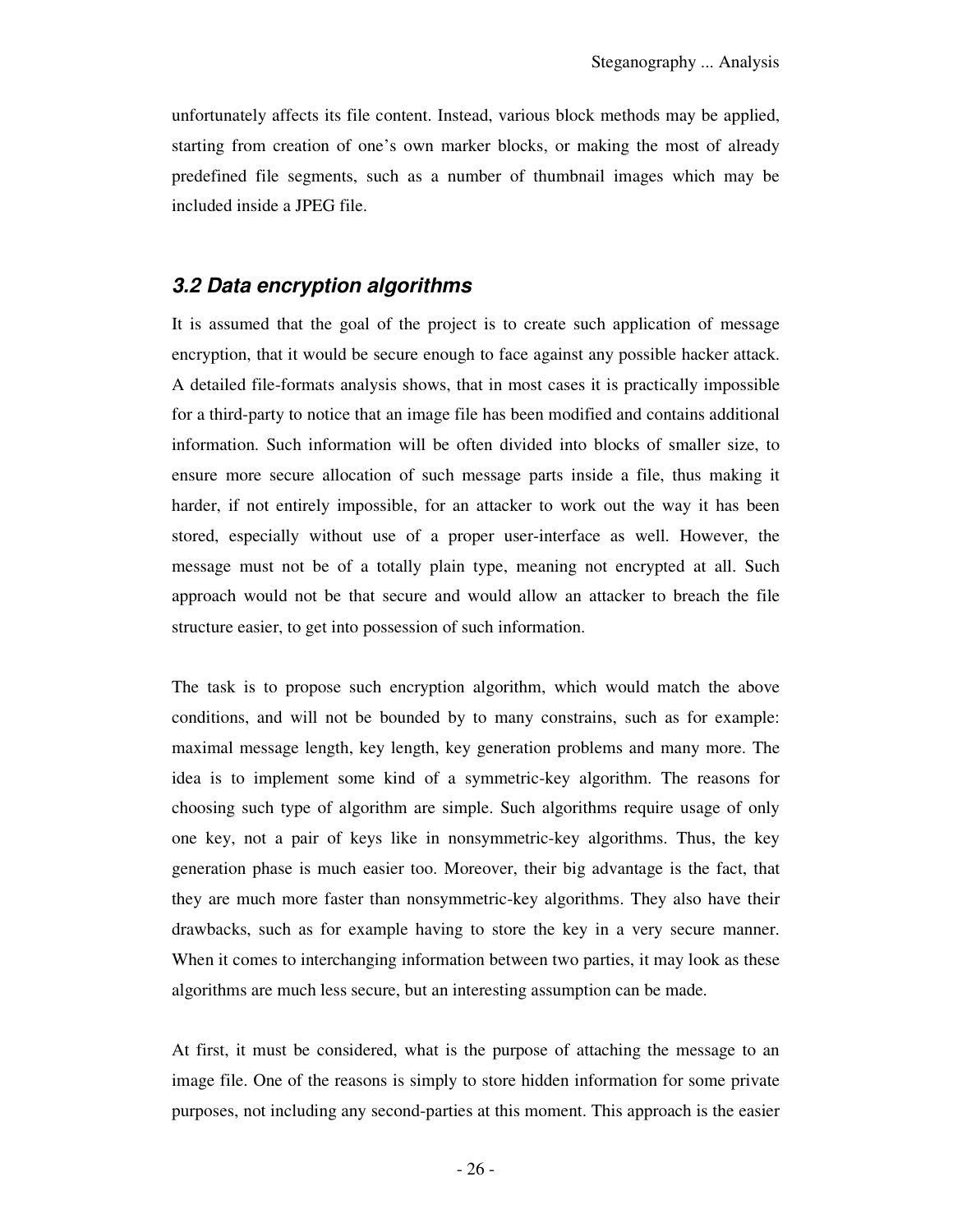unfortunately affects its file content. Instead, various block methods may be applied, starting from creation of one's own marker blocks, or making the most of already predefined file segments, such as a number of thumbnail images which may be included inside a JPEG file.

## *3.2 Data encryption algorithms*

It is assumed that the goal of the project is to create such application of message encryption, that it would be secure enough to face against any possible hacker attack. A detailed file-formats analysis shows, that in most cases it is practically impossible for a third-party to notice that an image file has been modified and contains additional information. Such information will be often divided into blocks of smaller size, to ensure more secure allocation of such message parts inside a file, thus making it harder, if not entirely impossible, for an attacker to work out the way it has been stored, especially without use of a proper user-interface as well. However, the message must not be of a totally plain type, meaning not encrypted at all. Such approach would not be that secure and would allow an attacker to breach the file structure easier, to get into possession of such information.

The task is to propose such encryption algorithm, which would match the above conditions, and will not be bounded by to many constrains, such as for example: maximal message length, key length, key generation problems and many more. The idea is to implement some kind of a symmetric-key algorithm. The reasons for choosing such type of algorithm are simple. Such algorithms require usage of only one key, not a pair of keys like in nonsymmetric-key algorithms. Thus, the key generation phase is much easier too. Moreover, their big advantage is the fact, that they are much more faster than nonsymmetric-key algorithms. They also have their drawbacks, such as for example having to store the key in a very secure manner. When it comes to interchanging information between two parties, it may look as these algorithms are much less secure, but an interesting assumption can be made.

At first, it must be considered, what is the purpose of attaching the message to an image file. One of the reasons is simply to store hidden information for some private purposes, not including any second-parties at this moment. This approach is the easier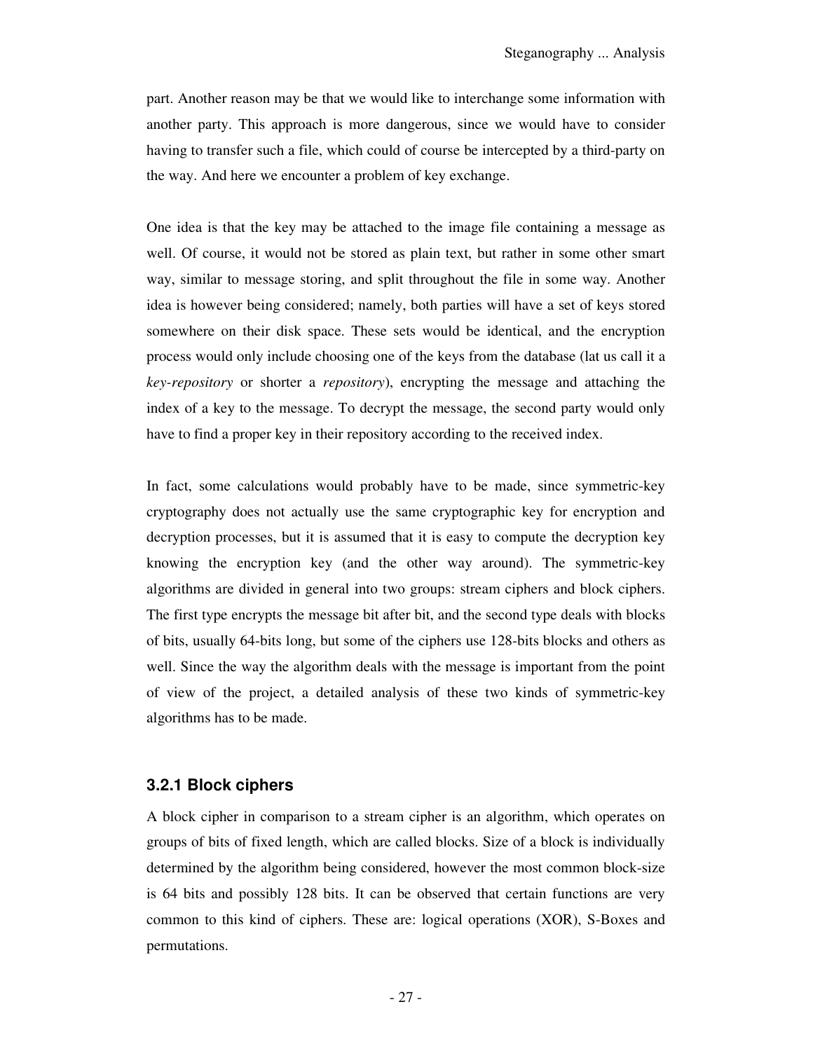part. Another reason may be that we would like to interchange some information with another party. This approach is more dangerous, since we would have to consider having to transfer such a file, which could of course be intercepted by a third-party on the way. And here we encounter a problem of key exchange.

One idea is that the key may be attached to the image file containing a message as well. Of course, it would not be stored as plain text, but rather in some other smart way, similar to message storing, and split throughout the file in some way. Another idea is however being considered; namely, both parties will have a set of keys stored somewhere on their disk space. These sets would be identical, and the encryption process would only include choosing one of the keys from the database (lat us call it a *key-repository* or shorter a *repository*), encrypting the message and attaching the index of a key to the message. To decrypt the message, the second party would only have to find a proper key in their repository according to the received index.

In fact, some calculations would probably have to be made, since symmetric-key cryptography does not actually use the same cryptographic key for encryption and decryption processes, but it is assumed that it is easy to compute the decryption key knowing the encryption key (and the other way around). The symmetric-key algorithms are divided in general into two groups: stream ciphers and block ciphers. The first type encrypts the message bit after bit, and the second type deals with blocks of bits, usually 64-bits long, but some of the ciphers use 128-bits blocks and others as well. Since the way the algorithm deals with the message is important from the point of view of the project, a detailed analysis of these two kinds of symmetric-key algorithms has to be made.

### 3.2.1 Block ciphers

A block cipher in comparison to a stream cipher is an algorithm, which operates on groups of bits of fixed length, which are called blocks. Size of a block is individually determined by the algorithm being considered, however the most common block-size is 64 bits and possibly 128 bits. It can be observed that certain functions are very common to this kind of ciphers. These are: logical operations (XOR), S-Boxes and permutations.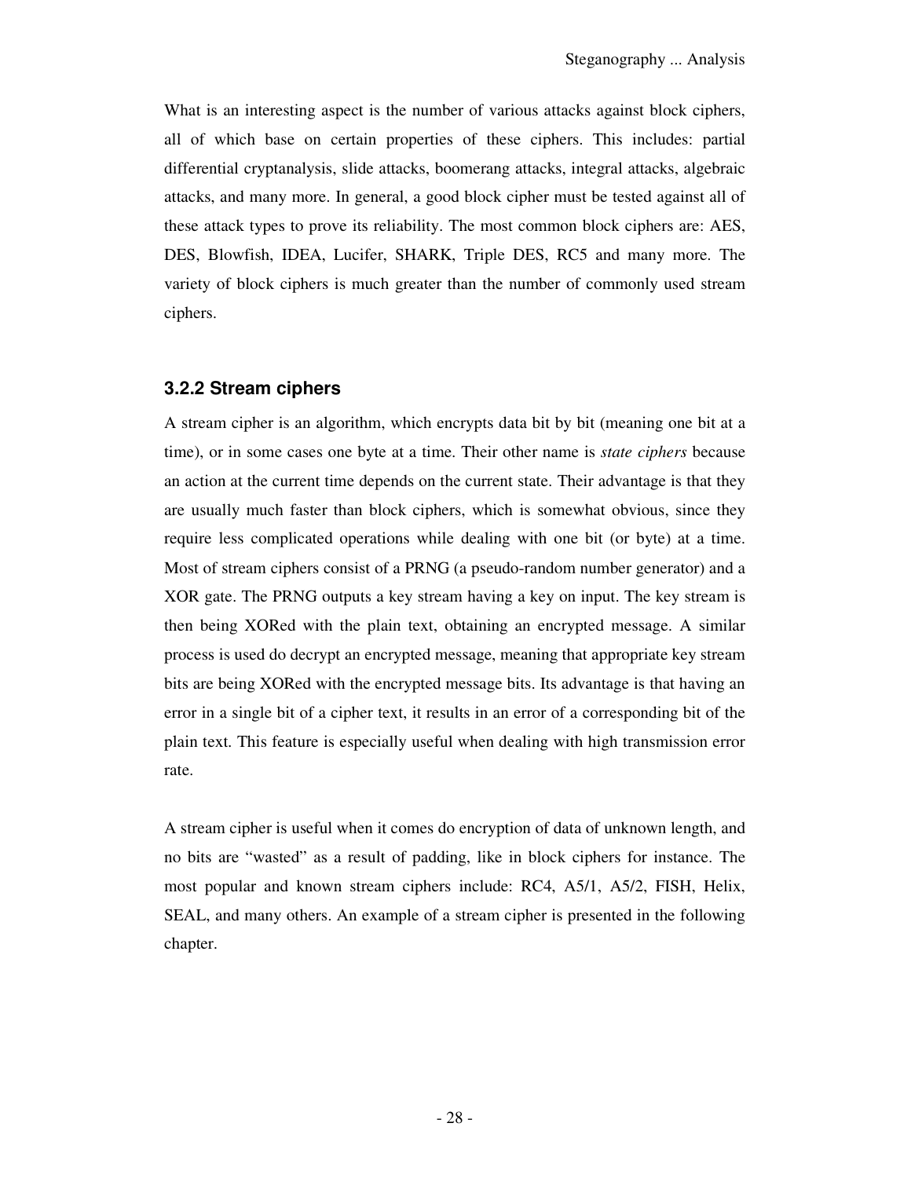What is an interesting aspect is the number of various attacks against block ciphers, all of which base on certain properties of these ciphers. This includes: partial differential cryptanalysis, slide attacks, boomerang attacks, integral attacks, algebraic attacks, and many more. In general, a good block cipher must be tested against all of these attack types to prove its reliability. The most common block ciphers are: AES, DES, Blowfish, IDEA, Lucifer, SHARK, Triple DES, RC5 and many more. The variety of block ciphers is much greater than the number of commonly used stream ciphers.

### 3.2.2 Stream ciphers

A stream cipher is an algorithm, which encrypts data bit by bit (meaning one bit at a time), or in some cases one byte at a time. Their other name is *state ciphers* because an action at the current time depends on the current state. Their advantage is that they are usually much faster than block ciphers, which is somewhat obvious, since they require less complicated operations while dealing with one bit (or byte) at a time. Most of stream ciphers consist of a PRNG (a pseudo-random number generator) and a XOR gate. The PRNG outputs a key stream having a key on input. The key stream is then being XORed with the plain text, obtaining an encrypted message. A similar process is used do decrypt an encrypted message, meaning that appropriate key stream bits are being XORed with the encrypted message bits. Its advantage is that having an error in a single bit of a cipher text, it results in an error of a corresponding bit of the plain text. This feature is especially useful when dealing with high transmission error rate.

A stream cipher is useful when it comes do encryption of data of unknown length, and no bits are "wasted" as a result of padding, like in block ciphers for instance. The most popular and known stream ciphers include: RC4, A5/1, A5/2, FISH, Helix, SEAL, and many others. An example of a stream cipher is presented in the following chapter.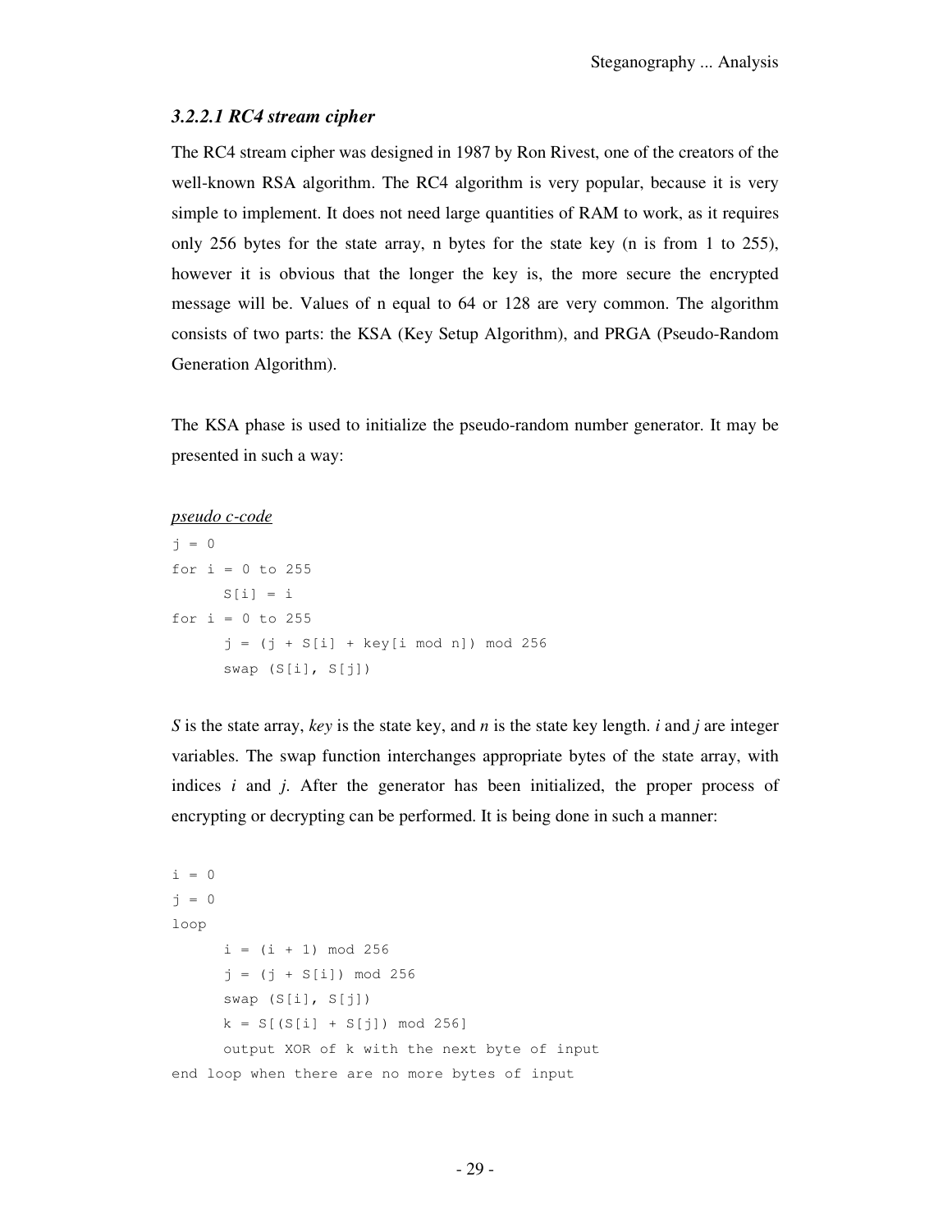### *3.2.2.1 RC4 stream cipher*

The RC4 stream cipher was designed in 1987 by Ron Rivest, one of the creators of the well-known RSA algorithm. The RC4 algorithm is very popular, because it is very simple to implement. It does not need large quantities of RAM to work, as it requires only 256 bytes for the state array, n bytes for the state key (n is from 1 to 255), however it is obvious that the longer the key is, the more secure the encrypted message will be. Values of n equal to 64 or 128 are very common. The algorithm consists of two parts: the KSA (Key Setup Algorithm), and PRGA (Pseudo-Random Generation Algorithm).

The KSA phase is used to initialize the pseudo-random number generator. It may be presented in such a way:

<u>*pseudo c-code*</u>

```
j = 0
for i = 0 to 255
      S[i] = i
for i = 0 to 255
      j = (j + S[i] + key[i mod n]) mod 256
      swap (S[i], S[j])
```

*S* is the state array, *key* is the state key, and *n* is the state key length. *i* and *j* are integer variables. The swap function interchanges appropriate bytes of the state array, with indices *i* and *j*. After the generator has been initialized, the proper process of encrypting or decrypting can be performed. It is being done in such a manner:

```
i = 0
j = 0
loop
      i = (i + 1) mod 256
      j = (j + S[i]) mod 256
      swap (S[i], S[j])
      k = S[(S[i] + S[j]) mod 256]
      output XOR of k with the next byte of input
end loop when there are no more bytes of input
```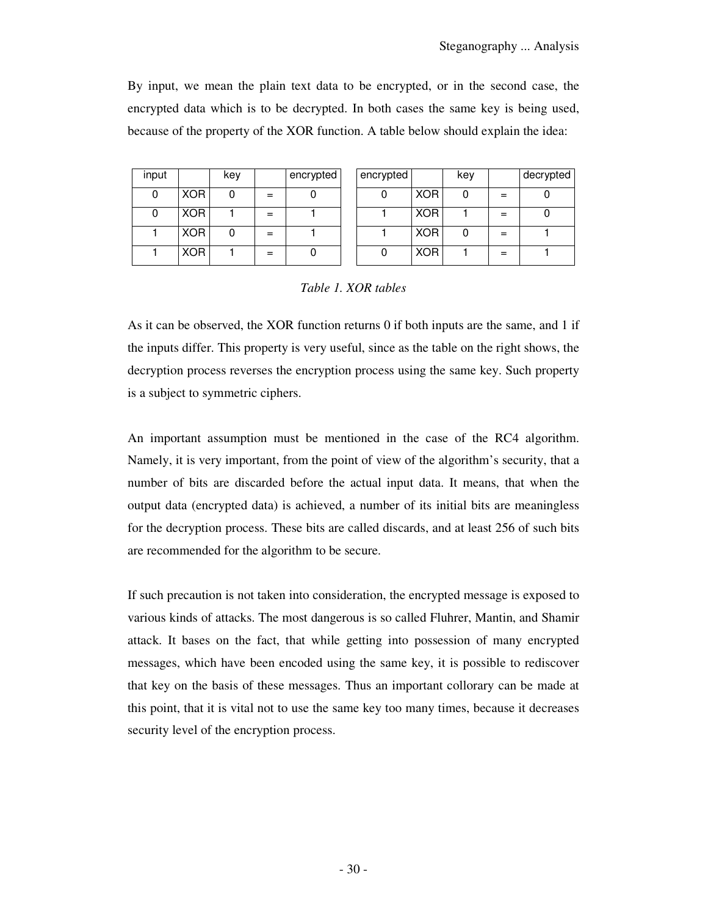By input, we mean the plain text data to be encrypted, or in the second case, the encrypted data which is to be decrypted. In both cases the same key is being used, because of the property of the XOR function. A table below should explain the idea:

| input | | key | | encrypted |
|---|---|---|---|---|
| 0 | XOR | 0 | = | 0 |
| 0 | XOR | 1 | = | 1 |
| 1 | XOR | 0 | = | 1 |
| 1 | XOR | 1 | = | 0 |

| encrypted | | key | | decrypted |
|---|---|---|---|---|
| 0 | XOR | 0 | = | 0 |
| 1 | XOR | 1 | = | 0 |
| 1 | XOR | 0 | = | 1 |
| 0 | XOR | 1 | = | 1 |

*Table 1. XOR tables*

As it can be observed, the XOR function returns 0 if both inputs are the same, and 1 if the inputs differ. This property is very useful, since as the table on the right shows, the decryption process reverses the encryption process using the same key. Such property is a subject to symmetric ciphers.

An important assumption must be mentioned in the case of the RC4 algorithm. Namely, it is very important, from the point of view of the algorithm's security, that a number of bits are discarded before the actual input data. It means, that when the output data (encrypted data) is achieved, a number of its initial bits are meaningless for the decryption process. These bits are called discards, and at least 256 of such bits are recommended for the algorithm to be secure.

If such precaution is not taken into consideration, the encrypted message is exposed to various kinds of attacks. The most dangerous is so called Fluhrer, Mantin, and Shamir attack. It bases on the fact, that while getting into possession of many encrypted messages, which have been encoded using the same key, it is possible to rediscover that key on the basis of these messages. Thus an important collorary can be made at this point, that it is vital not to use the same key too many times, because it decreases security level of the encryption process.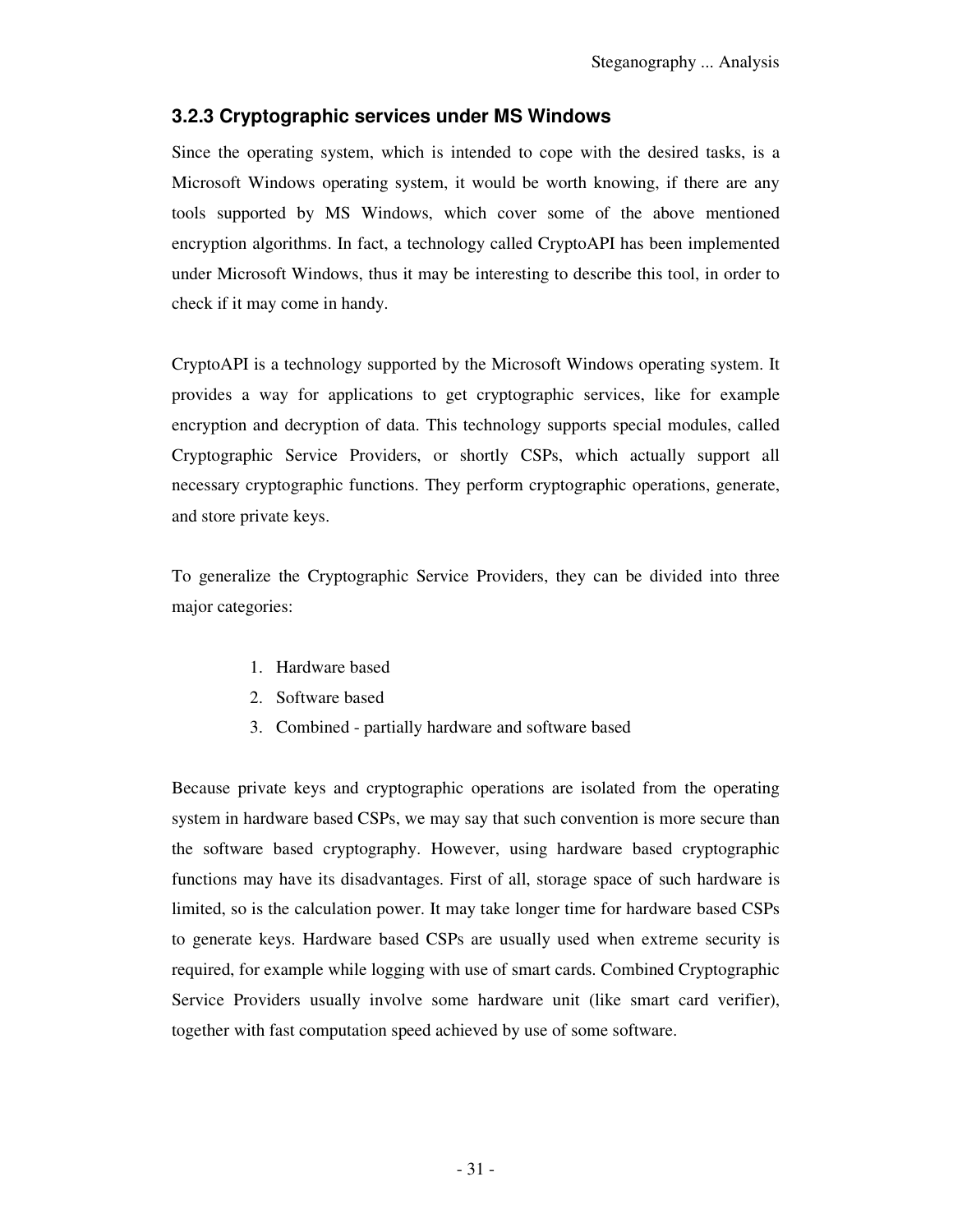### 3.2.3 Cryptographic services under MS Windows

Since the operating system, which is intended to cope with the desired tasks, is a Microsoft Windows operating system, it would be worth knowing, if there are any tools supported by MS Windows, which cover some of the above mentioned encryption algorithms. In fact, a technology called CryptoAPI has been implemented under Microsoft Windows, thus it may be interesting to describe this tool, in order to check if it may come in handy.

CryptoAPI is a technology supported by the Microsoft Windows operating system. It provides a way for applications to get cryptographic services, like for example encryption and decryption of data. This technology supports special modules, called Cryptographic Service Providers, or shortly CSPs, which actually support all necessary cryptographic functions. They perform cryptographic operations, generate, and store private keys.

To generalize the Cryptographic Service Providers, they can be divided into three major categories:

1. Hardware based
2. Software based
3. Combined - partially hardware and software based

Because private keys and cryptographic operations are isolated from the operating system in hardware based CSPs, we may say that such convention is more secure than the software based cryptography. However, using hardware based cryptographic functions may have its disadvantages. First of all, storage space of such hardware is limited, so is the calculation power. It may take longer time for hardware based CSPs to generate keys. Hardware based CSPs are usually used when extreme security is required, for example while logging with use of smart cards. Combined Cryptographic Service Providers usually involve some hardware unit (like smart card verifier), together with fast computation speed achieved by use of some software.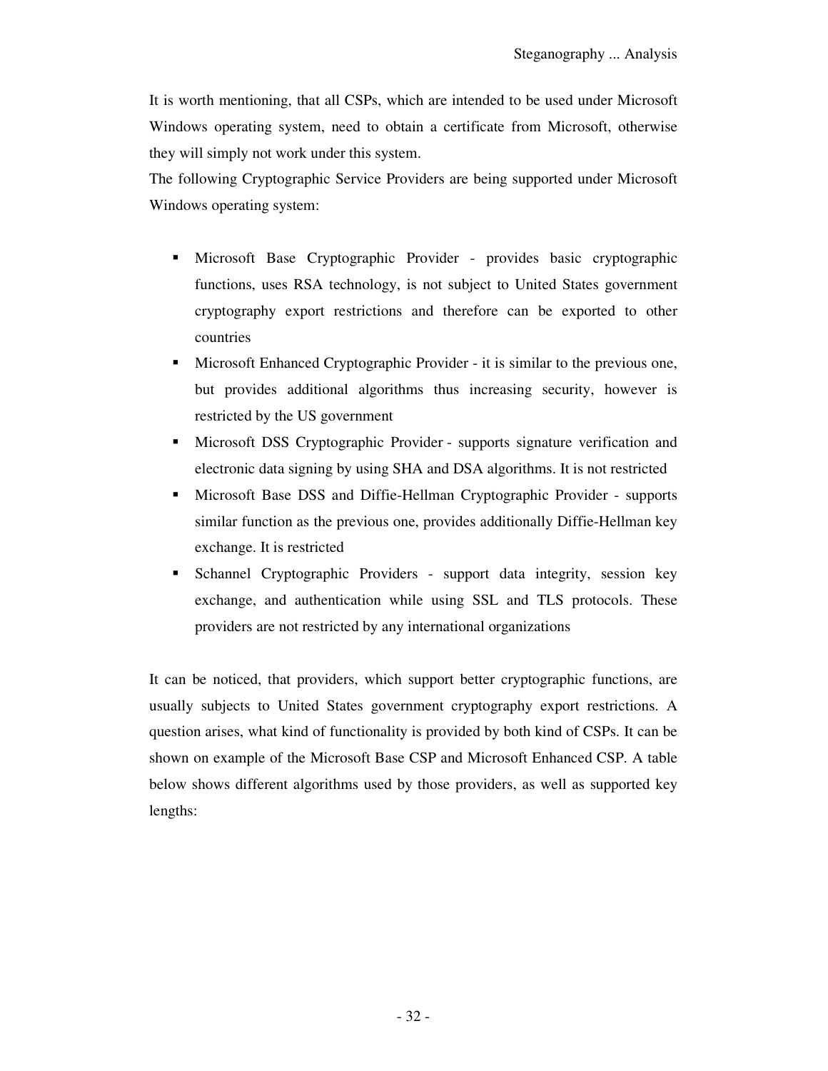It is worth mentioning, that all CSPs, which are intended to be used under Microsoft Windows operating system, need to obtain a certificate from Microsoft, otherwise they will simply not work under this system.
The following Cryptographic Service Providers are being supported under Microsoft Windows operating system:

- Microsoft Base Cryptographic Provider - provides basic cryptographic functions, uses RSA technology, is not subject to United States government cryptography export restrictions and therefore can be exported to other countries
- Microsoft Enhanced Cryptographic Provider - it is similar to the previous one, but provides additional algorithms thus increasing security, however is restricted by the US government
- Microsoft DSS Cryptographic Provider - supports signature verification and electronic data signing by using SHA and DSA algorithms. It is not restricted
- Microsoft Base DSS and Diffie-Hellman Cryptographic Provider - supports similar function as the previous one, provides additionally Diffie-Hellman key exchange. It is restricted
- Schannel Cryptographic Providers - support data integrity, session key exchange, and authentication while using SSL and TLS protocols. These providers are not restricted by any international organizations

It can be noticed, that providers, which support better cryptographic functions, are usually subjects to United States government cryptography export restrictions. A question arises, what kind of functionality is provided by both kind of CSPs. It can be shown on example of the Microsoft Base CSP and Microsoft Enhanced CSP. A table below shows different algorithms used by those providers, as well as supported key lengths: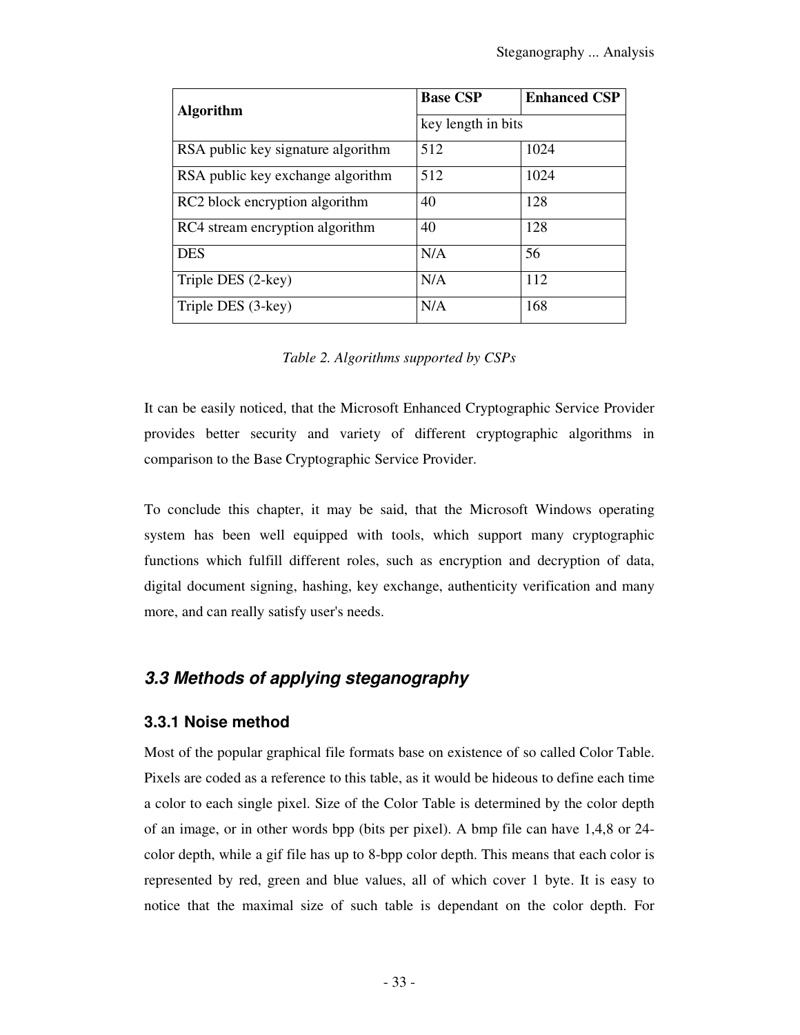| Algorithm | Base CSP | Enhanced CSP |
|---|---|---|
| | key length in bits | |
| RSA public key signature algorithm | 512 | 1024 |
| RSA public key exchange algorithm | 512 | 1024 |
| RC2 block encryption algorithm | 40 | 128 |
| RC4 stream encryption algorithm | 40 | 128 |
| DES | N/A | 56 |
| Triple DES (2-key) | N/A | 112 |
| Triple DES (3-key) | N/A | 168 |

*Table 2. Algorithms supported by CSPs*

It can be easily noticed, that the Microsoft Enhanced Cryptographic Service Provider provides better security and variety of different cryptographic algorithms in comparison to the Base Cryptographic Service Provider.

To conclude this chapter, it may be said, that the Microsoft Windows operating system has been well equipped with tools, which support many cryptographic functions which fulfill different roles, such as encryption and decryption of data, digital document signing, hashing, key exchange, authenticity verification and many more, and can really satisfy user's needs.

## *3.3 Methods of applying steganography*

### 3.3.1 Noise method

Most of the popular graphical file formats base on existence of so called Color Table. Pixels are coded as a reference to this table, as it would be hideous to define each time a color to each single pixel. Size of the Color Table is determined by the color depth of an image, or in other words bpp (bits per pixel). A bmp file can have 1,4,8 or 24-color depth, while a gif file has up to 8-bpp color depth. This means that each color is represented by red, green and blue values, all of which cover 1 byte. It is easy to notice that the maximal size of such table is dependant on the color depth. For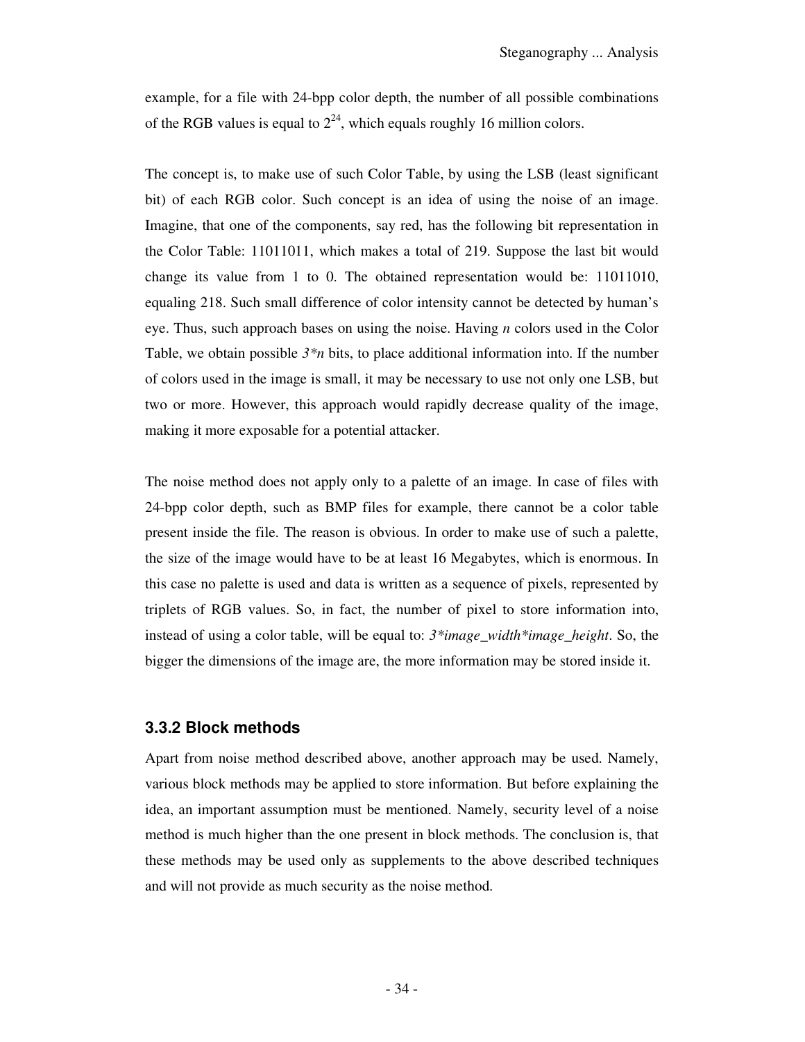example, for a file with 24-bpp color depth, the number of all possible combinations of the RGB values is equal to $2^{24}$, which equals roughly 16 million colors.

The concept is, to make use of such Color Table, by using the LSB (least significant bit) of each RGB color. Such concept is an idea of using the noise of an image. Imagine, that one of the components, say red, has the following bit representation in the Color Table: 11011011, which makes a total of 219. Suppose the last bit would change its value from 1 to 0. The obtained representation would be: 11011010, equaling 218. Such small difference of color intensity cannot be detected by human's eye. Thus, such approach bases on using the noise. Having *n* colors used in the Color Table, we obtain possible $3*n$ bits, to place additional information into. If the number of colors used in the image is small, it may be necessary to use not only one LSB, but two or more. However, this approach would rapidly decrease quality of the image, making it more exposable for a potential attacker.

The noise method does not apply only to a palette of an image. In case of files with 24-bpp color depth, such as BMP files for example, there cannot be a color table present inside the file. The reason is obvious. In order to make use of such a palette, the size of the image would have to be at least 16 Megabytes, which is enormous. In this case no palette is used and data is written as a sequence of pixels, represented by triplets of RGB values. So, in fact, the number of pixel to store information into, instead of using a color table, will be equal to: *3*image_width*image_height*. So, the bigger the dimensions of the image are, the more information may be stored inside it.

### 3.3.2 Block methods

Apart from noise method described above, another approach may be used. Namely, various block methods may be applied to store information. But before explaining the idea, an important assumption must be mentioned. Namely, security level of a noise method is much higher than the one present in block methods. The conclusion is, that these methods may be used only as supplements to the above described techniques and will not provide as much security as the noise method.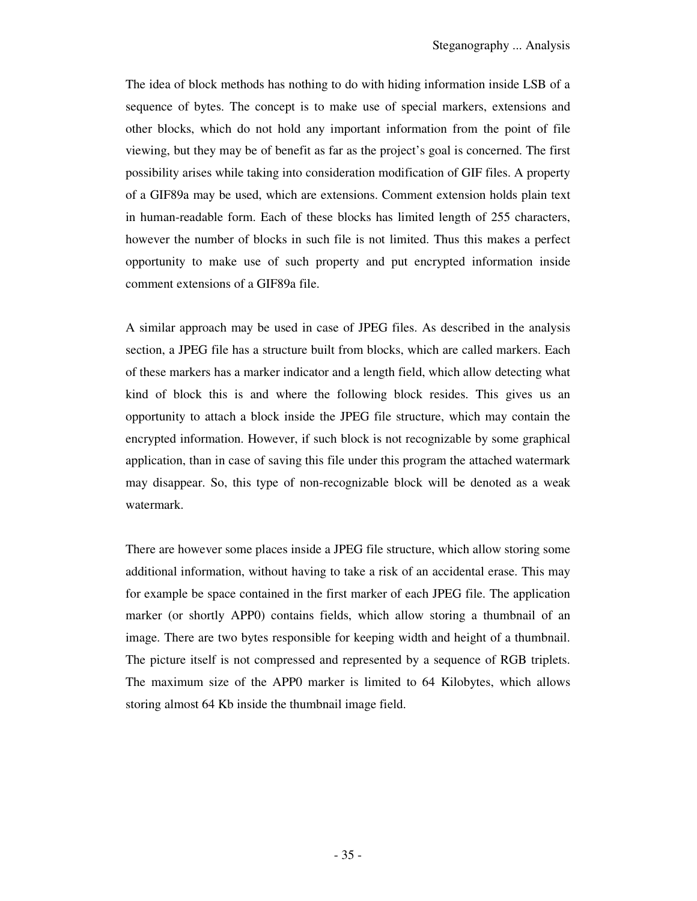The idea of block methods has nothing to do with hiding information inside LSB of a sequence of bytes. The concept is to make use of special markers, extensions and other blocks, which do not hold any important information from the point of file viewing, but they may be of benefit as far as the project's goal is concerned. The first possibility arises while taking into consideration modification of GIF files. A property of a GIF89a may be used, which are extensions. Comment extension holds plain text in human-readable form. Each of these blocks has limited length of 255 characters, however the number of blocks in such file is not limited. Thus this makes a perfect opportunity to make use of such property and put encrypted information inside comment extensions of a GIF89a file.

A similar approach may be used in case of JPEG files. As described in the analysis section, a JPEG file has a structure built from blocks, which are called markers. Each of these markers has a marker indicator and a length field, which allow detecting what kind of block this is and where the following block resides. This gives us an opportunity to attach a block inside the JPEG file structure, which may contain the encrypted information. However, if such block is not recognizable by some graphical application, than in case of saving this file under this program the attached watermark may disappear. So, this type of non-recognizable block will be denoted as a weak watermark.

There are however some places inside a JPEG file structure, which allow storing some additional information, without having to take a risk of an accidental erase. This may for example be space contained in the first marker of each JPEG file. The application marker (or shortly APP0) contains fields, which allow storing a thumbnail of an image. There are two bytes responsible for keeping width and height of a thumbnail. The picture itself is not compressed and represented by a sequence of RGB triplets. The maximum size of the APP0 marker is limited to 64 Kilobytes, which allows storing almost 64 Kb inside the thumbnail image field.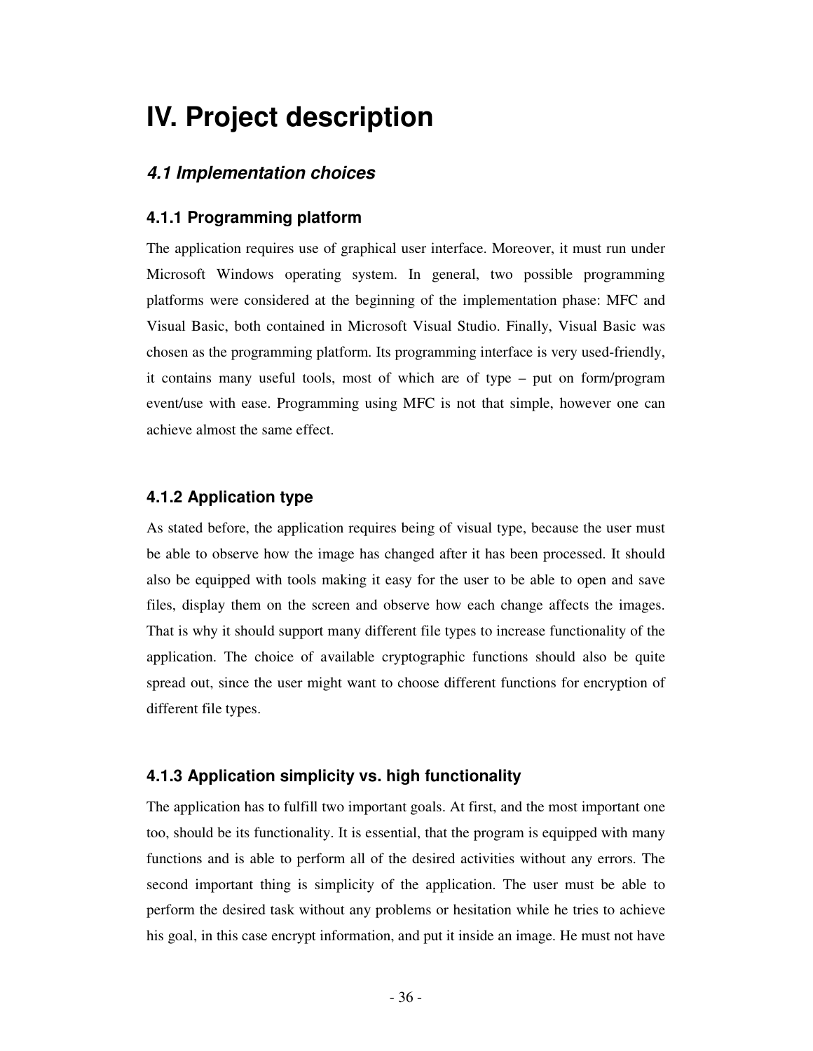# IV. Project description

## *4.1 Implementation choices*

### 4.1.1 Programming platform

The application requires use of graphical user interface. Moreover, it must run under Microsoft Windows operating system. In general, two possible programming platforms were considered at the beginning of the implementation phase: MFC and Visual Basic, both contained in Microsoft Visual Studio. Finally, Visual Basic was chosen as the programming platform. Its programming interface is very used-friendly, it contains many useful tools, most of which are of type – put on form/program event/use with ease. Programming using MFC is not that simple, however one can achieve almost the same effect.

### 4.1.2 Application type

As stated before, the application requires being of visual type, because the user must be able to observe how the image has changed after it has been processed. It should also be equipped with tools making it easy for the user to be able to open and save files, display them on the screen and observe how each change affects the images. That is why it should support many different file types to increase functionality of the application. The choice of available cryptographic functions should also be quite spread out, since the user might want to choose different functions for encryption of different file types.

### 4.1.3 Application simplicity vs. high functionality

The application has to fulfill two important goals. At first, and the most important one too, should be its functionality. It is essential, that the program is equipped with many functions and is able to perform all of the desired activities without any errors. The second important thing is simplicity of the application. The user must be able to perform the desired task without any problems or hesitation while he tries to achieve his goal, in this case encrypt information, and put it inside an image. He must not have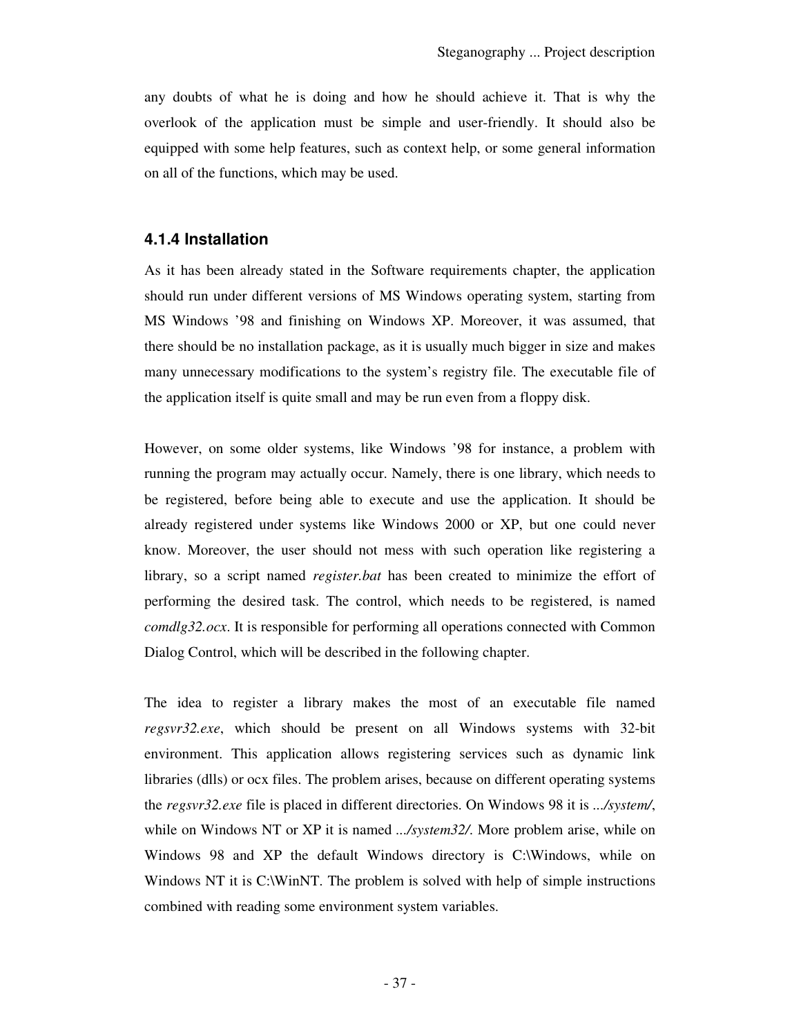any doubts of what he is doing and how he should achieve it. That is why the overlook of the application must be simple and user-friendly. It should also be equipped with some help features, such as context help, or some general information on all of the functions, which may be used.

### 4.1.4 Installation

As it has been already stated in the Software requirements chapter, the application should run under different versions of MS Windows operating system, starting from MS Windows '98 and finishing on Windows XP. Moreover, it was assumed, that there should be no installation package, as it is usually much bigger in size and makes many unnecessary modifications to the system's registry file. The executable file of the application itself is quite small and may be run even from a floppy disk.

However, on some older systems, like Windows '98 for instance, a problem with running the program may actually occur. Namely, there is one library, which needs to be registered, before being able to execute and use the application. It should be already registered under systems like Windows 2000 or XP, but one could never know. Moreover, the user should not mess with such operation like registering a library, so a script named *register.bat* has been created to minimize the effort of performing the desired task. The control, which needs to be registered, is named *comdlg32.ocx*. It is responsible for performing all operations connected with Common Dialog Control, which will be described in the following chapter.

The idea to register a library makes the most of an executable file named *regsvr32.exe*, which should be present on all Windows systems with 32-bit environment. This application allows registering services such as dynamic link libraries (dlls) or ocx files. The problem arises, because on different operating systems the *regsvr32.exe* file is placed in different directories. On Windows 98 it is *.../system/*, while on Windows NT or XP it is named *.../system32/*. More problem arise, while on Windows 98 and XP the default Windows directory is C:\Windows, while on Windows NT it is C:\WinNT. The problem is solved with help of simple instructions combined with reading some environment system variables.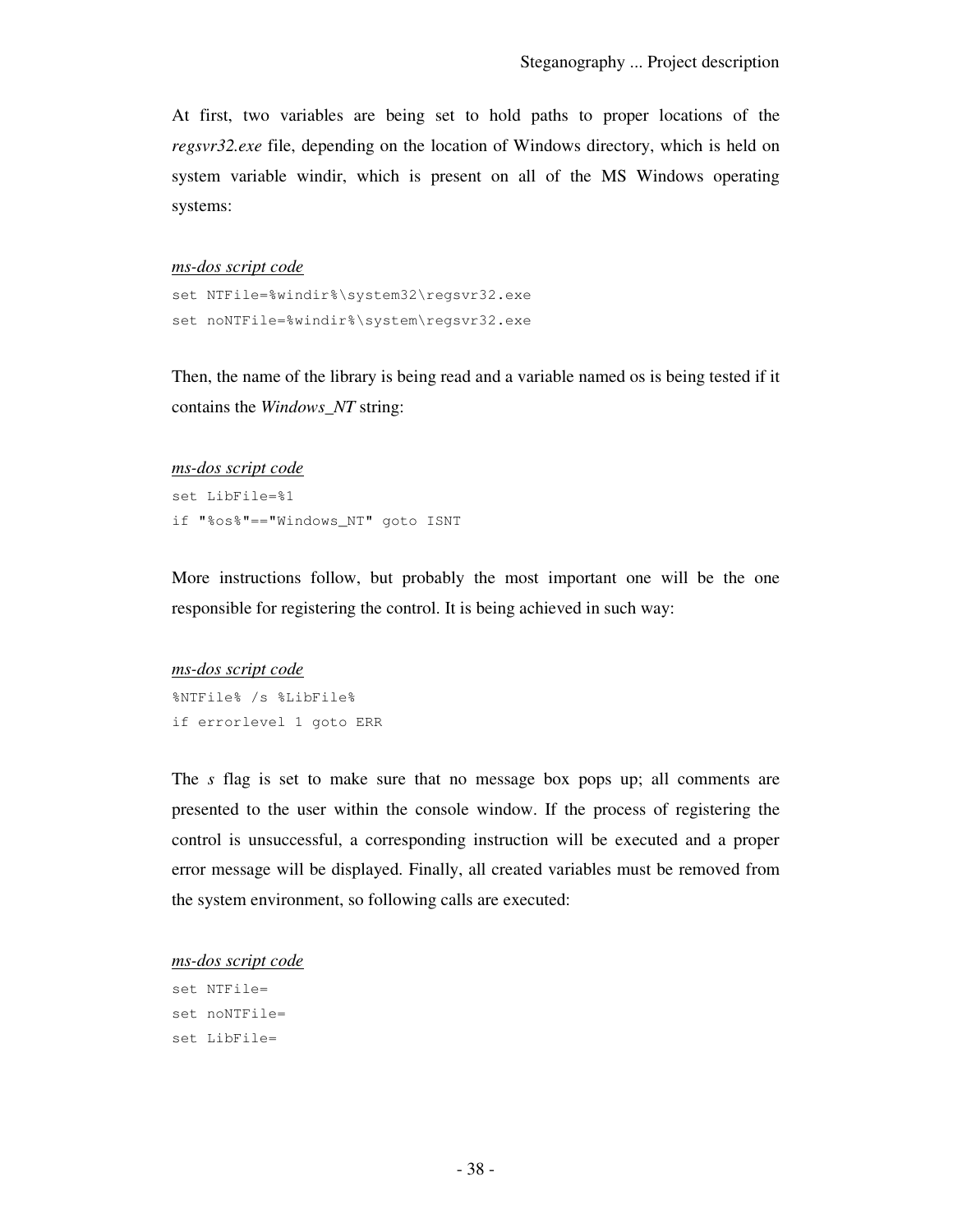At first, two variables are being set to hold paths to proper locations of the *regsvr32.exe* file, depending on the location of Windows directory, which is held on system variable windir, which is present on all of the MS Windows operating systems:

*<u>ms-dos script code</u>*

```
set NTFile=%windir%\system32\regsvr32.exe
set noNTFile=%windir%\system\regsvr32.exe
```

Then, the name of the library is being read and a variable named os is being tested if it contains the *Windows_NT* string:

*<u>ms-dos script code</u>*

```
set LibFile=%1
if "%os%"=="Windows_NT" goto ISNT
```

More instructions follow, but probably the most important one will be the one responsible for registering the control. It is being achieved in such way:

*<u>ms-dos script code</u>*

```
%NTFile% /s %LibFile%
if errorlevel 1 goto ERR
```

The *s* flag is set to make sure that no message box pops up; all comments are presented to the user within the console window. If the process of registering the control is unsuccessful, a corresponding instruction will be executed and a proper error message will be displayed. Finally, all created variables must be removed from the system environment, so following calls are executed:

*<u>ms-dos script code</u>*

```
set NTFile=
set noNTFile=
set LibFile=
```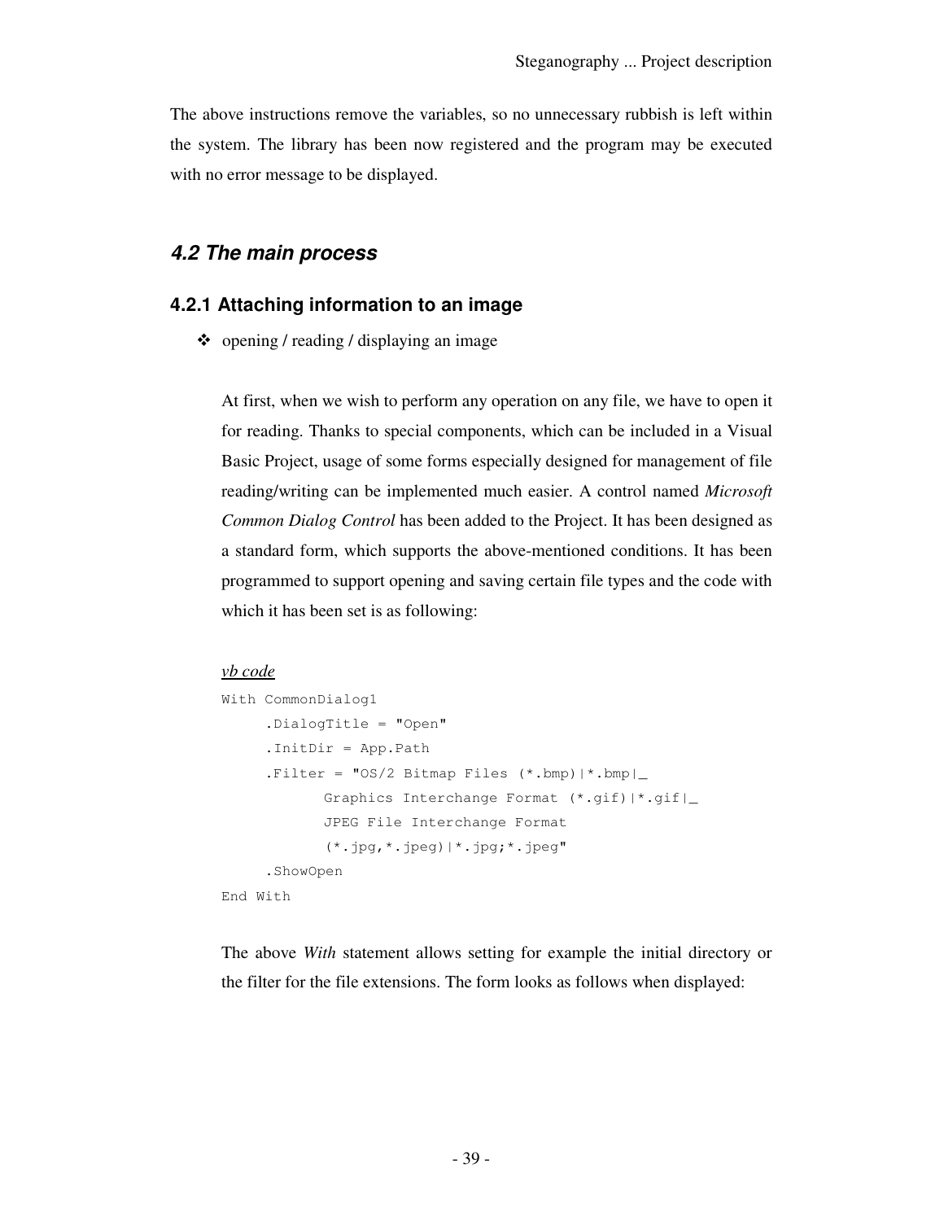The above instructions remove the variables, so no unnecessary rubbish is left within the system. The library has been now registered and the program may be executed with no error message to be displayed.

## *4.2 The main process*

### 4.2.1 Attaching information to an image

- opening / reading / displaying an image

At first, when we wish to perform any operation on any file, we have to open it for reading. Thanks to special components, which can be included in a Visual Basic Project, usage of some forms especially designed for management of file reading/writing can be implemented much easier. A control named *Microsoft Common Dialog Control* has been added to the Project. It has been designed as a standard form, which supports the above-mentioned conditions. It has been programmed to support opening and saving certain file types and the code with which it has been set is as following:

*vb code*

```
With CommonDialog1
     .DialogTitle = "Open"
     .InitDir = App.Path
     .Filter = "OS/2 Bitmap Files (*.bmp)|*.bmp|_
            Graphics Interchange Format (*.gif)|*.gif|_
            JPEG File Interchange Format
            (*.jpg,*.jpeg)|*.jpg;*.jpeg"
     .ShowOpen
End With
```

The above *With* statement allows setting for example the initial directory or the filter for the file extensions. The form looks as follows when displayed: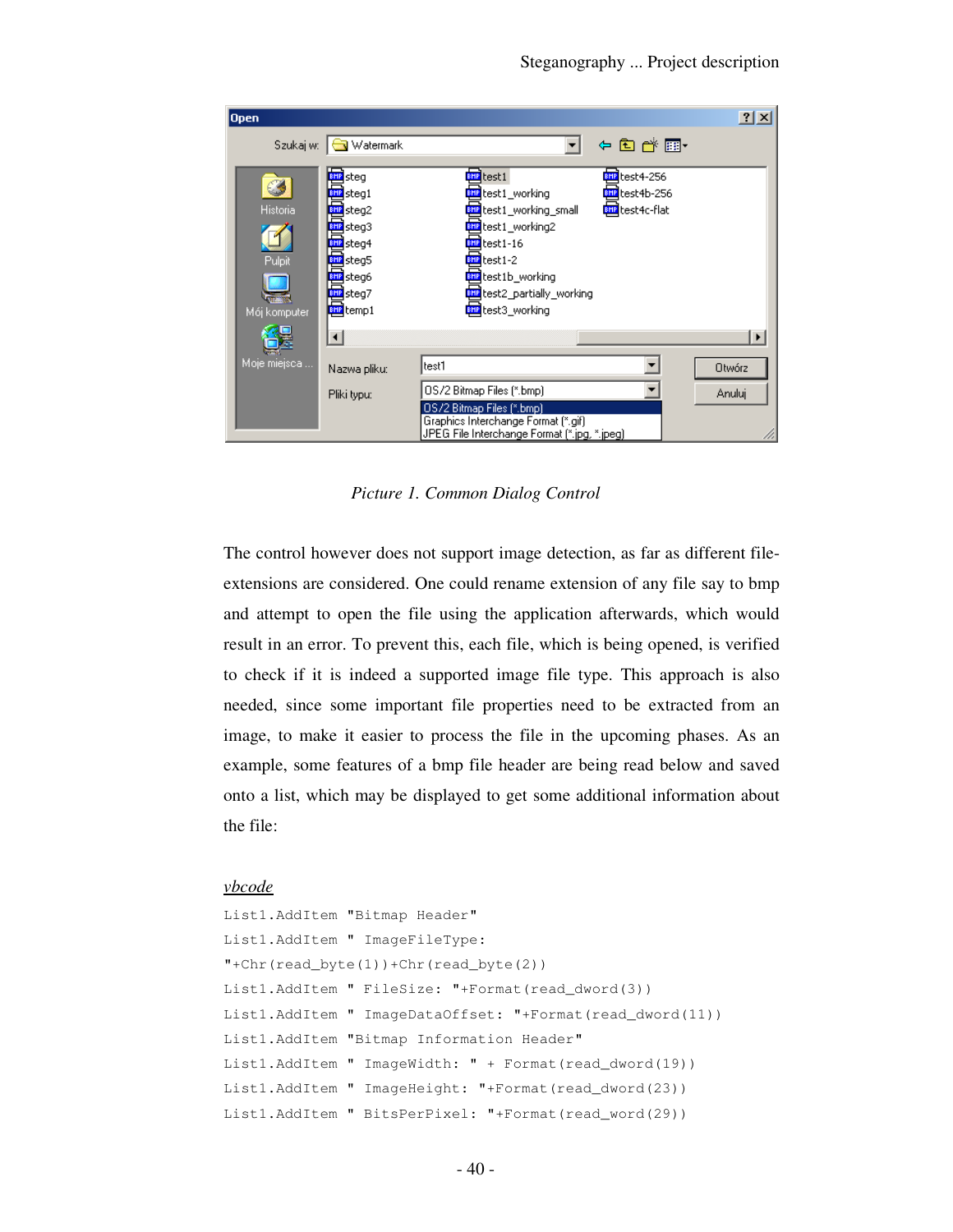*Picture 1. Common Dialog Control*

The control however does not support image detection, as far as different file-extensions are considered. One could rename extension of any file say to bmp and attempt to open the file using the application afterwards, which would result in an error. To prevent this, each file, which is being opened, is verified to check if it is indeed a supported image file type. This approach is also needed, since some important file properties need to be extracted from an image, to make it easier to process the file in the upcoming phases. As an example, some features of a bmp file header are being read below and saved onto a list, which may be displayed to get some additional information about the file:

*vbcode*

```
List1.AddItem "Bitmap Header"
List1.AddItem " ImageFileType:
"+Chr(read_byte(1))+Chr(read_byte(2))
List1.AddItem " FileSize: "+Format(read_dword(3))
List1.AddItem " ImageDataOffset: "+Format(read_dword(11))
List1.AddItem "Bitmap Information Header"
List1.AddItem " ImageWidth: " + Format(read_dword(19))
List1.AddItem " ImageHeight: "+Format(read_dword(23))
List1.AddItem " BitsPerPixel: "+Format(read_word(29))
```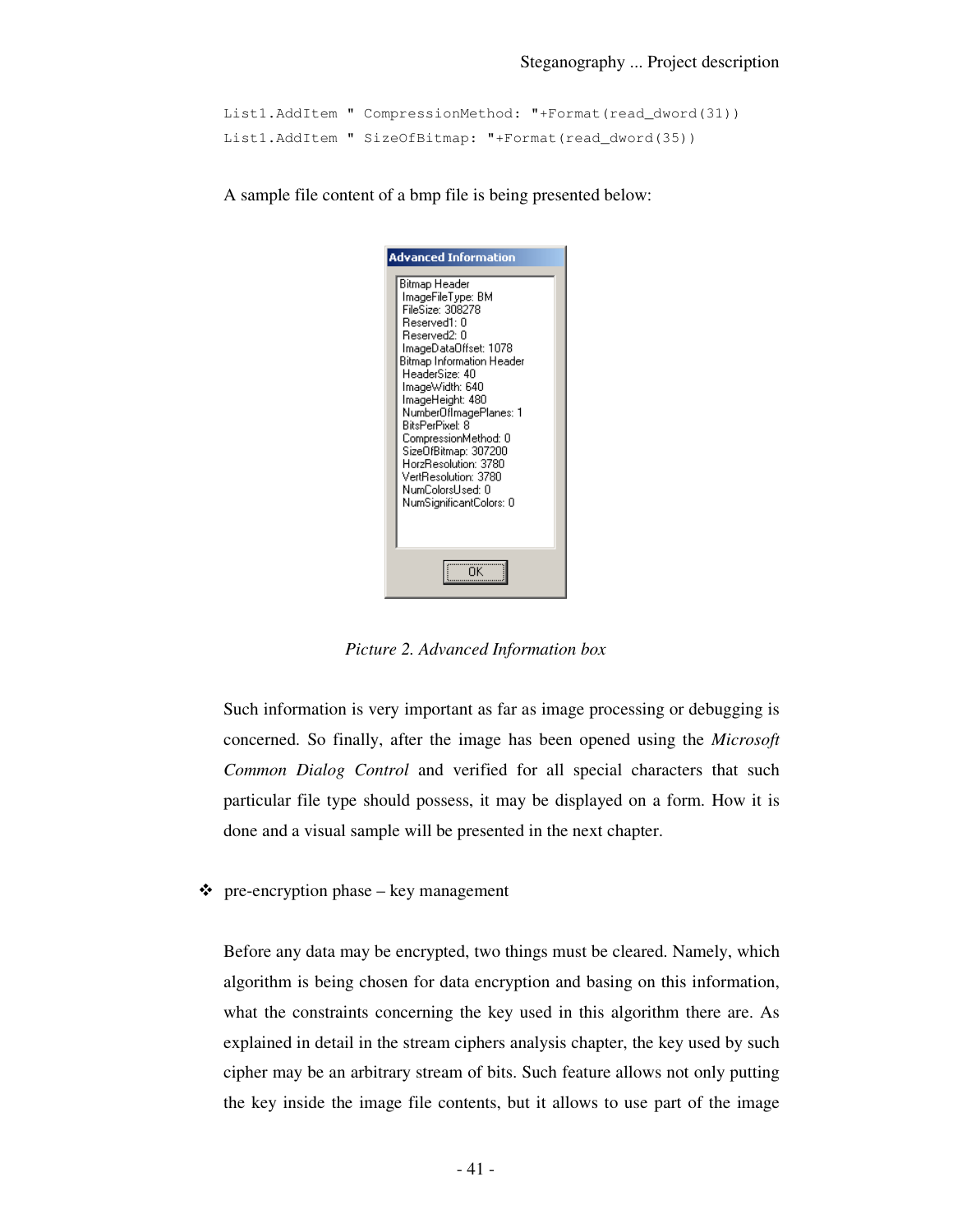```
List1.AddItem " CompressionMethod: "+Format(read_dword(31))
List1.AddItem " SizeOfBitmap: "+Format(read_dword(35))
```

A sample file content of a bmp file is being presented below:

```
Advanced Information

Bitmap Header
 ImageFileType: BM
 FileSize: 308278
 Reserved1: 0
 Reserved2: 0
 ImageDataOffset: 1078
Bitmap Information Header
 HeaderSize: 40
 ImageWidth: 640
 ImageHeight: 480
 NumberOfImagePlanes: 1
 BitsPerPixel: 8
 CompressionMethod: 0
 SizeOfBitmap: 307200
 HorzResolution: 3780
 VertResolution: 3780
 NumColorsUsed: 0
 NumSignificantColors: 0

OK
```

*Picture 2. Advanced Information box*

Such information is very important as far as image processing or debugging is concerned. So finally, after the image has been opened using the *Microsoft Common Dialog Control* and verified for all special characters that such particular file type should possess, it may be displayed on a form. How it is done and a visual sample will be presented in the next chapter.

- pre-encryption phase – key management

Before any data may be encrypted, two things must be cleared. Namely, which algorithm is being chosen for data encryption and basing on this information, what the constraints concerning the key used in this algorithm there are. As explained in detail in the stream ciphers analysis chapter, the key used by such cipher may be an arbitrary stream of bits. Such feature allows not only putting the key inside the image file contents, but it allows to use part of the image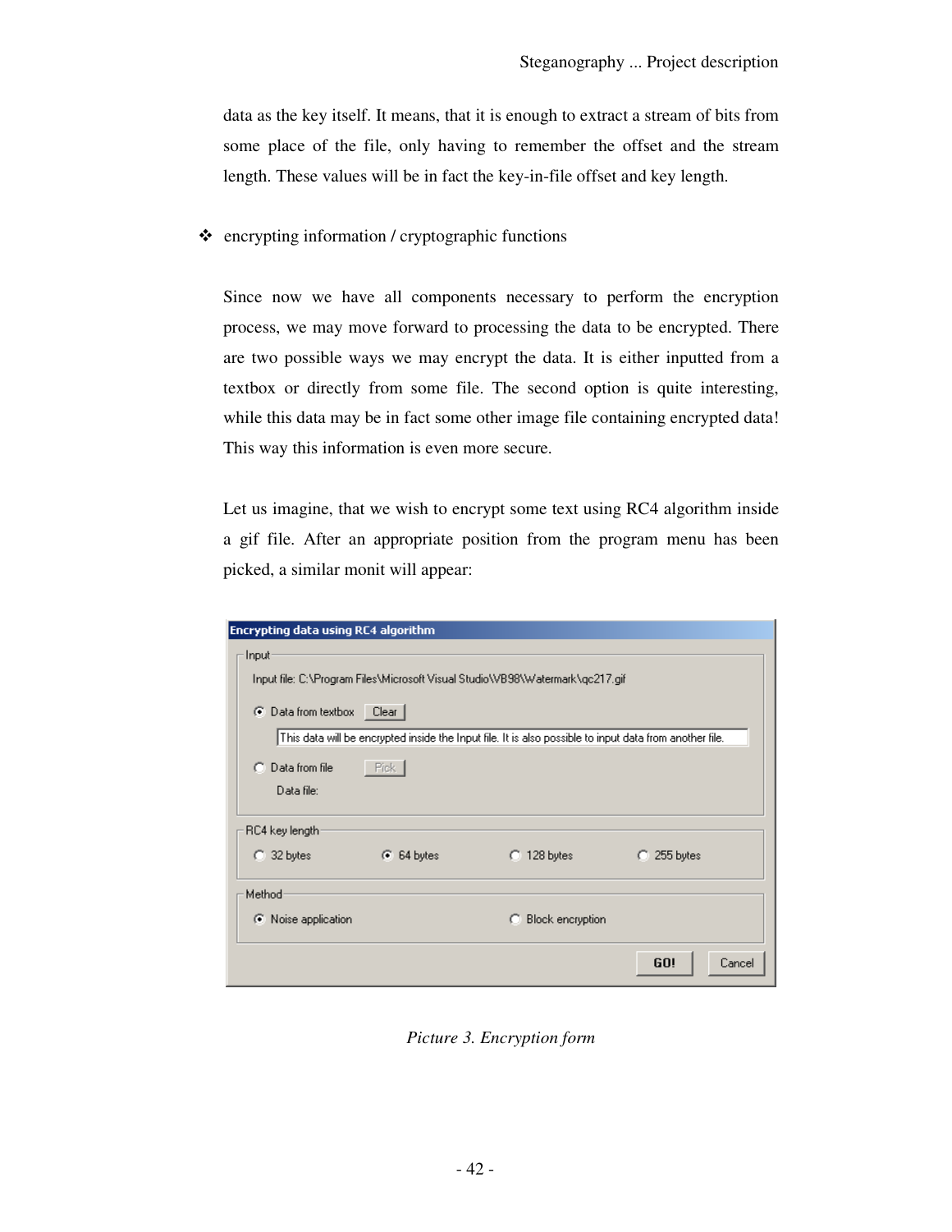data as the key itself. It means, that it is enough to extract a stream of bits from some place of the file, only having to remember the offset and the stream length. These values will be in fact the key-in-file offset and key length.

- encrypting information / cryptographic functions

Since now we have all components necessary to perform the encryption process, we may move forward to processing the data to be encrypted. There are two possible ways we may encrypt the data. It is either inputted from a textbox or directly from some file. The second option is quite interesting, while this data may be in fact some other image file containing encrypted data! This way this information is even more secure.

Let us imagine, that we wish to encrypt some text using RC4 algorithm inside a gif file. After an appropriate position from the program menu has been picked, a similar monit will appear:

*Picture 3. Encryption form*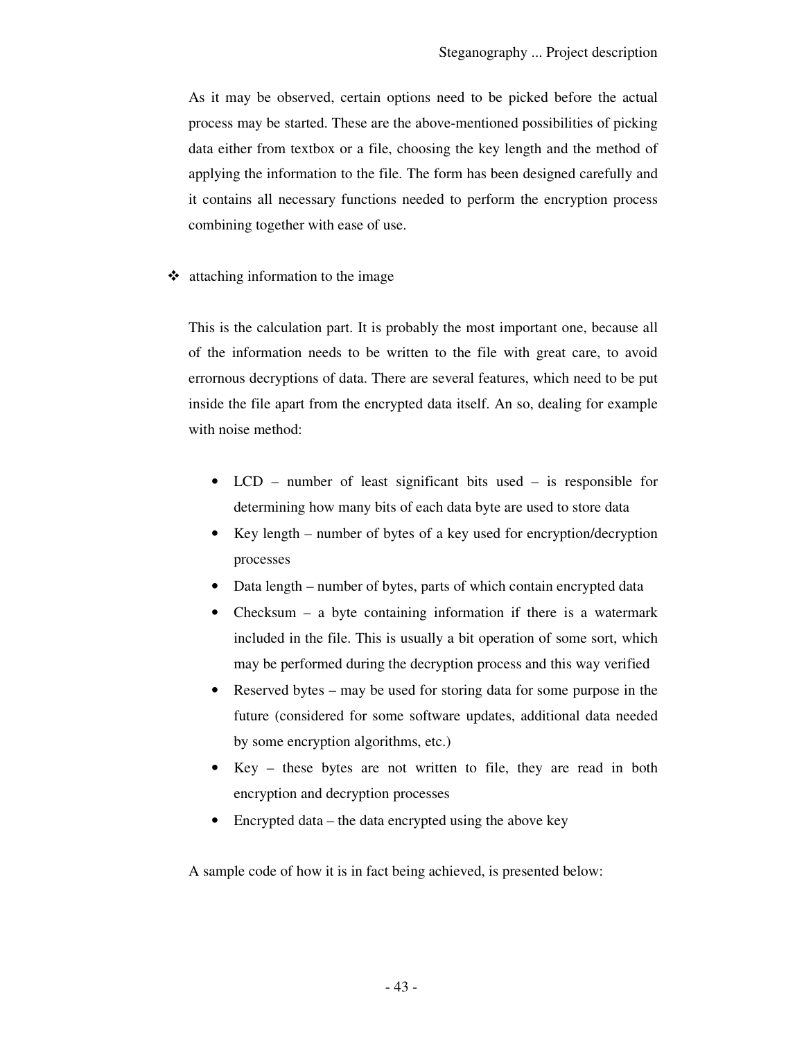As it may be observed, certain options need to be picked before the actual process may be started. These are the above-mentioned possibilities of picking data either from textbox or a file, choosing the key length and the method of applying the information to the file. The form has been designed carefully and it contains all necessary functions needed to perform the encryption process combining together with ease of use.

- attaching information to the image

This is the calculation part. It is probably the most important one, because all of the information needs to be written to the file with great care, to avoid errornous decryptions of data. There are several features, which need to be put inside the file apart from the encrypted data itself. An so, dealing for example with noise method:

- LCD – number of least significant bits used – is responsible for determining how many bits of each data byte are used to store data
- Key length – number of bytes of a key used for encryption/decryption processes
- Data length – number of bytes, parts of which contain encrypted data
- Checksum – a byte containing information if there is a watermark included in the file. This is usually a bit operation of some sort, which may be performed during the decryption process and this way verified
- Reserved bytes – may be used for storing data for some purpose in the future (considered for some software updates, additional data needed by some encryption algorithms, etc.)
- Key – these bytes are not written to file, they are read in both encryption and decryption processes
- Encrypted data – the data encrypted using the above key

A sample code of how it is in fact being achieved, is presented below: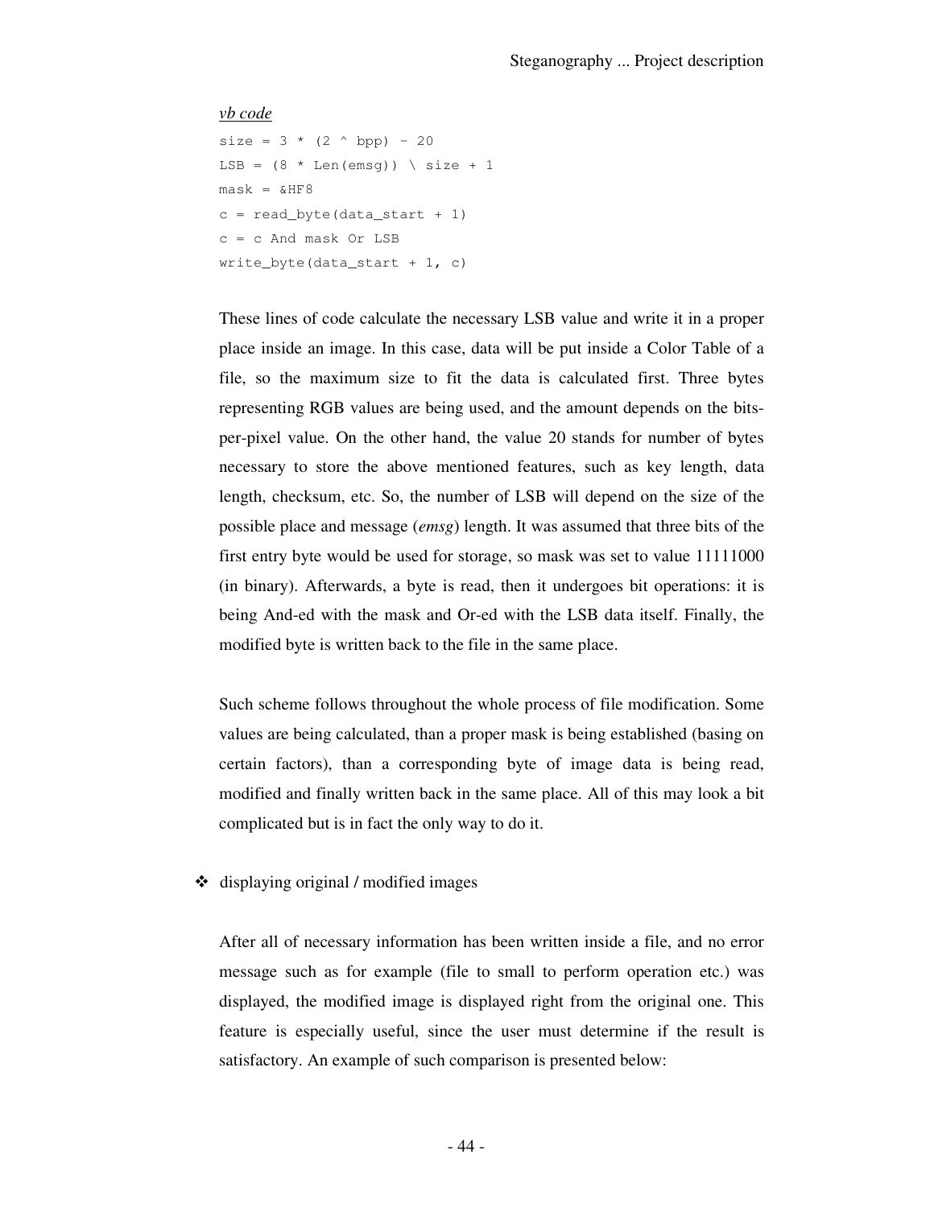*vb code*

```
size = 3 * (2 ^ bpp) - 20
LSB = (8 * Len(emsg)) \ size + 1
mask = &HF8
c = read_byte(data_start + 1)
c = c And mask Or LSB
write_byte(data_start + 1, c)
```

These lines of code calculate the necessary LSB value and write it in a proper place inside an image. In this case, data will be put inside a Color Table of a file, so the maximum size to fit the data is calculated first. Three bytes representing RGB values are being used, and the amount depends on the bits-per-pixel value. On the other hand, the value 20 stands for number of bytes necessary to store the above mentioned features, such as key length, data length, checksum, etc. So, the number of LSB will depend on the size of the possible place and message (*emsg*) length. It was assumed that three bits of the first entry byte would be used for storage, so mask was set to value 11111000 (in binary). Afterwards, a byte is read, then it undergoes bit operations: it is being And-ed with the mask and Or-ed with the LSB data itself. Finally, the modified byte is written back to the file in the same place.

Such scheme follows throughout the whole process of file modification. Some values are being calculated, than a proper mask is being established (basing on certain factors), than a corresponding byte of image data is being read, modified and finally written back in the same place. All of this may look a bit complicated but is in fact the only way to do it.

- displaying original / modified images

After all of necessary information has been written inside a file, and no error message such as for example (file to small to perform operation etc.) was displayed, the modified image is displayed right from the original one. This feature is especially useful, since the user must determine if the result is satisfactory. An example of such comparison is presented below: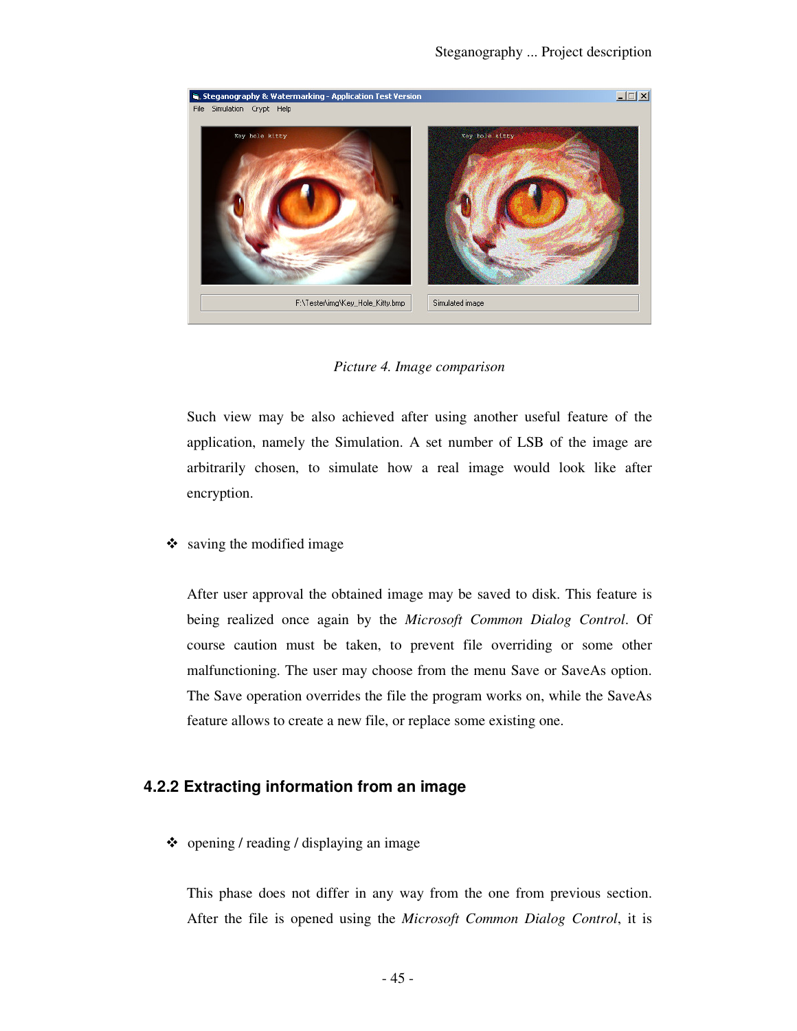*Picture 4. Image comparison*

Such view may be also achieved after using another useful feature of the application, namely the Simulation. A set number of LSB of the image are arbitrarily chosen, to simulate how a real image would look like after encryption.

- saving the modified image

After user approval the obtained image may be saved to disk. This feature is being realized once again by the *Microsoft Common Dialog Control*. Of course caution must be taken, to prevent file overriding or some other malfunctioning. The user may choose from the menu Save or SaveAs option. The Save operation overrides the file the program works on, while the SaveAs feature allows to create a new file, or replace some existing one.

### 4.2.2 Extracting information from an image

- opening / reading / displaying an image

This phase does not differ in any way from the one from previous section. After the file is opened using the *Microsoft Common Dialog Control*, it is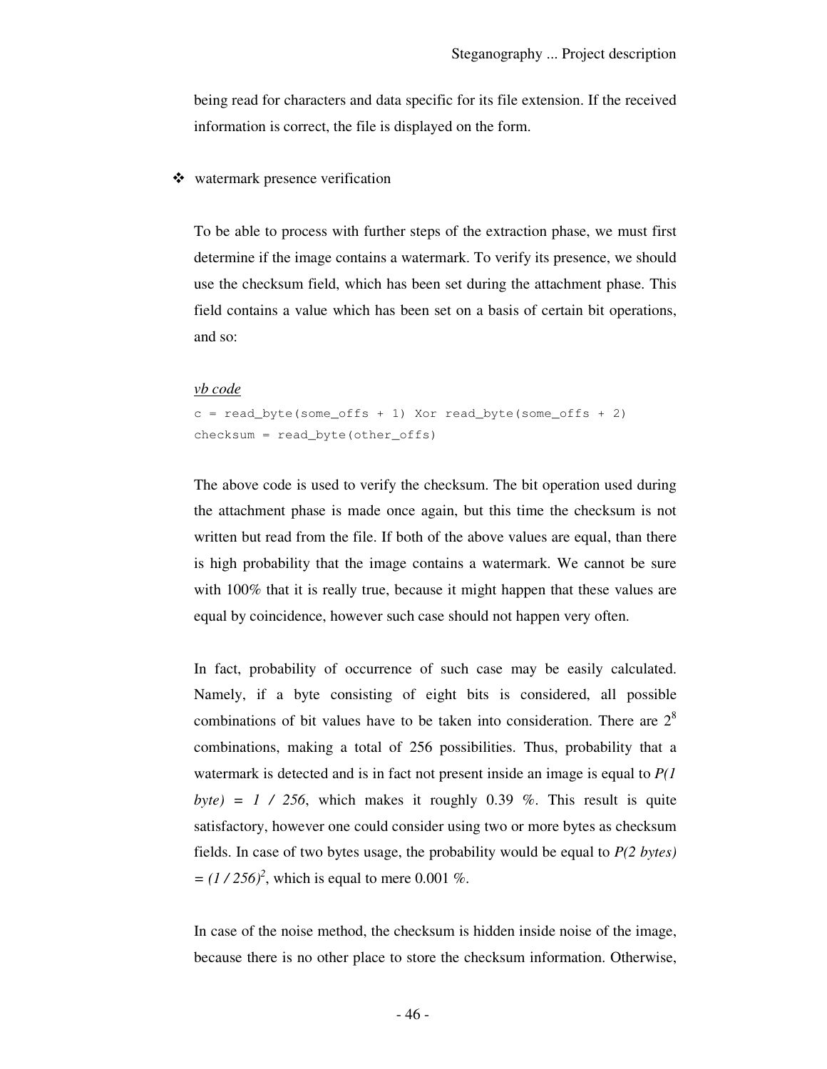being read for characters and data specific for its file extension. If the received information is correct, the file is displayed on the form.

- watermark presence verification

To be able to process with further steps of the extraction phase, we must first determine if the image contains a watermark. To verify its presence, we should use the checksum field, which has been set during the attachment phase. This field contains a value which has been set on a basis of certain bit operations, and so:

*vb code*

```
c = read_byte(some_offs + 1) Xor read_byte(some_offs + 2)
checksum = read_byte(other_offs)
```

The above code is used to verify the checksum. The bit operation used during the attachment phase is made once again, but this time the checksum is not written but read from the file. If both of the above values are equal, than there is high probability that the image contains a watermark. We cannot be sure with 100% that it is really true, because it might happen that these values are equal by coincidence, however such case should not happen very often.

In fact, probability of occurrence of such case may be easily calculated. Namely, if a byte consisting of eight bits is considered, all possible combinations of bit values have to be taken into consideration. There are $2^8$ combinations, making a total of 256 possibilities. Thus, probability that a watermark is detected and is in fact not present inside an image is equal to $P(1\ byte) = 1 / 256$, which makes it roughly 0.39 %. This result is quite satisfactory, however one could consider using two or more bytes as checksum fields. In case of two bytes usage, the probability would be equal to $P(2\ bytes) = (1 / 256)^2$, which is equal to mere 0.001 %.

In case of the noise method, the checksum is hidden inside noise of the image, because there is no other place to store the checksum information. Otherwise,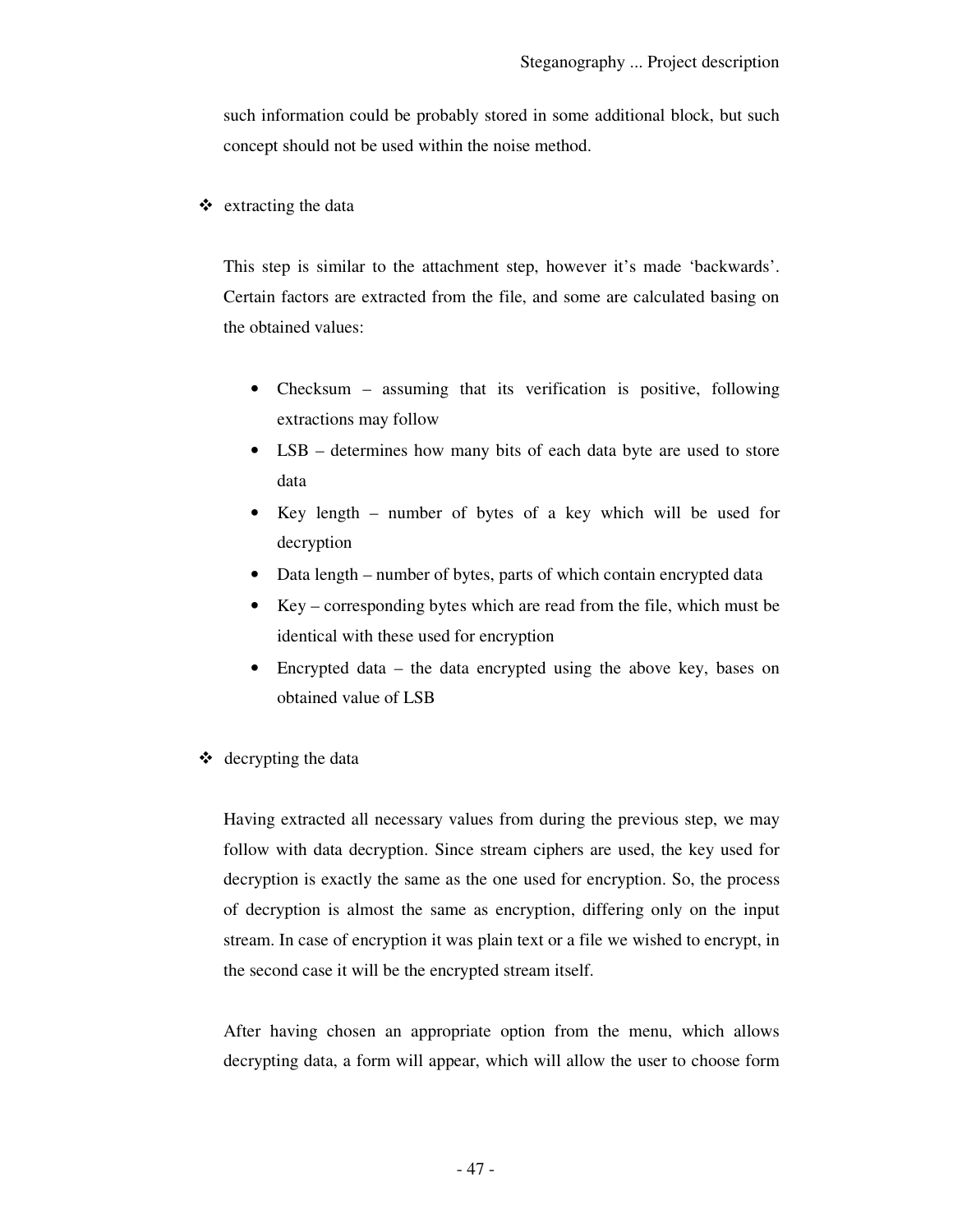such information could be probably stored in some additional block, but such concept should not be used within the noise method.

❖ extracting the data

This step is similar to the attachment step, however it's made 'backwards'. Certain factors are extracted from the file, and some are calculated basing on the obtained values:

- Checksum – assuming that its verification is positive, following extractions may follow
- LSB – determines how many bits of each data byte are used to store data
- Key length – number of bytes of a key which will be used for decryption
- Data length – number of bytes, parts of which contain encrypted data
- Key – corresponding bytes which are read from the file, which must be identical with these used for encryption
- Encrypted data – the data encrypted using the above key, bases on obtained value of LSB

❖ decrypting the data

Having extracted all necessary values from during the previous step, we may follow with data decryption. Since stream ciphers are used, the key used for decryption is exactly the same as the one used for encryption. So, the process of decryption is almost the same as encryption, differing only on the input stream. In case of encryption it was plain text or a file we wished to encrypt, in the second case it will be the encrypted stream itself.

After having chosen an appropriate option from the menu, which allows decrypting data, a form will appear, which will allow the user to choose form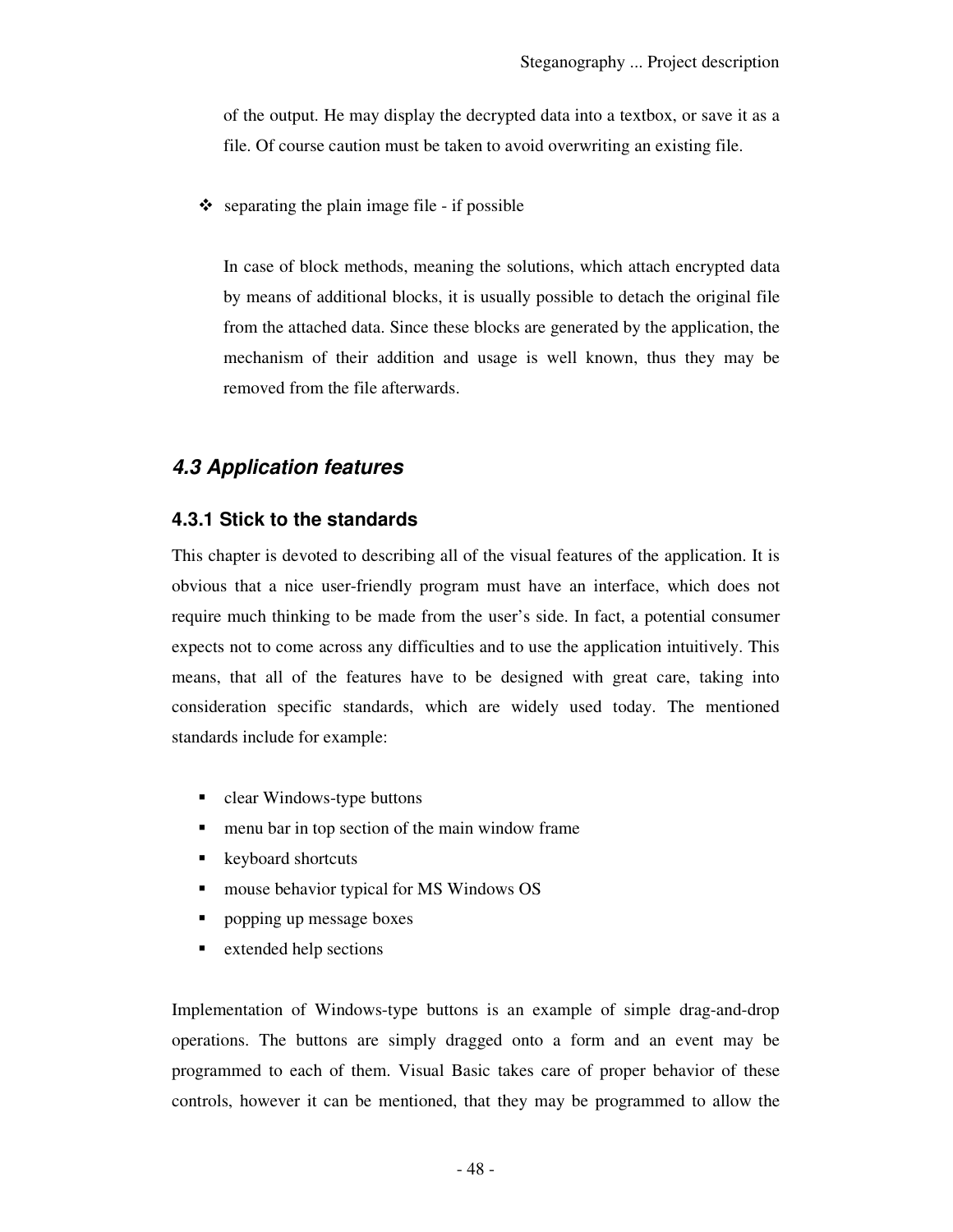of the output. He may display the decrypted data into a textbox, or save it as a file. Of course caution must be taken to avoid overwriting an existing file.

- separating the plain image file - if possible

  In case of block methods, meaning the solutions, which attach encrypted data by means of additional blocks, it is usually possible to detach the original file from the attached data. Since these blocks are generated by the application, the mechanism of their addition and usage is well known, thus they may be removed from the file afterwards.

## *4.3 Application features*

### 4.3.1 Stick to the standards

This chapter is devoted to describing all of the visual features of the application. It is obvious that a nice user-friendly program must have an interface, which does not require much thinking to be made from the user's side. In fact, a potential consumer expects not to come across any difficulties and to use the application intuitively. This means, that all of the features have to be designed with great care, taking into consideration specific standards, which are widely used today. The mentioned standards include for example:

- clear Windows-type buttons
- menu bar in top section of the main window frame
- keyboard shortcuts
- mouse behavior typical for MS Windows OS
- popping up message boxes
- extended help sections

Implementation of Windows-type buttons is an example of simple drag-and-drop operations. The buttons are simply dragged onto a form and an event may be programmed to each of them. Visual Basic takes care of proper behavior of these controls, however it can be mentioned, that they may be programmed to allow the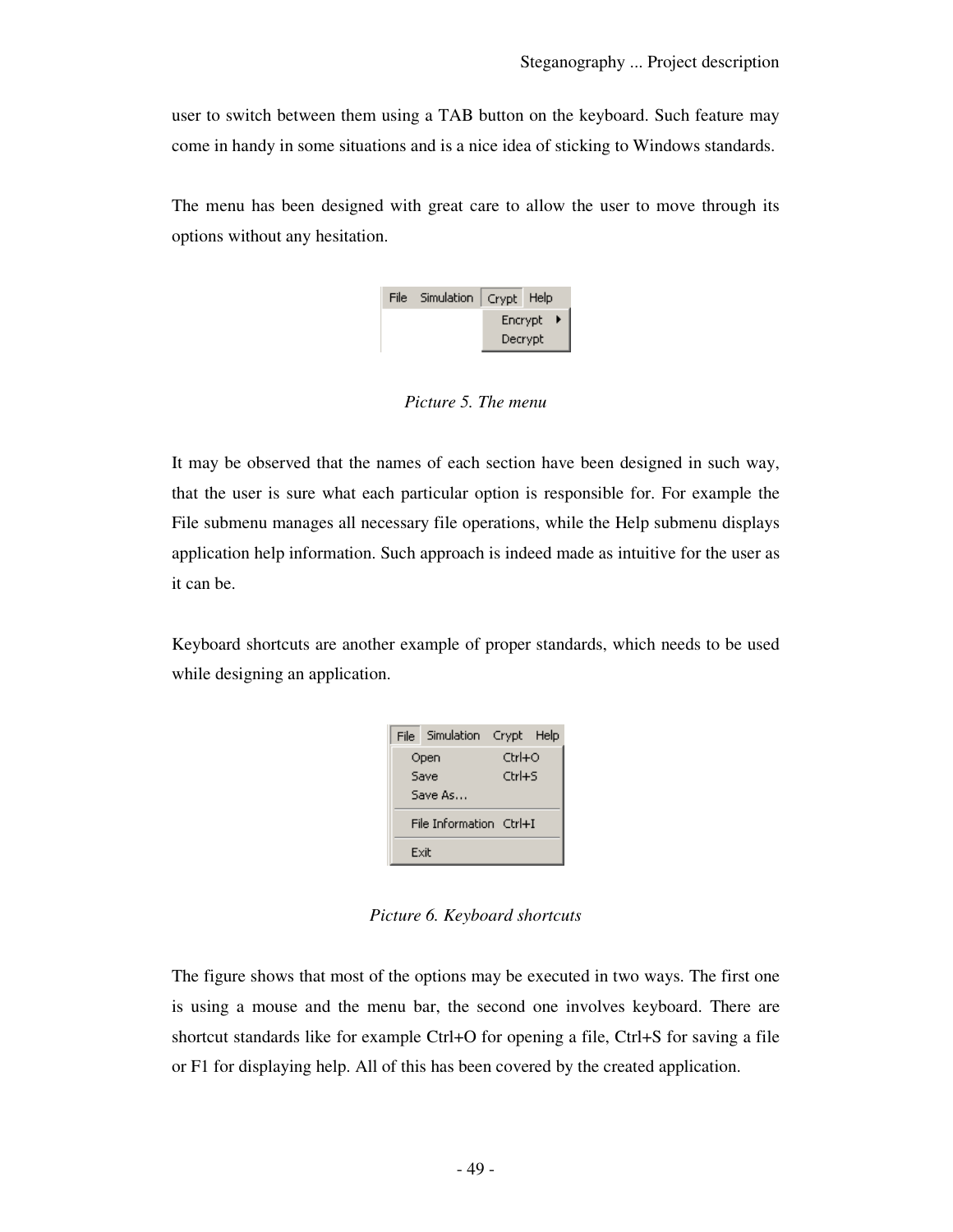user to switch between them using a TAB button on the keyboard. Such feature may come in handy in some situations and is a nice idea of sticking to Windows standards.

The menu has been designed with great care to allow the user to move through its options without any hesitation.

*Picture 5. The menu*

It may be observed that the names of each section have been designed in such way, that the user is sure what each particular option is responsible for. For example the File submenu manages all necessary file operations, while the Help submenu displays application help information. Such approach is indeed made as intuitive for the user as it can be.

Keyboard shortcuts are another example of proper standards, which needs to be used while designing an application.

*Picture 6. Keyboard shortcuts*

The figure shows that most of the options may be executed in two ways. The first one is using a mouse and the menu bar, the second one involves keyboard. There are shortcut standards like for example Ctrl+O for opening a file, Ctrl+S for saving a file or F1 for displaying help. All of this has been covered by the created application.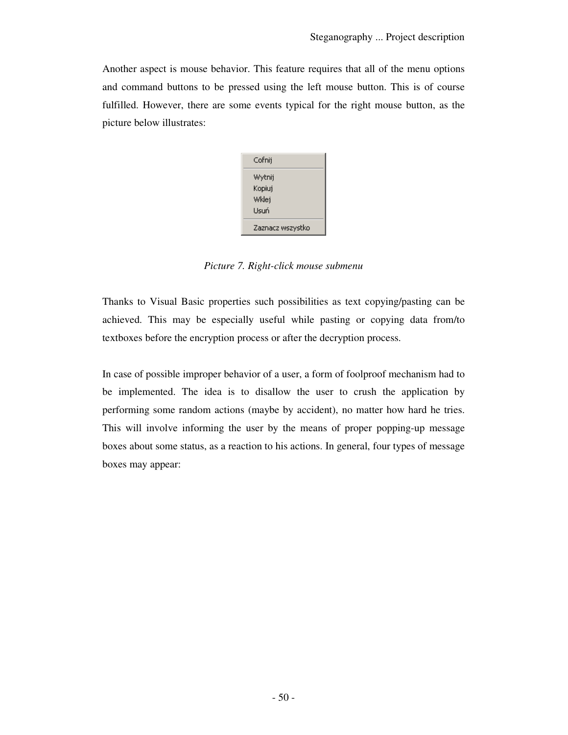Another aspect is mouse behavior. This feature requires that all of the menu options and command buttons to be pressed using the left mouse button. This is of course fulfilled. However, there are some events typical for the right mouse button, as the picture below illustrates:

Cofnij

Wytnij
Kopiuj
Wklej
Usuń

Zaznacz wszystko

*Picture 7. Right-click mouse submenu*

Thanks to Visual Basic properties such possibilities as text copying/pasting can be achieved. This may be especially useful while pasting or copying data from/to textboxes before the encryption process or after the decryption process.

In case of possible improper behavior of a user, a form of foolproof mechanism had to be implemented. The idea is to disallow the user to crush the application by performing some random actions (maybe by accident), no matter how hard he tries. This will involve informing the user by the means of proper popping-up message boxes about some status, as a reaction to his actions. In general, four types of message boxes may appear: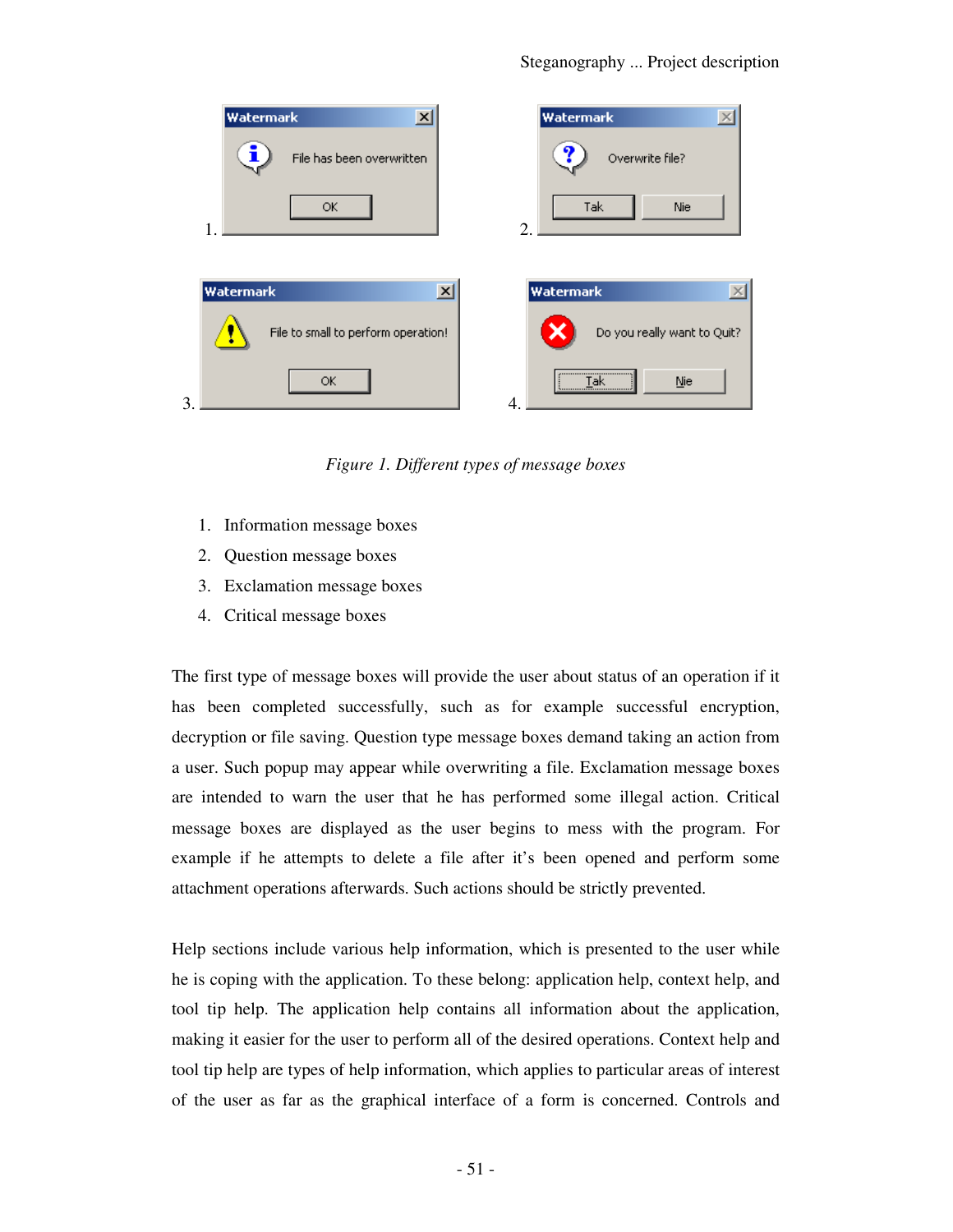*Figure 1. Different types of message boxes*

1. Information message boxes
2. Question message boxes
3. Exclamation message boxes
4. Critical message boxes

The first type of message boxes will provide the user about status of an operation if it has been completed successfully, such as for example successful encryption, decryption or file saving. Question type message boxes demand taking an action from a user. Such popup may appear while overwriting a file. Exclamation message boxes are intended to warn the user that he has performed some illegal action. Critical message boxes are displayed as the user begins to mess with the program. For example if he attempts to delete a file after it's been opened and perform some attachment operations afterwards. Such actions should be strictly prevented.

Help sections include various help information, which is presented to the user while he is coping with the application. To these belong: application help, context help, and tool tip help. The application help contains all information about the application, making it easier for the user to perform all of the desired operations. Context help and tool tip help are types of help information, which applies to particular areas of interest of the user as far as the graphical interface of a form is concerned. Controls and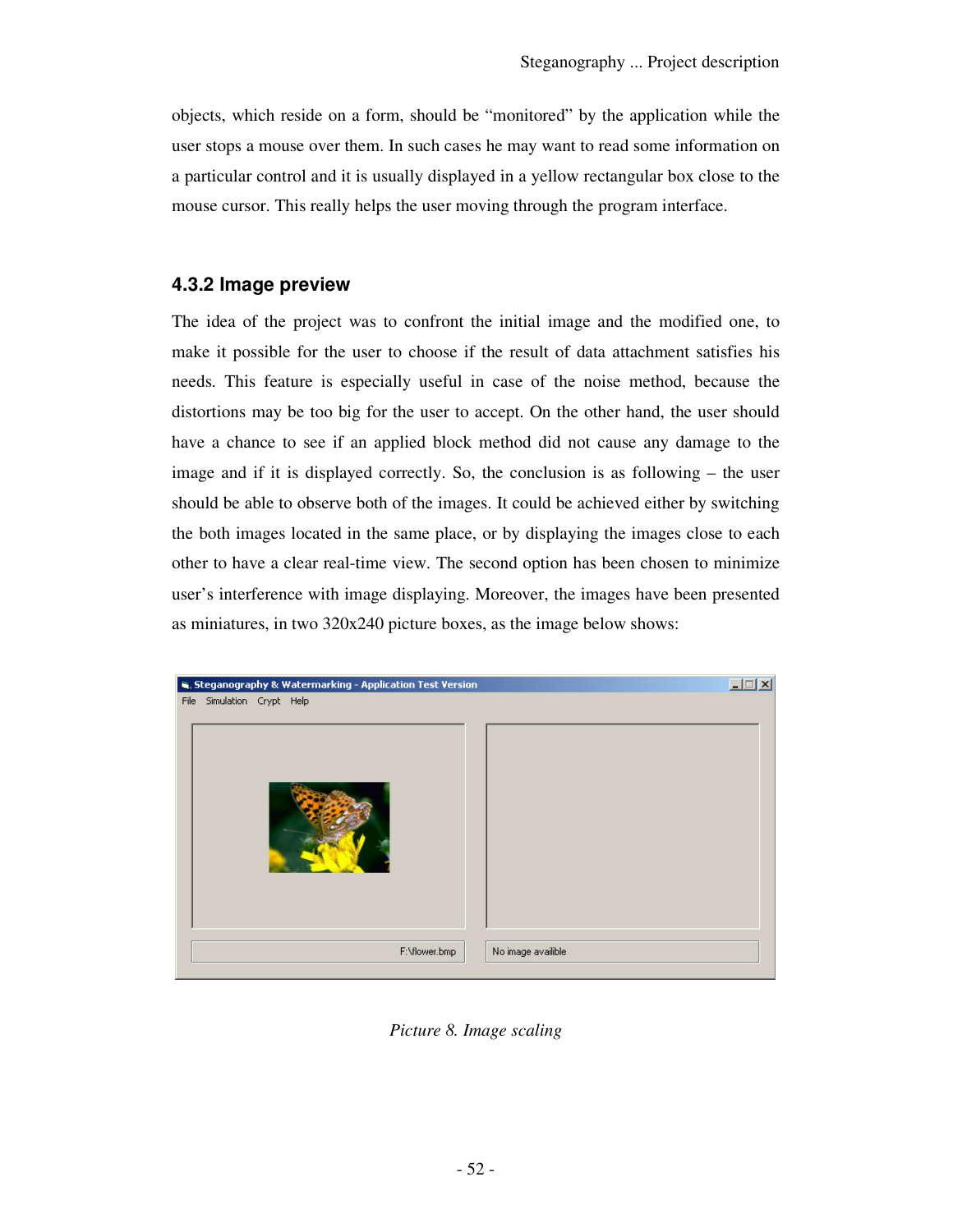objects, which reside on a form, should be "monitored" by the application while the user stops a mouse over them. In such cases he may want to read some information on a particular control and it is usually displayed in a yellow rectangular box close to the mouse cursor. This really helps the user moving through the program interface.

### 4.3.2 Image preview

The idea of the project was to confront the initial image and the modified one, to make it possible for the user to choose if the result of data attachment satisfies his needs. This feature is especially useful in case of the noise method, because the distortions may be too big for the user to accept. On the other hand, the user should have a chance to see if an applied block method did not cause any damage to the image and if it is displayed correctly. So, the conclusion is as following – the user should be able to observe both of the images. It could be achieved either by switching the both images located in the same place, or by displaying the images close to each other to have a clear real-time view. The second option has been chosen to minimize user's interference with image displaying. Moreover, the images have been presented as miniatures, in two 320x240 picture boxes, as the image below shows:

*Picture 8. Image scaling*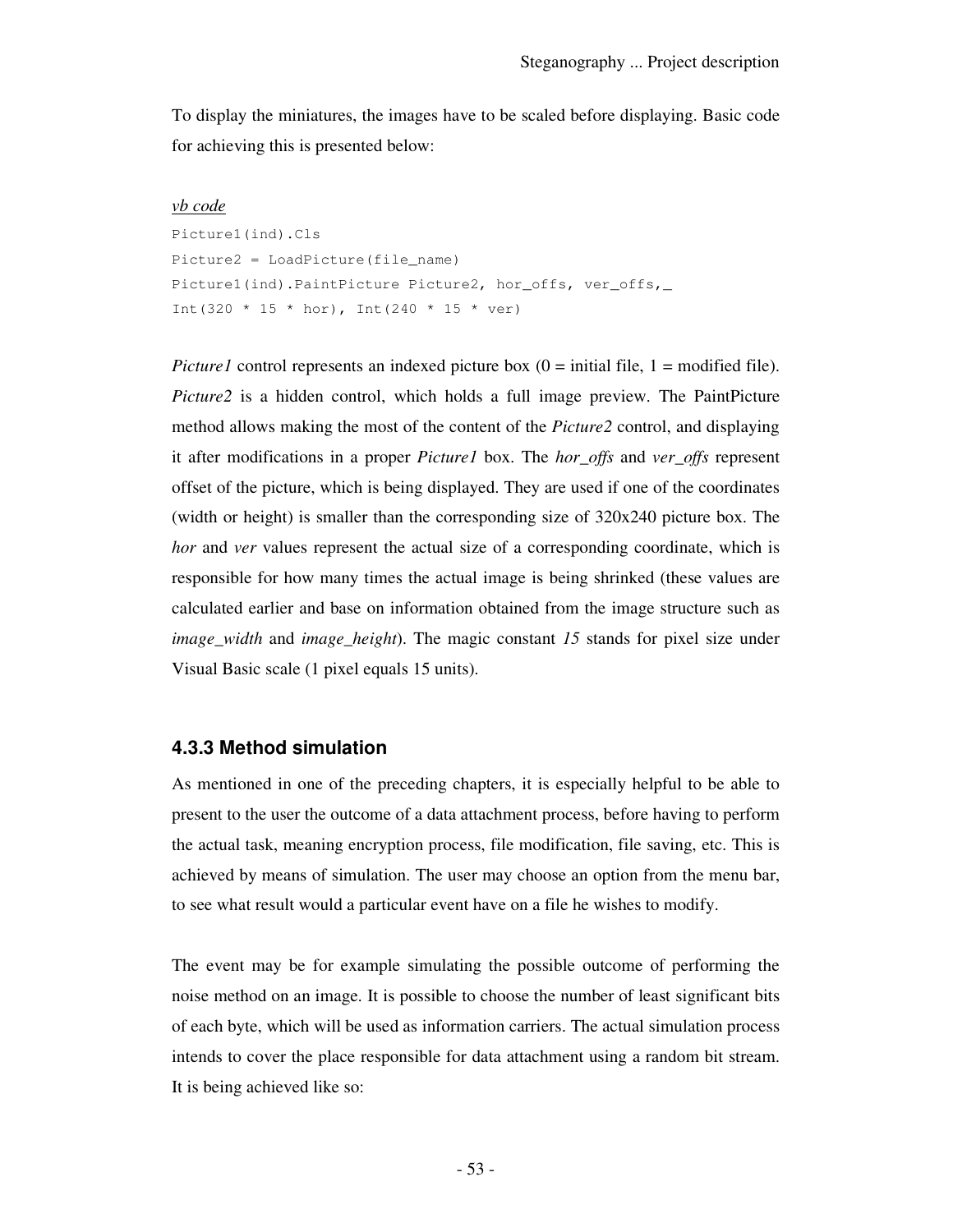To display the miniatures, the images have to be scaled before displaying. Basic code for achieving this is presented below:

*vb code*

```
Picture1(ind).Cls
Picture2 = LoadPicture(file_name)
Picture1(ind).PaintPicture Picture2, hor_offs, ver_offs,_
Int(320 * 15 * hor), Int(240 * 15 * ver)
```

*Picture1* control represents an indexed picture box (0 = initial file, 1 = modified file). *Picture2* is a hidden control, which holds a full image preview. The PaintPicture method allows making the most of the content of the *Picture2* control, and displaying it after modifications in a proper *Picture1* box. The *hor_offs* and *ver_offs* represent offset of the picture, which is being displayed. They are used if one of the coordinates (width or height) is smaller than the corresponding size of 320x240 picture box. The *hor* and *ver* values represent the actual size of a corresponding coordinate, which is responsible for how many times the actual image is being shrinked (these values are calculated earlier and base on information obtained from the image structure such as *image_width* and *image_height*). The magic constant *15* stands for pixel size under Visual Basic scale (1 pixel equals 15 units).

### 4.3.3 Method simulation

As mentioned in one of the preceding chapters, it is especially helpful to be able to present to the user the outcome of a data attachment process, before having to perform the actual task, meaning encryption process, file modification, file saving, etc. This is achieved by means of simulation. The user may choose an option from the menu bar, to see what result would a particular event have on a file he wishes to modify.

The event may be for example simulating the possible outcome of performing the noise method on an image. It is possible to choose the number of least significant bits of each byte, which will be used as information carriers. The actual simulation process intends to cover the place responsible for data attachment using a random bit stream. It is being achieved like so: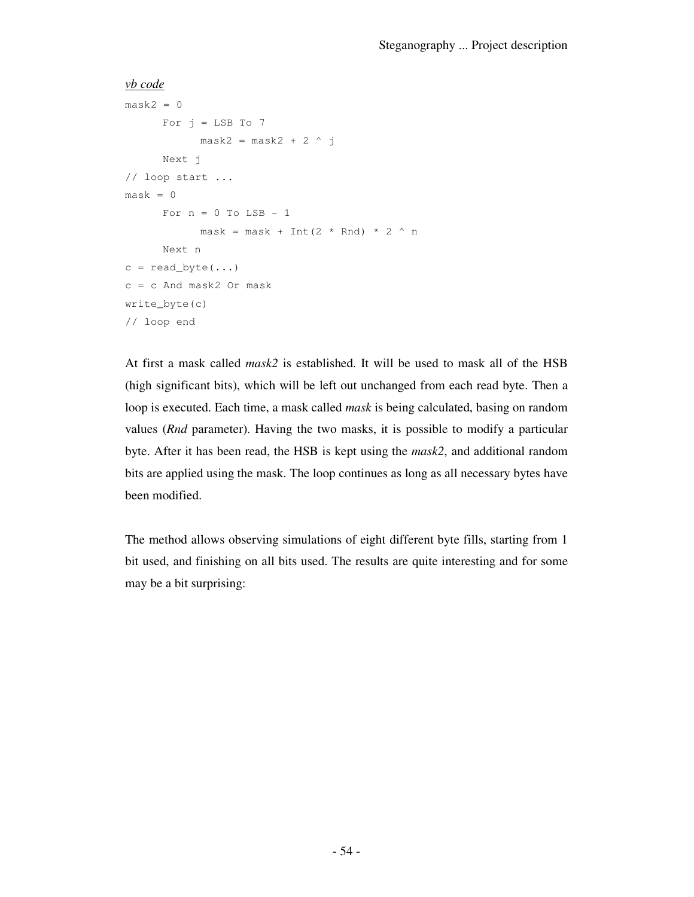*vb code*

```
mask2 = 0
      For j = LSB To 7
            mask2 = mask2 + 2 ^ j
      Next j
// loop start ...
mask = 0
      For n = 0 To LSB - 1
            mask = mask + Int(2 * Rnd) * 2 ^ n
      Next n
c = read_byte(...)
c = c And mask2 Or mask
write_byte(c)
// loop end
```

At first a mask called *mask2* is established. It will be used to mask all of the HSB (high significant bits), which will be left out unchanged from each read byte. Then a loop is executed. Each time, a mask called *mask* is being calculated, basing on random values (*Rnd* parameter). Having the two masks, it is possible to modify a particular byte. After it has been read, the HSB is kept using the *mask2*, and additional random bits are applied using the mask. The loop continues as long as all necessary bytes have been modified.

The method allows observing simulations of eight different byte fills, starting from 1 bit used, and finishing on all bits used. The results are quite interesting and for some may be a bit surprising: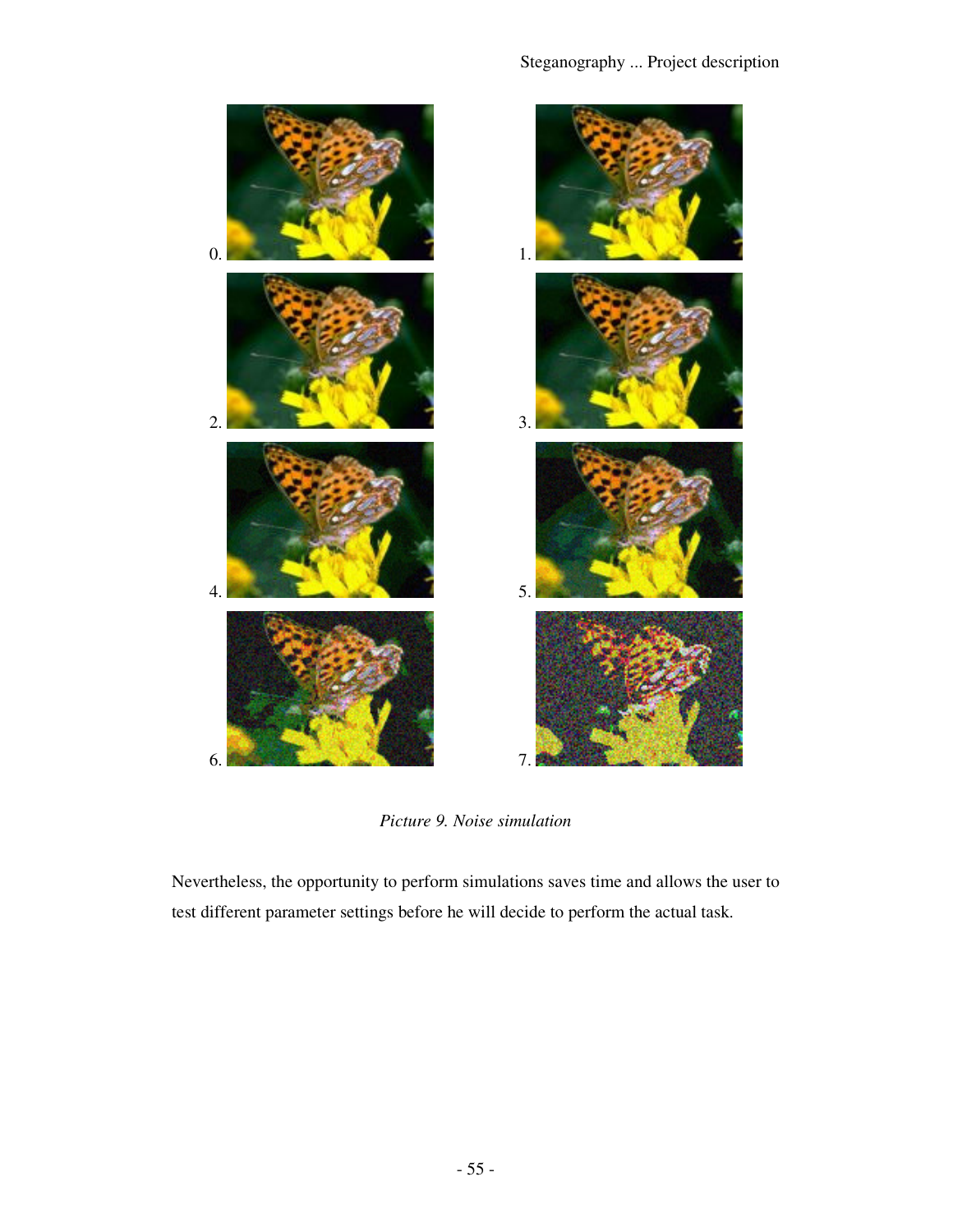0. 1.

2. 3.

4. 5.

6. 7.

*Picture 9. Noise simulation*

Nevertheless, the opportunity to perform simulations saves time and allows the user to test different parameter settings before he will decide to perform the actual task.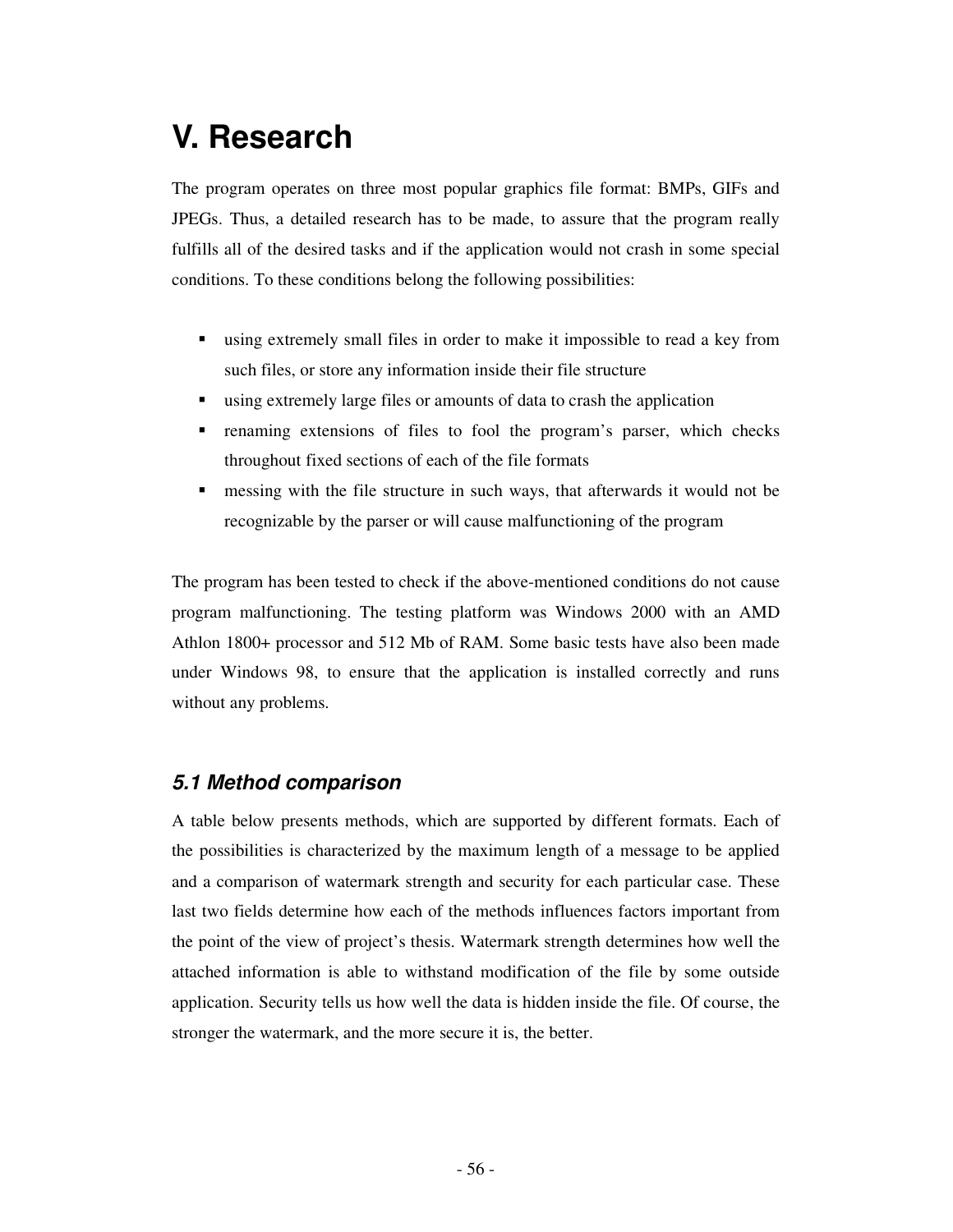# V. Research

The program operates on three most popular graphics file format: BMPs, GIFs and JPEGs. Thus, a detailed research has to be made, to assure that the program really fulfills all of the desired tasks and if the application would not crash in some special conditions. To these conditions belong the following possibilities:

- using extremely small files in order to make it impossible to read a key from such files, or store any information inside their file structure
- using extremely large files or amounts of data to crash the application
- renaming extensions of files to fool the program's parser, which checks throughout fixed sections of each of the file formats
- messing with the file structure in such ways, that afterwards it would not be recognizable by the parser or will cause malfunctioning of the program

The program has been tested to check if the above-mentioned conditions do not cause program malfunctioning. The testing platform was Windows 2000 with an AMD Athlon 1800+ processor and 512 Mb of RAM. Some basic tests have also been made under Windows 98, to ensure that the application is installed correctly and runs without any problems.

## *5.1 Method comparison*

A table below presents methods, which are supported by different formats. Each of the possibilities is characterized by the maximum length of a message to be applied and a comparison of watermark strength and security for each particular case. These last two fields determine how each of the methods influences factors important from the point of the view of project's thesis. Watermark strength determines how well the attached information is able to withstand modification of the file by some outside application. Security tells us how well the data is hidden inside the file. Of course, the stronger the watermark, and the more secure it is, the better.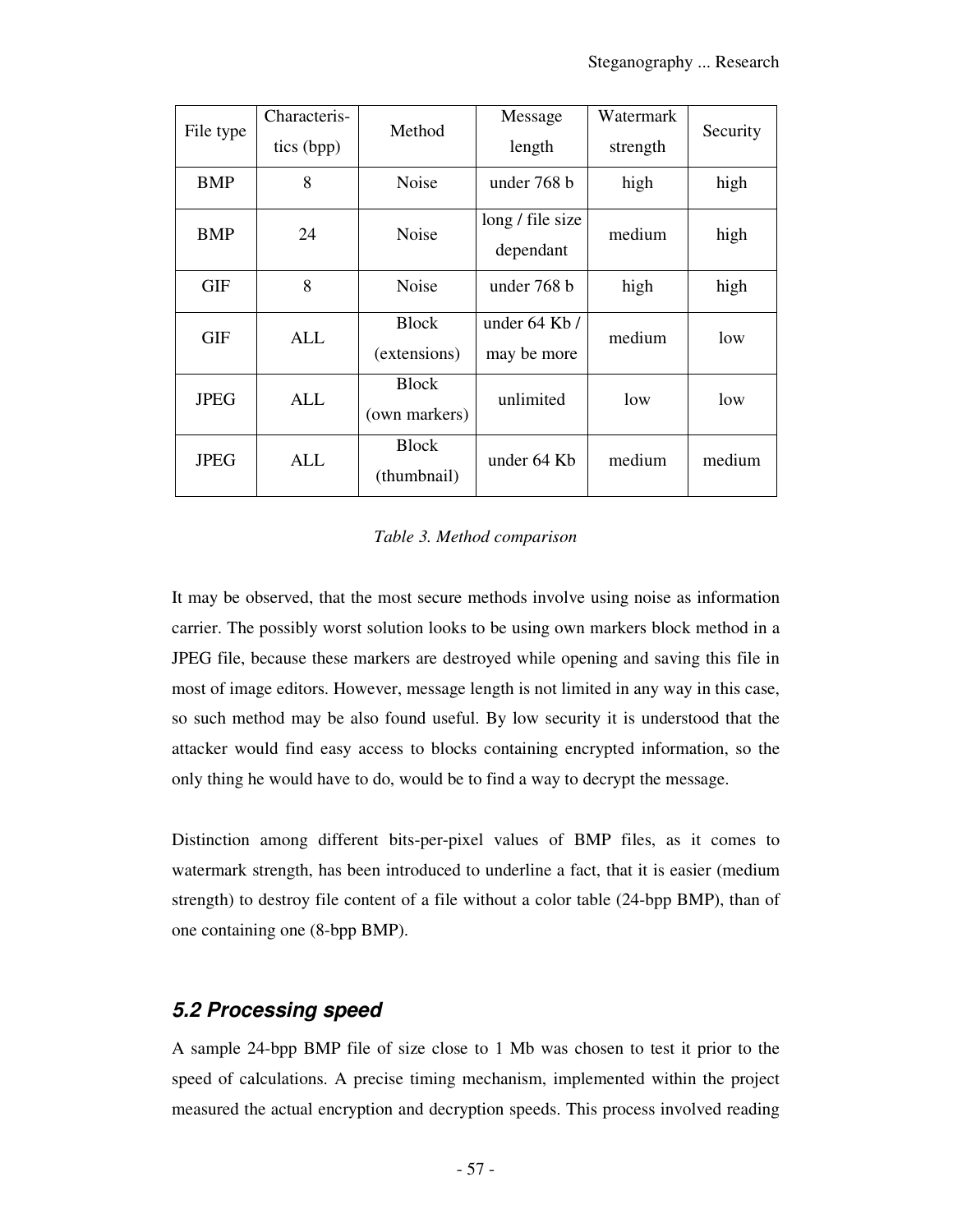| File type | Characteris-tics (bpp) | Method | Message length | Watermark strength | Security |
|---|---|---|---|---|---|
| BMP | 8 | Noise | under 768 b | high | high |
| BMP | 24 | Noise | long / file size dependant | medium | high |
| GIF | 8 | Noise | under 768 b | high | high |
| GIF | ALL | Block (extensions) | under 64 Kb / may be more | medium | low |
| JPEG | ALL | Block (own markers) | unlimited | low | low |
| JPEG | ALL | Block (thumbnail) | under 64 Kb | medium | medium |

*Table 3. Method comparison*

It may be observed, that the most secure methods involve using noise as information carrier. The possibly worst solution looks to be using own markers block method in a JPEG file, because these markers are destroyed while opening and saving this file in most of image editors. However, message length is not limited in any way in this case, so such method may be also found useful. By low security it is understood that the attacker would find easy access to blocks containing encrypted information, so the only thing he would have to do, would be to find a way to decrypt the message.

Distinction among different bits-per-pixel values of BMP files, as it comes to watermark strength, has been introduced to underline a fact, that it is easier (medium strength) to destroy file content of a file without a color table (24-bpp BMP), than of one containing one (8-bpp BMP).

## 5.2 Processing speed

A sample 24-bpp BMP file of size close to 1 Mb was chosen to test it prior to the speed of calculations. A precise timing mechanism, implemented within the project measured the actual encryption and decryption speeds. This process involved reading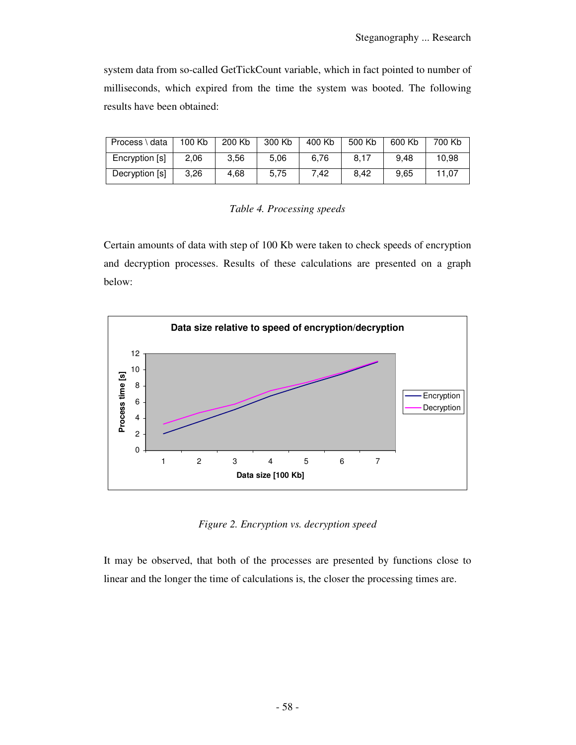system data from so-called GetTickCount variable, which in fact pointed to number of milliseconds, which expired from the time the system was booted. The following results have been obtained:

| Process \ data | 100 Kb | 200 Kb | 300 Kb | 400 Kb | 500 Kb | 600 Kb | 700 Kb |
|---|---|---|---|---|---|---|---|
| Encryption [s] | 2,06 | 3,56 | 5,06 | 6,76 | 8,17 | 9,48 | 10,98 |
| Decryption [s] | 3,26 | 4,68 | 5,75 | 7,42 | 8,42 | 9,65 | 11,07 |

*Table 4. Processing speeds*

Certain amounts of data with step of 100 Kb were taken to check speeds of encryption and decryption processes. Results of these calculations are presented on a graph below:

*Figure 2. Encryption vs. decryption speed*

It may be observed, that both of the processes are presented by functions close to linear and the longer the time of calculations is, the closer the processing times are.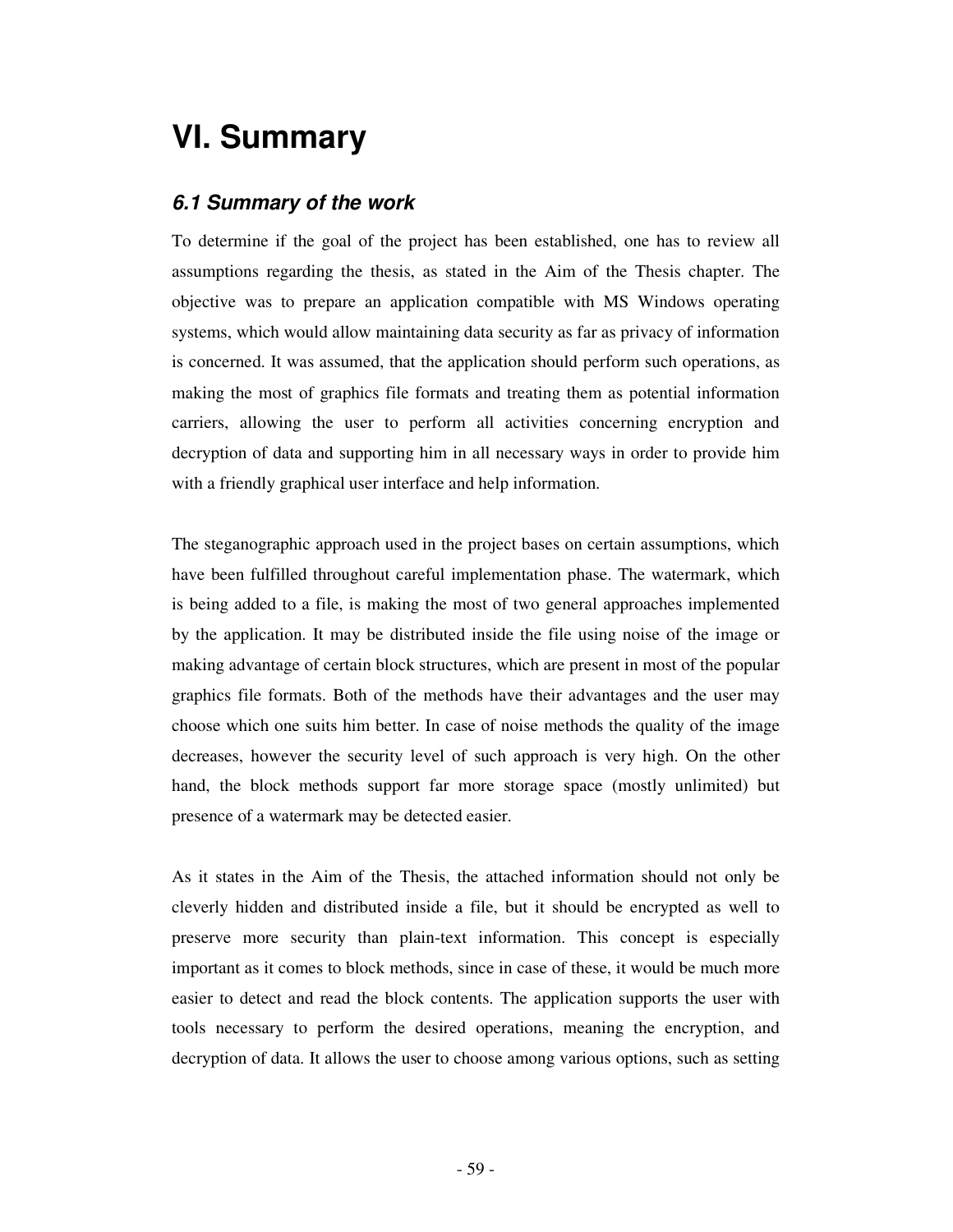# VI. Summary

## *6.1 Summary of the work*

To determine if the goal of the project has been established, one has to review all assumptions regarding the thesis, as stated in the Aim of the Thesis chapter. The objective was to prepare an application compatible with MS Windows operating systems, which would allow maintaining data security as far as privacy of information is concerned. It was assumed, that the application should perform such operations, as making the most of graphics file formats and treating them as potential information carriers, allowing the user to perform all activities concerning encryption and decryption of data and supporting him in all necessary ways in order to provide him with a friendly graphical user interface and help information.

The steganographic approach used in the project bases on certain assumptions, which have been fulfilled throughout careful implementation phase. The watermark, which is being added to a file, is making the most of two general approaches implemented by the application. It may be distributed inside the file using noise of the image or making advantage of certain block structures, which are present in most of the popular graphics file formats. Both of the methods have their advantages and the user may choose which one suits him better. In case of noise methods the quality of the image decreases, however the security level of such approach is very high. On the other hand, the block methods support far more storage space (mostly unlimited) but presence of a watermark may be detected easier.

As it states in the Aim of the Thesis, the attached information should not only be cleverly hidden and distributed inside a file, but it should be encrypted as well to preserve more security than plain-text information. This concept is especially important as it comes to block methods, since in case of these, it would be much more easier to detect and read the block contents. The application supports the user with tools necessary to perform the desired operations, meaning the encryption, and decryption of data. It allows the user to choose among various options, such as setting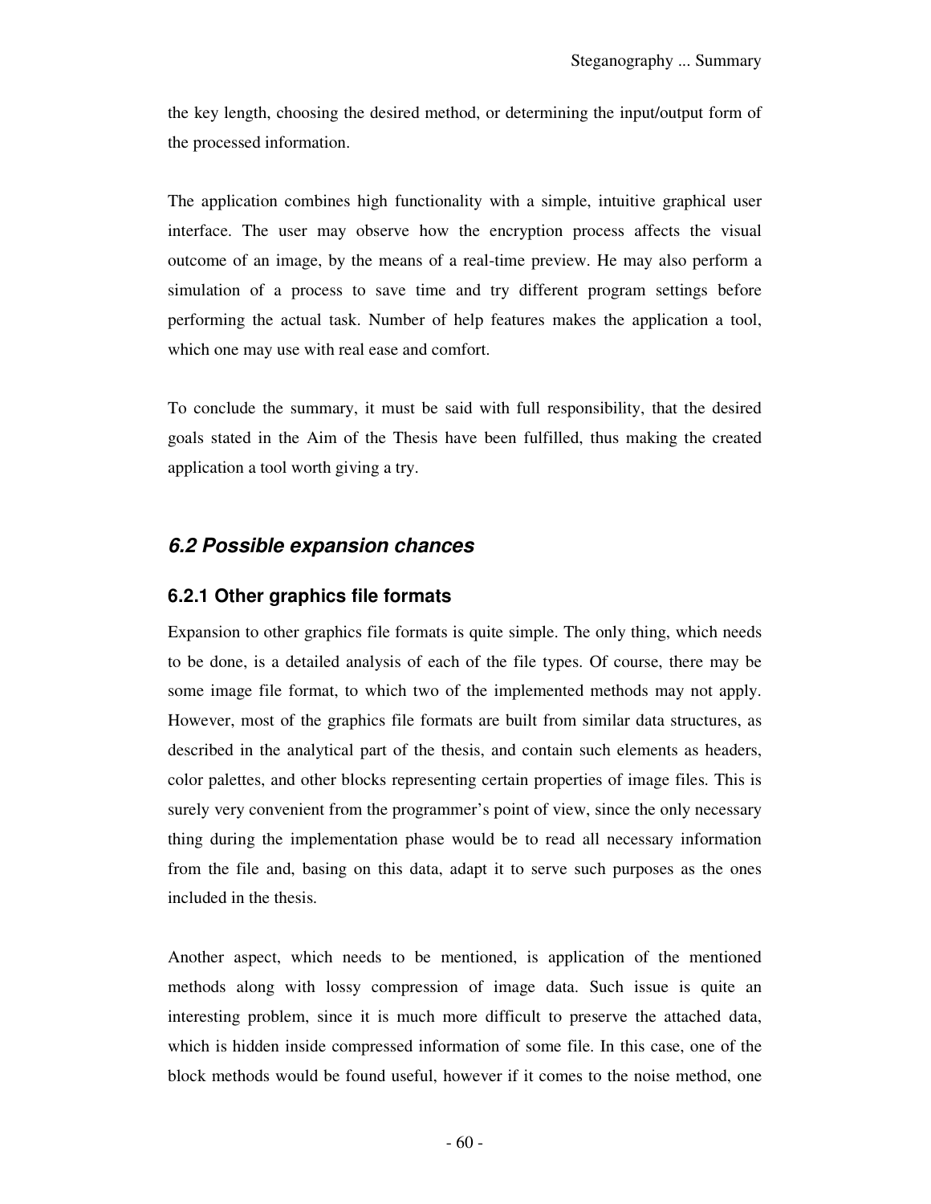the key length, choosing the desired method, or determining the input/output form of the processed information.

The application combines high functionality with a simple, intuitive graphical user interface. The user may observe how the encryption process affects the visual outcome of an image, by the means of a real-time preview. He may also perform a simulation of a process to save time and try different program settings before performing the actual task. Number of help features makes the application a tool, which one may use with real ease and comfort.

To conclude the summary, it must be said with full responsibility, that the desired goals stated in the Aim of the Thesis have been fulfilled, thus making the created application a tool worth giving a try.

## *6.2 Possible expansion chances*

### 6.2.1 Other graphics file formats

Expansion to other graphics file formats is quite simple. The only thing, which needs to be done, is a detailed analysis of each of the file types. Of course, there may be some image file format, to which two of the implemented methods may not apply. However, most of the graphics file formats are built from similar data structures, as described in the analytical part of the thesis, and contain such elements as headers, color palettes, and other blocks representing certain properties of image files. This is surely very convenient from the programmer's point of view, since the only necessary thing during the implementation phase would be to read all necessary information from the file and, basing on this data, adapt it to serve such purposes as the ones included in the thesis.

Another aspect, which needs to be mentioned, is application of the mentioned methods along with lossy compression of image data. Such issue is quite an interesting problem, since it is much more difficult to preserve the attached data, which is hidden inside compressed information of some file. In this case, one of the block methods would be found useful, however if it comes to the noise method, one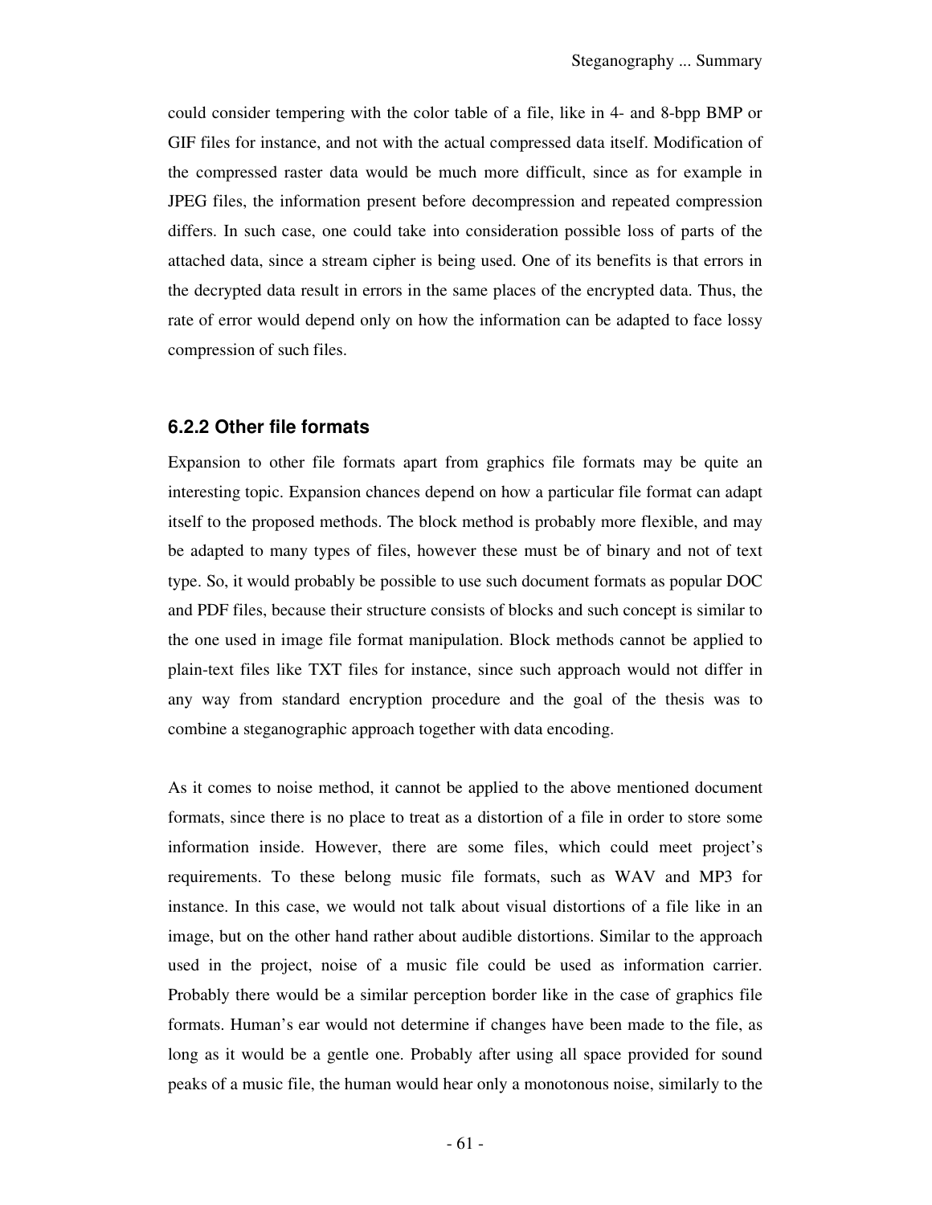could consider tempering with the color table of a file, like in 4- and 8-bpp BMP or GIF files for instance, and not with the actual compressed data itself. Modification of the compressed raster data would be much more difficult, since as for example in JPEG files, the information present before decompression and repeated compression differs. In such case, one could take into consideration possible loss of parts of the attached data, since a stream cipher is being used. One of its benefits is that errors in the decrypted data result in errors in the same places of the encrypted data. Thus, the rate of error would depend only on how the information can be adapted to face lossy compression of such files.

### 6.2.2 Other file formats

Expansion to other file formats apart from graphics file formats may be quite an interesting topic. Expansion chances depend on how a particular file format can adapt itself to the proposed methods. The block method is probably more flexible, and may be adapted to many types of files, however these must be of binary and not of text type. So, it would probably be possible to use such document formats as popular DOC and PDF files, because their structure consists of blocks and such concept is similar to the one used in image file format manipulation. Block methods cannot be applied to plain-text files like TXT files for instance, since such approach would not differ in any way from standard encryption procedure and the goal of the thesis was to combine a steganographic approach together with data encoding.

As it comes to noise method, it cannot be applied to the above mentioned document formats, since there is no place to treat as a distortion of a file in order to store some information inside. However, there are some files, which could meet project's requirements. To these belong music file formats, such as WAV and MP3 for instance. In this case, we would not talk about visual distortions of a file like in an image, but on the other hand rather about audible distortions. Similar to the approach used in the project, noise of a music file could be used as information carrier. Probably there would be a similar perception border like in the case of graphics file formats. Human's ear would not determine if changes have been made to the file, as long as it would be a gentle one. Probably after using all space provided for sound peaks of a music file, the human would hear only a monotonous noise, similarly to the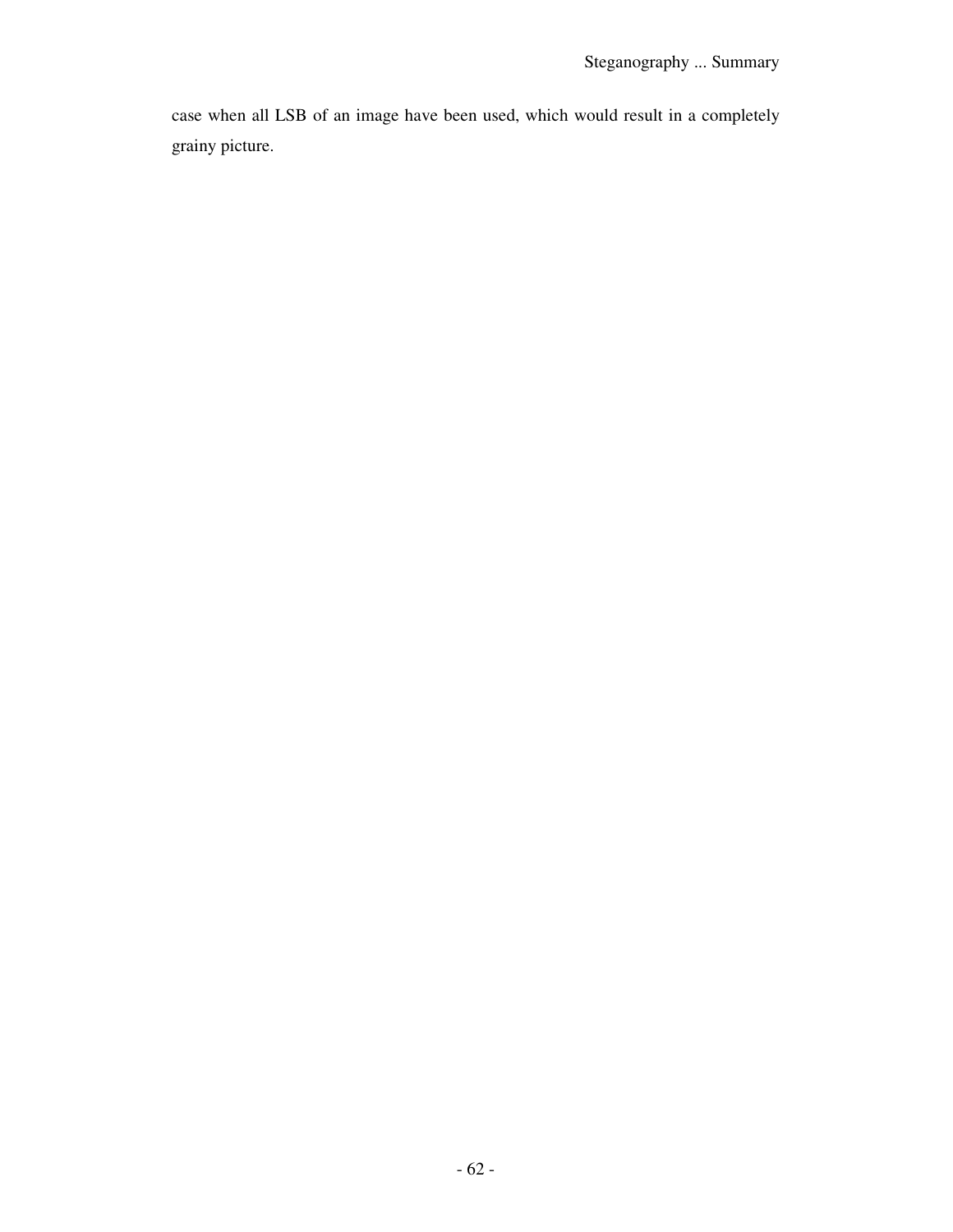case when all LSB of an image have been used, which would result in a completely grainy picture.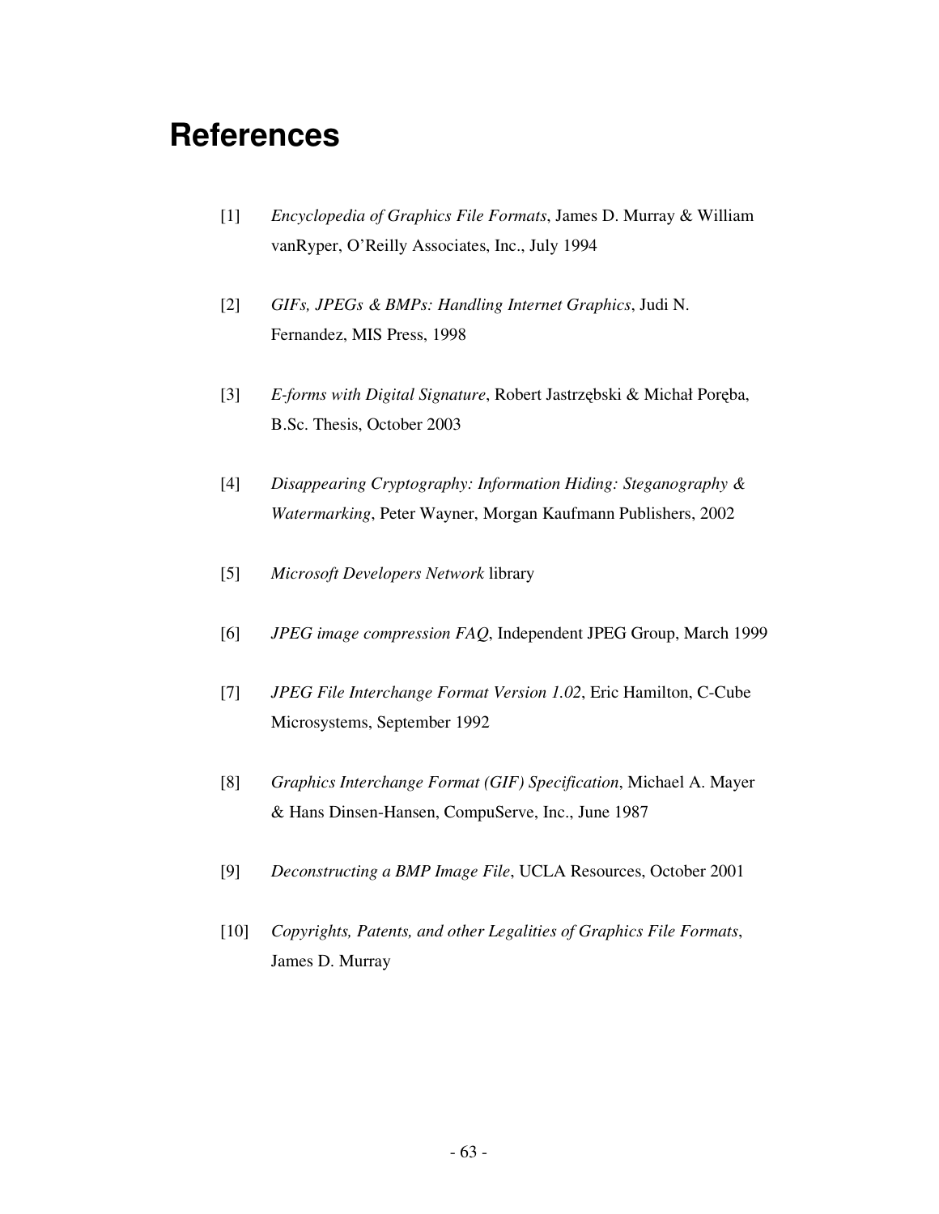# References

[1] *Encyclopedia of Graphics File Formats*, James D. Murray & William vanRyper, O'Reilly Associates, Inc., July 1994

[2] *GIFs, JPEGs & BMPs: Handling Internet Graphics*, Judi N. Fernandez, MIS Press, 1998

[3] *E-forms with Digital Signature*, Robert Jastrzębski & Michał Poręba, B.Sc. Thesis, October 2003

[4] *Disappearing Cryptography: Information Hiding: Steganography & Watermarking*, Peter Wayner, Morgan Kaufmann Publishers, 2002

[5] *Microsoft Developers Network* library

[6] *JPEG image compression FAQ*, Independent JPEG Group, March 1999

[7] *JPEG File Interchange Format Version 1.02*, Eric Hamilton, C-Cube Microsystems, September 1992

[8] *Graphics Interchange Format (GIF) Specification*, Michael A. Mayer & Hans Dinsen-Hansen, CompuServe, Inc., June 1987

[9] *Deconstructing a BMP Image File*, UCLA Resources, October 2001

[10] *Copyrights, Patents, and other Legalities of Graphics File Formats*, James D. Murray